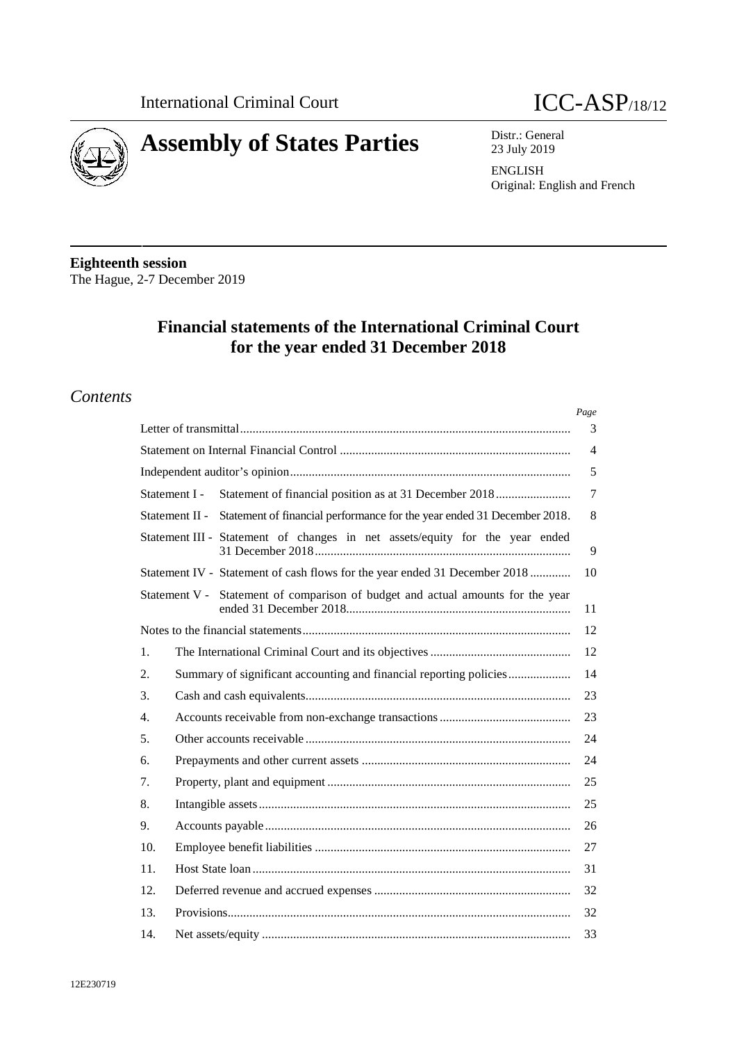International Criminal Court

# ICC-ASP/18/12

# Assembly of States Parties

Distr.: General
23 July 2019

ENGLISH
Original: English and French

**Eighteenth session**
The Hague, 2-7 December 2019

## Financial statements of the International Criminal Court for the year ended 31 December 2018

## *Contents*

| | | Page |
|---|---|---|
| Letter of transmittal | | 3 |
| Statement on Internal Financial Control | | 4 |
| Independent auditor's opinion | | 5 |
| Statement I - | Statement of financial position as at 31 December 2018 | 7 |
| Statement II - | Statement of financial performance for the year ended 31 December 2018. | 8 |
| Statement III - | Statement of changes in net assets/equity for the year ended 31 December 2018 | 9 |
| Statement IV - | Statement of cash flows for the year ended 31 December 2018 | 10 |
| Statement V - | Statement of comparison of budget and actual amounts for the year ended 31 December 2018 | 11 |
| Notes to the financial statements | | 12 |
| 1. | The International Criminal Court and its objectives | 12 |
| 2. | Summary of significant accounting and financial reporting policies | 14 |
| 3. | Cash and cash equivalents | 23 |
| 4. | Accounts receivable from non-exchange transactions | 23 |
| 5. | Other accounts receivable | 24 |
| 6. | Prepayments and other current assets | 24 |
| 7. | Property, plant and equipment | 25 |
| 8. | Intangible assets | 25 |
| 9. | Accounts payable | 26 |
| 10. | Employee benefit liabilities | 27 |
| 11. | Host State loan | 31 |
| 12. | Deferred revenue and accrued expenses | 32 |
| 13. | Provisions | 32 |
| 14. | Net assets/equity | 33 |

12E230719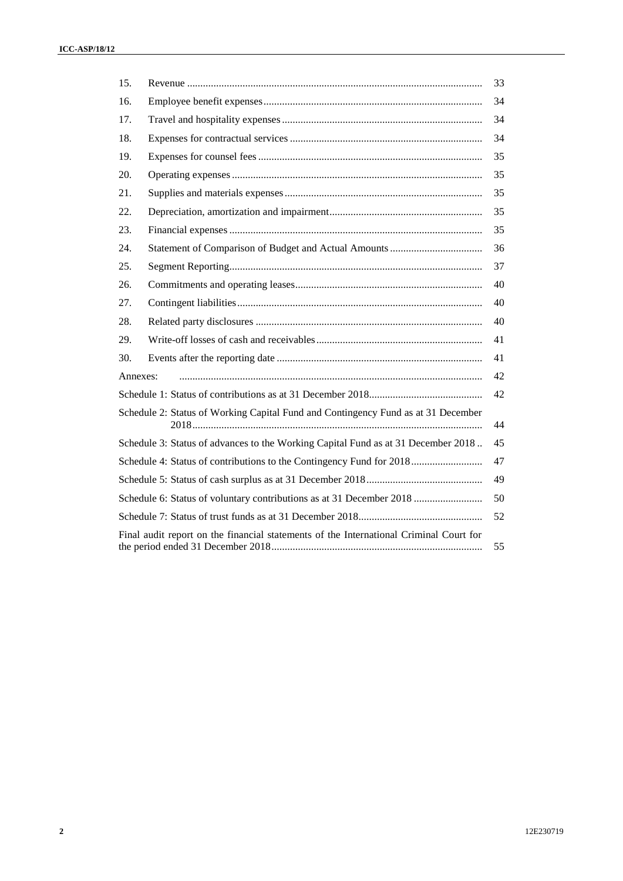| | | |
|---|---|---|
| 15. | Revenue | 33 |
| 16. | Employee benefit expenses | 34 |
| 17. | Travel and hospitality expenses | 34 |
| 18. | Expenses for contractual services | 34 |
| 19. | Expenses for counsel fees | 35 |
| 20. | Operating expenses | 35 |
| 21. | Supplies and materials expenses | 35 |
| 22. | Depreciation, amortization and impairment | 35 |
| 23. | Financial expenses | 35 |
| 24. | Statement of Comparison of Budget and Actual Amounts | 36 |
| 25. | Segment Reporting | 37 |
| 26. | Commitments and operating leases | 40 |
| 27. | Contingent liabilities | 40 |
| 28. | Related party disclosures | 40 |
| 29. | Write-off losses of cash and receivables | 41 |
| 30. | Events after the reporting date | 41 |
| Annexes: | | 42 |
| Schedule 1: Status of contributions as at 31 December 2018 | | 42 |
| Schedule 2: Status of Working Capital Fund and Contingency Fund as at 31 December 2018 | | 44 |
| Schedule 3: Status of advances to the Working Capital Fund as at 31 December 2018 | | 45 |
| Schedule 4: Status of contributions to the Contingency Fund for 2018 | | 47 |
| Schedule 5: Status of cash surplus as at 31 December 2018 | | 49 |
| Schedule 6: Status of voluntary contributions as at 31 December 2018 | | 50 |
| Schedule 7: Status of trust funds as at 31 December 2018 | | 52 |
| Final audit report on the financial statements of the International Criminal Court for the period ended 31 December 2018 | | 55 |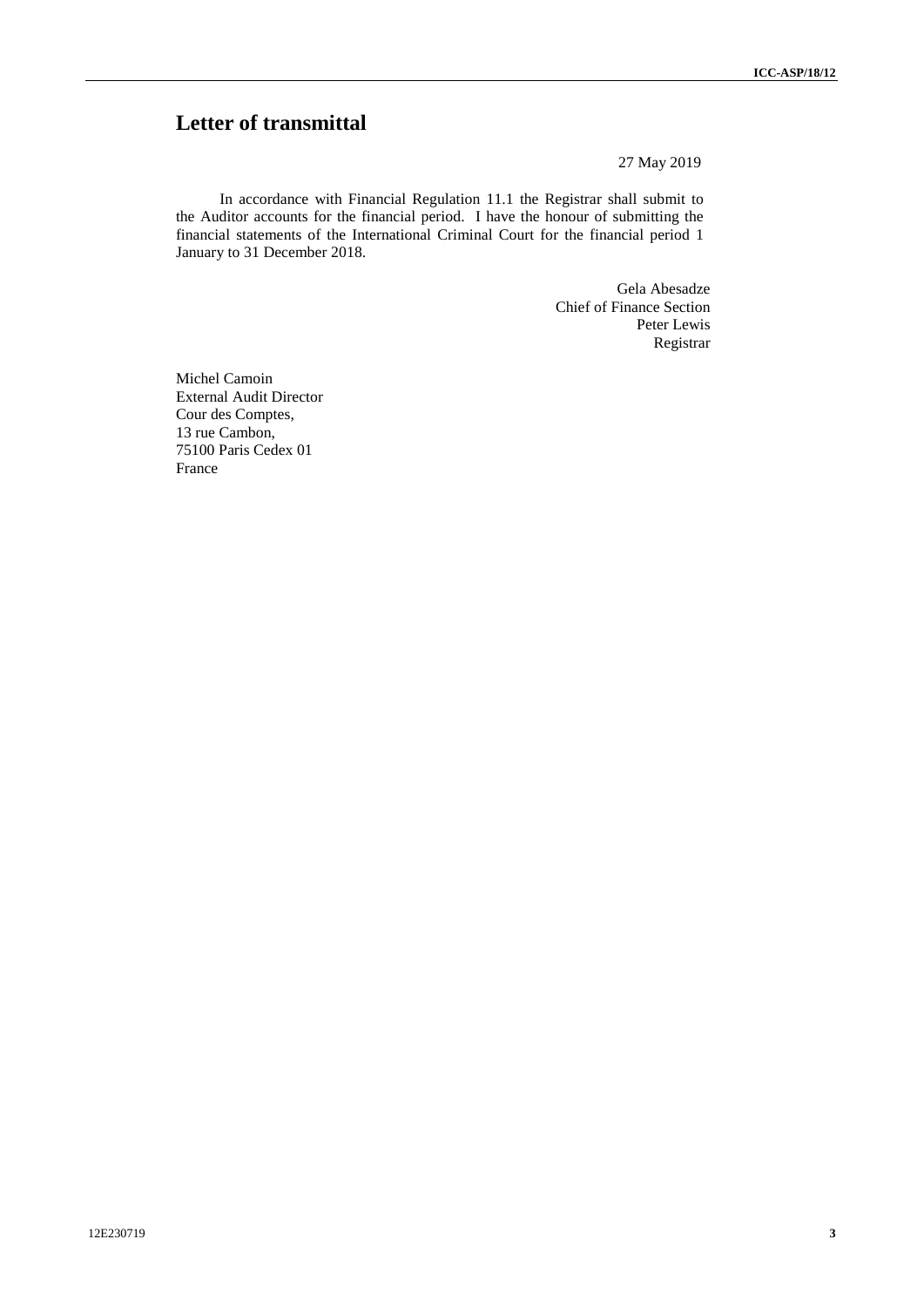# Letter of transmittal

27 May 2019

In accordance with Financial Regulation 11.1 the Registrar shall submit to the Auditor accounts for the financial period. I have the honour of submitting the financial statements of the International Criminal Court for the financial period 1 January to 31 December 2018.

Gela Abesadze  
Chief of Finance Section  
Peter Lewis  
Registrar

Michel Camoin  
External Audit Director  
Cour des Comptes,  
13 rue Cambon,  
75100 Paris Cedex 01  
France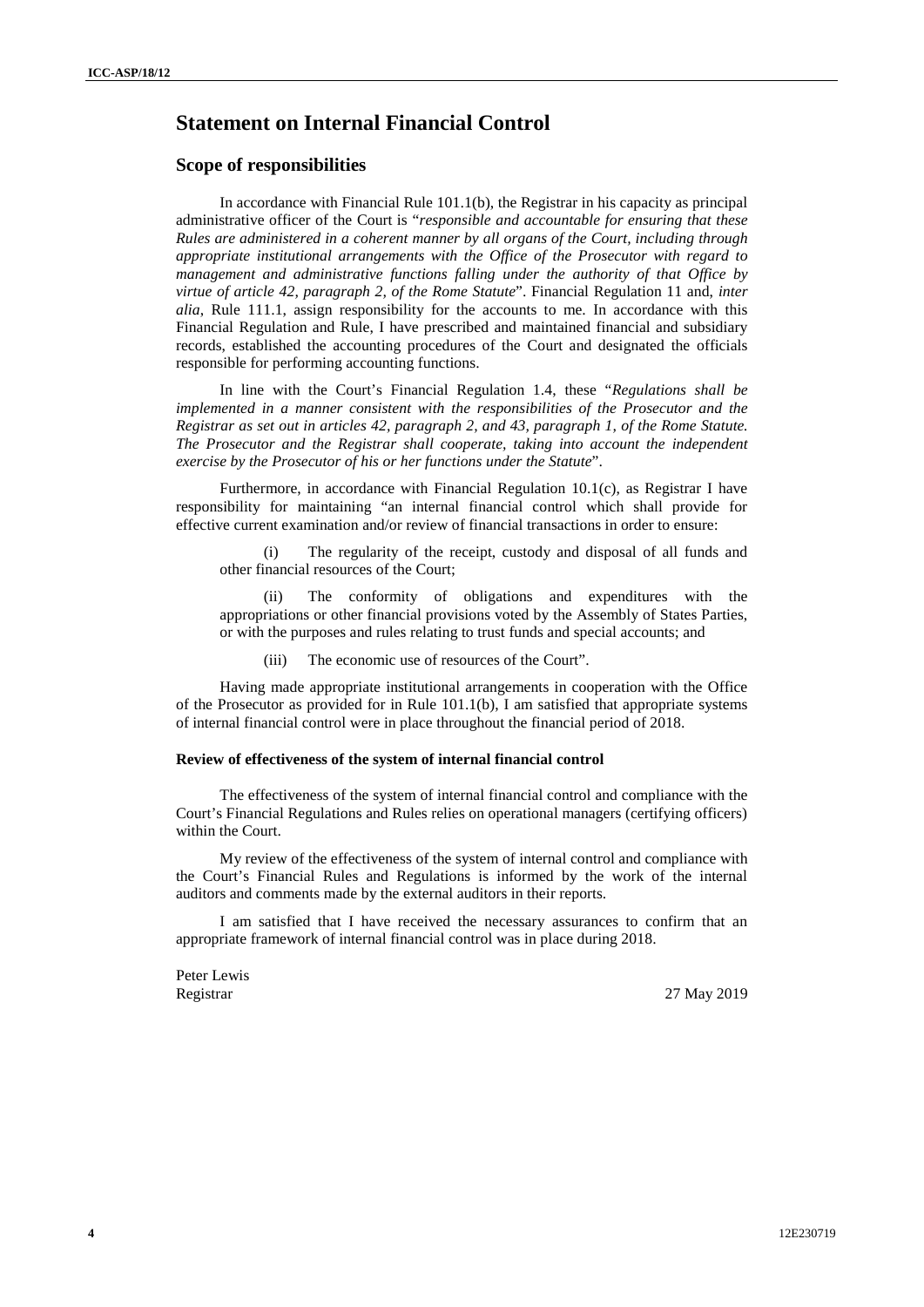# Statement on Internal Financial Control

## Scope of responsibilities

In accordance with Financial Rule 101.1(b), the Registrar in his capacity as principal administrative officer of the Court is "*responsible and accountable for ensuring that these Rules are administered in a coherent manner by all organs of the Court, including through appropriate institutional arrangements with the Office of the Prosecutor with regard to management and administrative functions falling under the authority of that Office by virtue of article 42, paragraph 2, of the Rome Statute*". Financial Regulation 11 and, *inter alia*, Rule 111.1, assign responsibility for the accounts to me. In accordance with this Financial Regulation and Rule, I have prescribed and maintained financial and subsidiary records, established the accounting procedures of the Court and designated the officials responsible for performing accounting functions.

In line with the Court's Financial Regulation 1.4, these "*Regulations shall be implemented in a manner consistent with the responsibilities of the Prosecutor and the Registrar as set out in articles 42, paragraph 2, and 43, paragraph 1, of the Rome Statute. The Prosecutor and the Registrar shall cooperate, taking into account the independent exercise by the Prosecutor of his or her functions under the Statute*".

Furthermore, in accordance with Financial Regulation 10.1(c), as Registrar I have responsibility for maintaining "an internal financial control which shall provide for effective current examination and/or review of financial transactions in order to ensure:

(i) The regularity of the receipt, custody and disposal of all funds and other financial resources of the Court;

(ii) The conformity of obligations and expenditures with the appropriations or other financial provisions voted by the Assembly of States Parties, or with the purposes and rules relating to trust funds and special accounts; and

(iii) The economic use of resources of the Court".

Having made appropriate institutional arrangements in cooperation with the Office of the Prosecutor as provided for in Rule 101.1(b), I am satisfied that appropriate systems of internal financial control were in place throughout the financial period of 2018.

#### Review of effectiveness of the system of internal financial control

The effectiveness of the system of internal financial control and compliance with the Court's Financial Regulations and Rules relies on operational managers (certifying officers) within the Court.

My review of the effectiveness of the system of internal control and compliance with the Court's Financial Rules and Regulations is informed by the work of the internal auditors and comments made by the external auditors in their reports.

I am satisfied that I have received the necessary assurances to confirm that an appropriate framework of internal financial control was in place during 2018.

Peter Lewis
Registrar

27 May 2019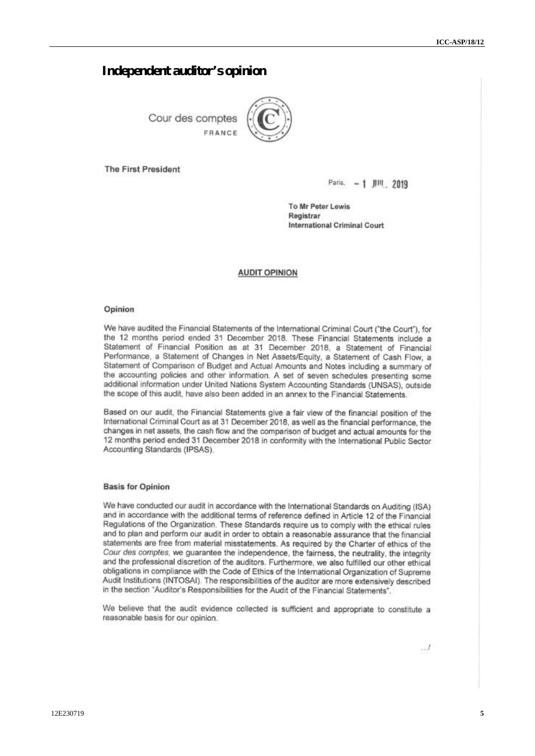# Independent auditor's opinion

Cour des comptes
FRANCE

The First President

Paris, – 1 JUIL. 2019

To Mr Peter Lewis
Registrar
International Criminal Court

## AUDIT OPINION

### Opinion

We have audited the Financial Statements of the International Criminal Court ("the Court"), for the 12 months period ended 31 December 2018. These Financial Statements include a Statement of Financial Position as at 31 December 2018, a Statement of Financial Performance, a Statement of Changes in Net Assets/Equity, a Statement of Cash Flow, a Statement of Comparison of Budget and Actual Amounts and Notes including a summary of the accounting policies and other information. A set of seven schedules presenting some additional information under United Nations System Accounting Standards (UNSAS), outside the scope of this audit, have also been added in an annex to the Financial Statements.

Based on our audit, the Financial Statements give a fair view of the financial position of the International Criminal Court as at 31 December 2018, as well as the financial performance, the changes in net assets, the cash flow and the comparison of budget and actual amounts for the 12 months period ended 31 December 2018 in conformity with the International Public Sector Accounting Standards (IPSAS).

### Basis for Opinion

We have conducted our audit in accordance with the International Standards on Auditing (ISA) and in accordance with the additional terms of reference defined in Article 12 of the Financial Regulations of the Organization. These Standards require us to comply with the ethical rules and to plan and perform our audit in order to obtain a reasonable assurance that the financial statements are free from material misstatements. As required by the Charter of ethics of the *Cour des comptes*, we guarantee the independence, the fairness, the neutrality, the integrity and the professional discretion of the auditors. Furthermore, we also fulfilled our other ethical obligations in compliance with the Code of Ethics of the International Organization of Supreme Audit Institutions (INTOSAI). The responsibilities of the auditor are more extensively described in the section "Auditor's Responsibilities for the Audit of the Financial Statements".

We believe that the audit evidence collected is sufficient and appropriate to constitute a reasonable basis for our opinion.

.../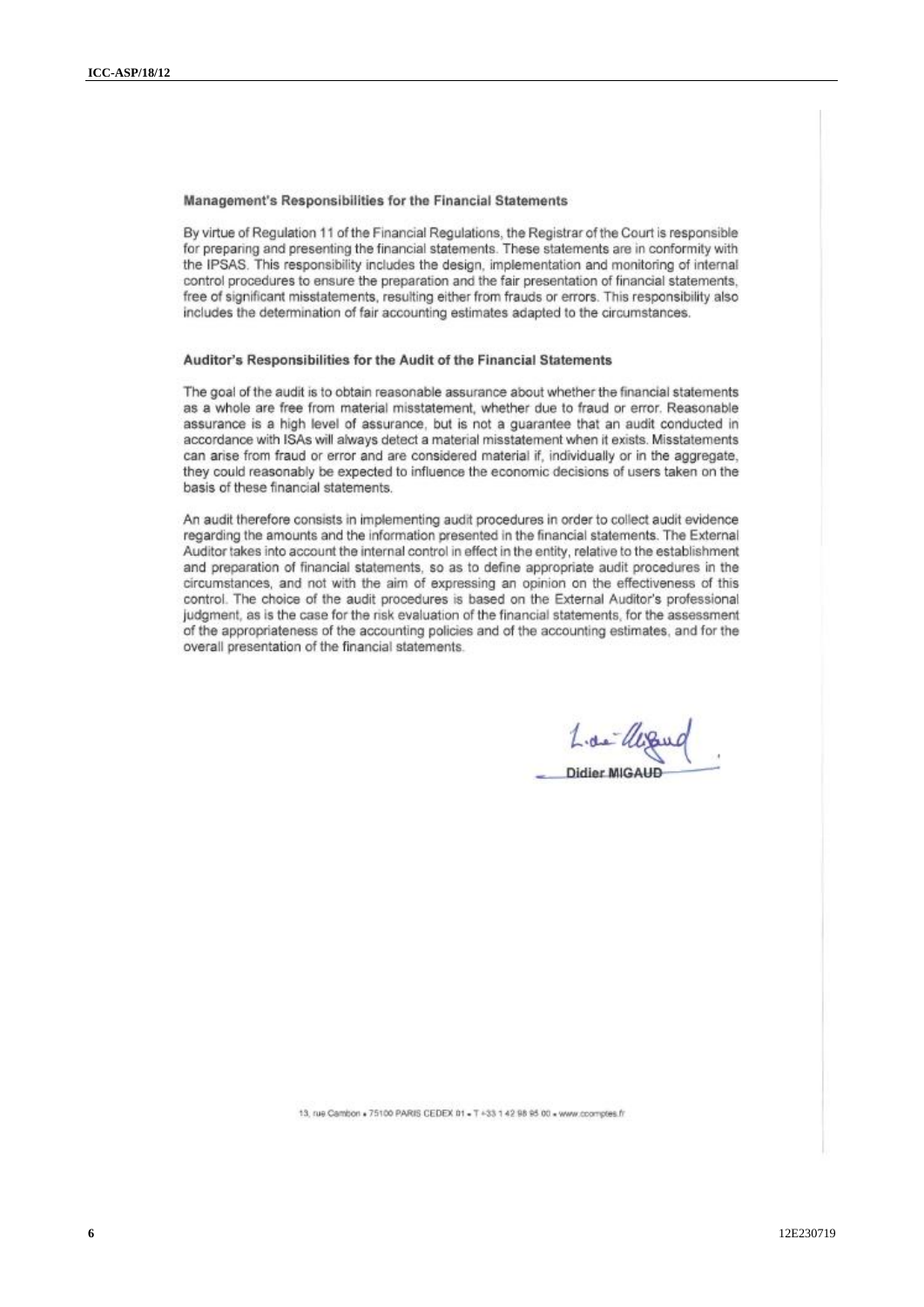### Management's Responsibilities for the Financial Statements

By virtue of Regulation 11 of the Financial Regulations, the Registrar of the Court is responsible for preparing and presenting the financial statements. These statements are in conformity with the IPSAS. This responsibility includes the design, implementation and monitoring of internal control procedures to ensure the preparation and the fair presentation of financial statements, free of significant misstatements, resulting either from frauds or errors. This responsibility also includes the determination of fair accounting estimates adapted to the circumstances.

### Auditor's Responsibilities for the Audit of the Financial Statements

The goal of the audit is to obtain reasonable assurance about whether the financial statements as a whole are free from material misstatement, whether due to fraud or error. Reasonable assurance is a high level of assurance, but is not a guarantee that an audit conducted in accordance with ISAs will always detect a material misstatement when it exists. Misstatements can arise from fraud or error and are considered material if, individually or in the aggregate, they could reasonably be expected to influence the economic decisions of users taken on the basis of these financial statements.

An audit therefore consists in implementing audit procedures in order to collect audit evidence regarding the amounts and the information presented in the financial statements. The External Auditor takes into account the internal control in effect in the entity, relative to the establishment and preparation of financial statements, so as to define appropriate audit procedures in the circumstances, and not with the aim of expressing an opinion on the effectiveness of this control. The choice of the audit procedures is based on the External Auditor's professional judgment, as is the case for the risk evaluation of the financial statements, for the assessment of the appropriateness of the accounting policies and of the accounting estimates, and for the overall presentation of the financial statements.

Didier MIGAUD

13, rue Cambon • 75100 PARIS CEDEX 01 • T +33 1 42 98 95 00 • www.ccomptes.fr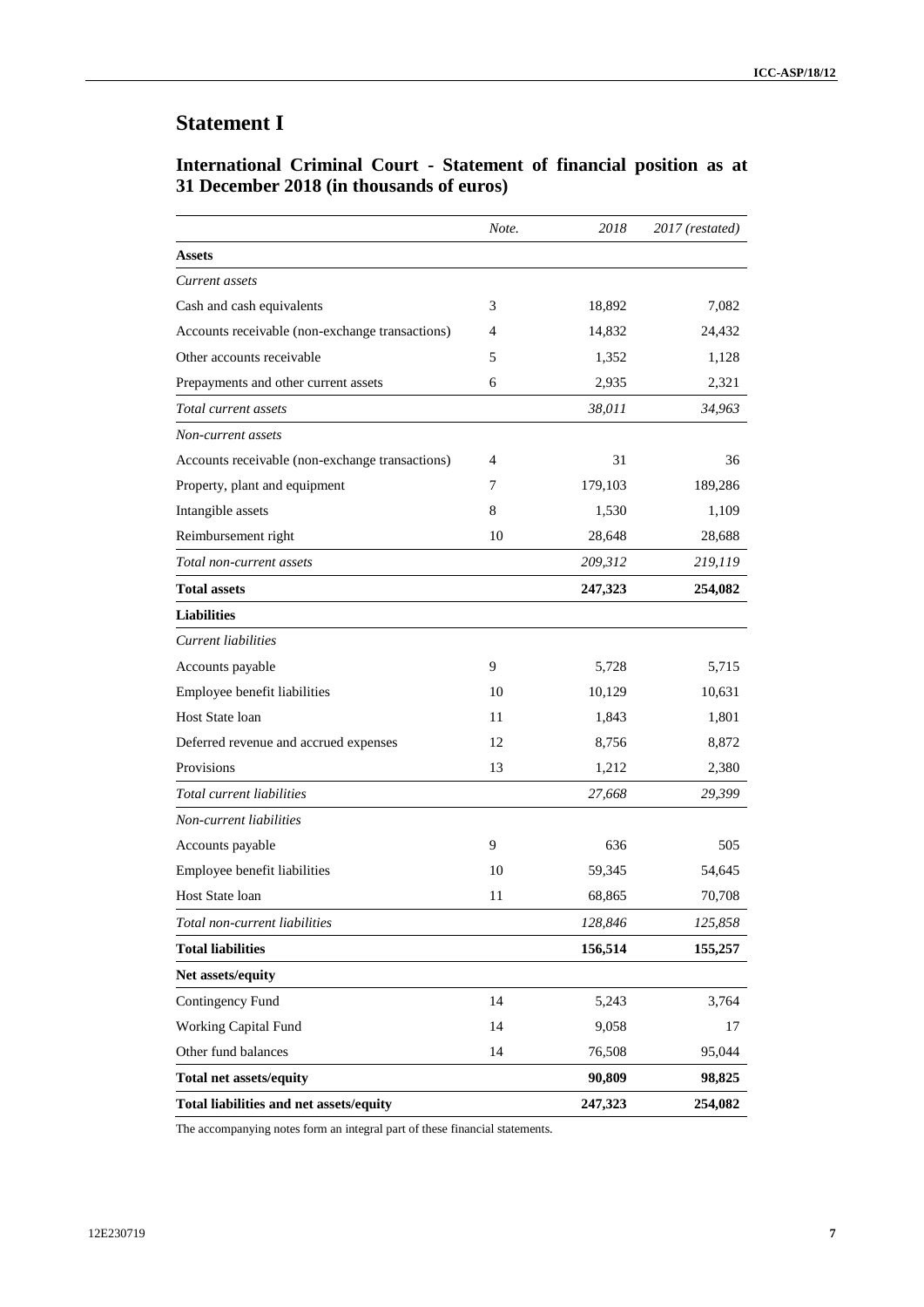# Statement I

## International Criminal Court - Statement of financial position as at 31 December 2018 (in thousands of euros)

| | *Note.* | *2018* | *2017 (restated)* |
|---|---|---|---|
| **Assets** | | | |
| *Current assets* | | | |
| Cash and cash equivalents | 3 | 18,892 | 7,082 |
| Accounts receivable (non-exchange transactions) | 4 | 14,832 | 24,432 |
| Other accounts receivable | 5 | 1,352 | 1,128 |
| Prepayments and other current assets | 6 | 2,935 | 2,321 |
| *Total current assets* | | *38,011* | *34,963* |
| *Non-current assets* | | | |
| Accounts receivable (non-exchange transactions) | 4 | 31 | 36 |
| Property, plant and equipment | 7 | 179,103 | 189,286 |
| Intangible assets | 8 | 1,530 | 1,109 |
| Reimbursement right | 10 | 28,648 | 28,688 |
| *Total non-current assets* | | *209,312* | *219,119* |
| **Total assets** | | **247,323** | **254,082** |
| **Liabilities** | | | |
| *Current liabilities* | | | |
| Accounts payable | 9 | 5,728 | 5,715 |
| Employee benefit liabilities | 10 | 10,129 | 10,631 |
| Host State loan | 11 | 1,843 | 1,801 |
| Deferred revenue and accrued expenses | 12 | 8,756 | 8,872 |
| Provisions | 13 | 1,212 | 2,380 |
| *Total current liabilities* | | *27,668* | *29,399* |
| *Non-current liabilities* | | | |
| Accounts payable | 9 | 636 | 505 |
| Employee benefit liabilities | 10 | 59,345 | 54,645 |
| Host State loan | 11 | 68,865 | 70,708 |
| *Total non-current liabilities* | | *128,846* | *125,858* |
| **Total liabilities** | | **156,514** | **155,257** |
| **Net assets/equity** | | | |
| Contingency Fund | 14 | 5,243 | 3,764 |
| Working Capital Fund | 14 | 9,058 | 17 |
| Other fund balances | 14 | 76,508 | 95,044 |
| **Total net assets/equity** | | **90,809** | **98,825** |
| **Total liabilities and net assets/equity** | | **247,323** | **254,082** |

The accompanying notes form an integral part of these financial statements.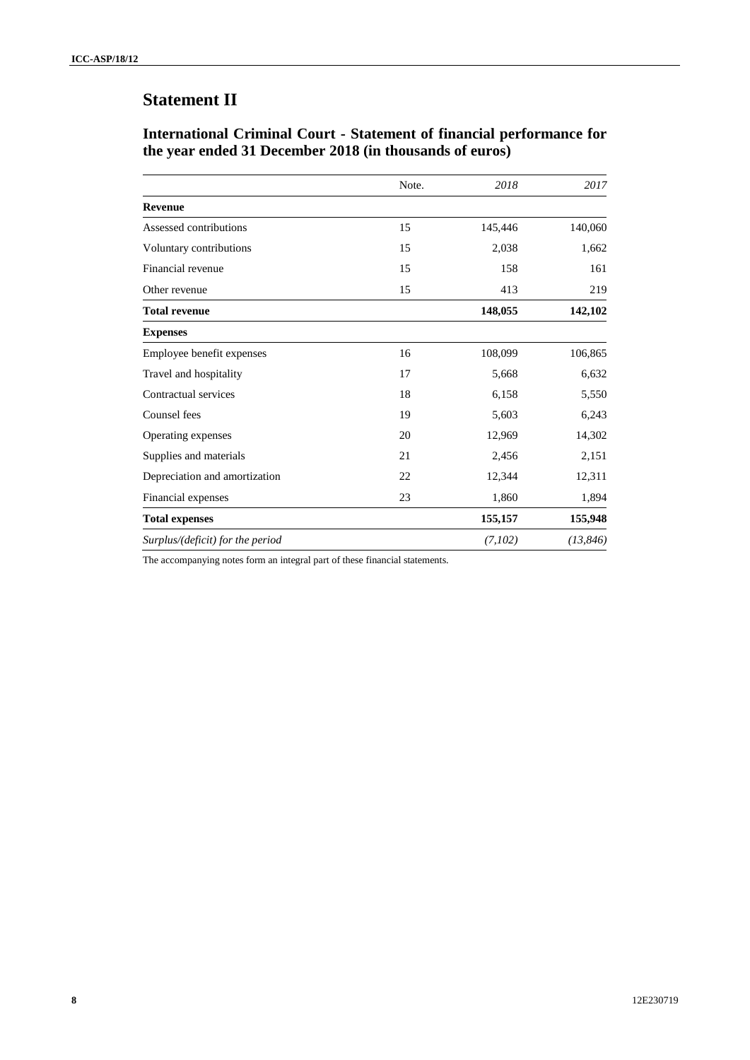# Statement II

## International Criminal Court - Statement of financial performance for the year ended 31 December 2018 (in thousands of euros)

| | Note. | *2018* | *2017* |
|---|---|---|---|
| **Revenue** | | | |
| Assessed contributions | 15 | 145,446 | 140,060 |
| Voluntary contributions | 15 | 2,038 | 1,662 |
| Financial revenue | 15 | 158 | 161 |
| Other revenue | 15 | 413 | 219 |
| **Total revenue** | | **148,055** | **142,102** |
| **Expenses** | | | |
| Employee benefit expenses | 16 | 108,099 | 106,865 |
| Travel and hospitality | 17 | 5,668 | 6,632 |
| Contractual services | 18 | 6,158 | 5,550 |
| Counsel fees | 19 | 5,603 | 6,243 |
| Operating expenses | 20 | 12,969 | 14,302 |
| Supplies and materials | 21 | 2,456 | 2,151 |
| Depreciation and amortization | 22 | 12,344 | 12,311 |
| Financial expenses | 23 | 1,860 | 1,894 |
| **Total expenses** | | **155,157** | **155,948** |
| *Surplus/(deficit) for the period* | | *(7,102)* | *(13,846)* |

The accompanying notes form an integral part of these financial statements.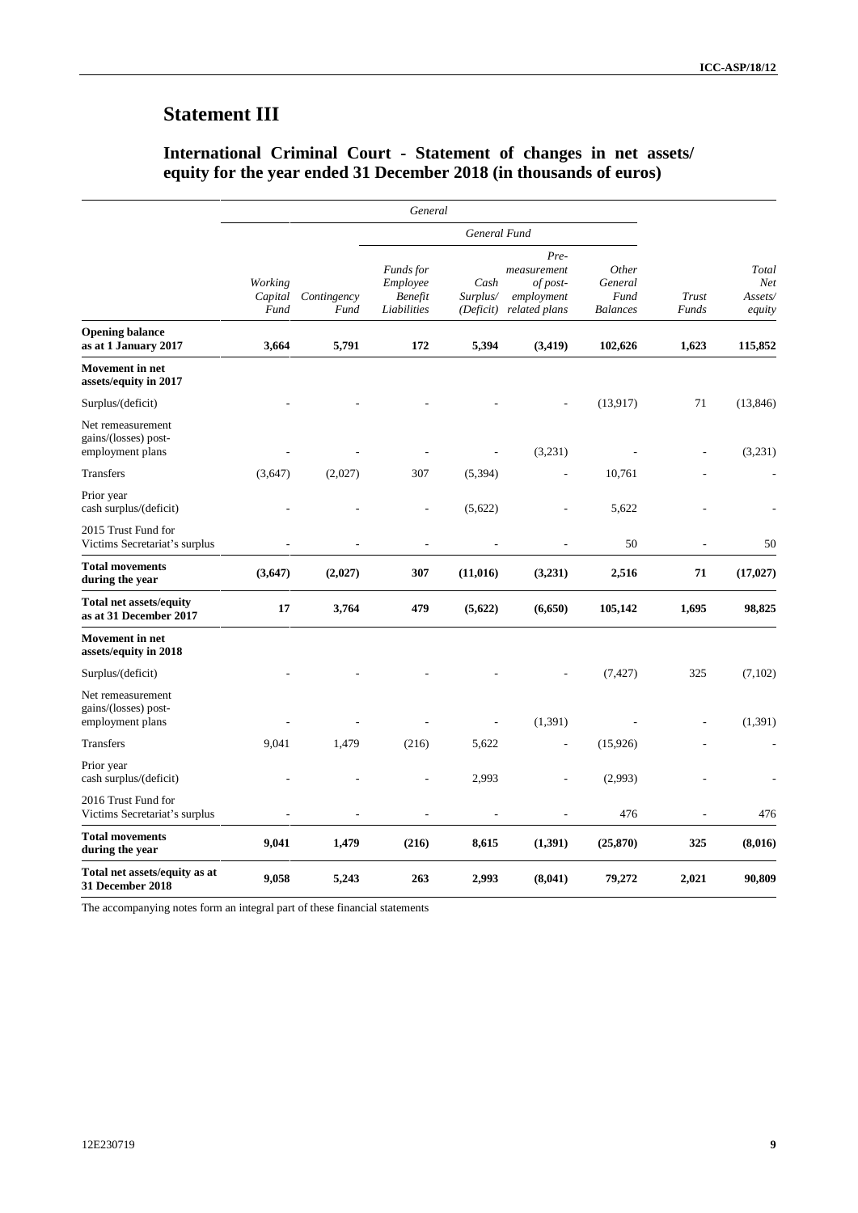# Statement III

## International Criminal Court - Statement of changes in net assets/ equity for the year ended 31 December 2018 (in thousands of euros)

| | *General* | | | | | | | |
|---|---|---|---|---|---|---|---|---|
| | | | *General Fund* | | | | | |
| | *Working Capital Fund* | *Contingency Fund* | *Funds for Employee Benefit Liabilities* | *Cash Surplus/ (Deficit)* | *Pre-measurement of post-employment related plans* | *Other General Fund Balances* | *Trust Funds* | *Total Net Assets/ equity* |
| **Opening balance as at 1 January 2017** | **3,664** | **5,791** | **172** | **5,394** | **(3,419)** | **102,626** | **1,623** | **115,852** |
| **Movement in net assets/equity in 2017** | | | | | | | | |
| Surplus/(deficit) | - | - | - | - | - | (13,917) | 71 | (13,846) |
| Net remeasurement gains/(losses) post-employment plans | - | - | - | - | (3,231) | - | - | (3,231) |
| Transfers | (3,647) | (2,027) | 307 | (5,394) | - | 10,761 | - | - |
| Prior year cash surplus/(deficit) | - | - | - | (5,622) | - | 5,622 | - | - |
| 2015 Trust Fund for Victims Secretariat's surplus | - | - | - | - | - | 50 | - | 50 |
| **Total movements during the year** | **(3,647)** | **(2,027)** | **307** | **(11,016)** | **(3,231)** | **2,516** | **71** | **(17,027)** |
| **Total net assets/equity as at 31 December 2017** | **17** | **3,764** | **479** | **(5,622)** | **(6,650)** | **105,142** | **1,695** | **98,825** |
| **Movement in net assets/equity in 2018** | | | | | | | | |
| Surplus/(deficit) | - | - | - | - | - | (7,427) | 325 | (7,102) |
| Net remeasurement gains/(losses) post-employment plans | - | - | - | - | (1,391) | - | - | (1,391) |
| Transfers | 9,041 | 1,479 | (216) | 5,622 | - | (15,926) | - | - |
| Prior year cash surplus/(deficit) | - | - | - | 2,993 | - | (2,993) | - | - |
| 2016 Trust Fund for Victims Secretariat's surplus | - | - | - | - | - | 476 | - | 476 |
| **Total movements during the year** | **9,041** | **1,479** | **(216)** | **8,615** | **(1,391)** | **(25,870)** | **325** | **(8,016)** |
| **Total net assets/equity as at 31 December 2018** | **9,058** | **5,243** | **263** | **2,993** | **(8,041)** | **79,272** | **2,021** | **90,809** |

The accompanying notes form an integral part of these financial statements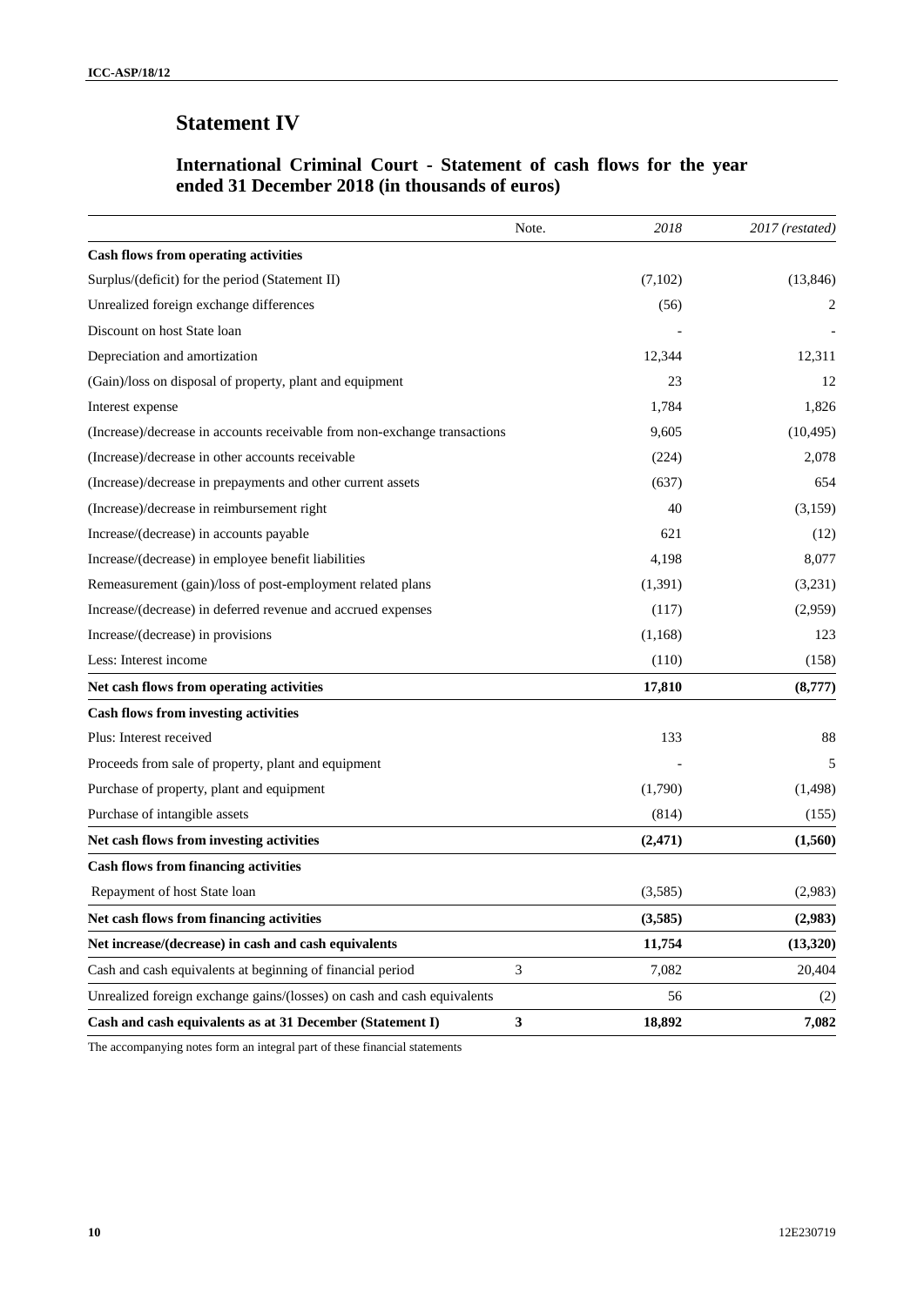# Statement IV

## International Criminal Court - Statement of cash flows for the year ended 31 December 2018 (in thousands of euros)

| | Note. | *2018* | *2017 (restated)* |
|---|---|---|---|
| **Cash flows from operating activities** | | | |
| Surplus/(deficit) for the period (Statement II) | | (7,102) | (13,846) |
| Unrealized foreign exchange differences | | (56) | 2 |
| Discount on host State loan | | - | - |
| Depreciation and amortization | | 12,344 | 12,311 |
| (Gain)/loss on disposal of property, plant and equipment | | 23 | 12 |
| Interest expense | | 1,784 | 1,826 |
| (Increase)/decrease in accounts receivable from non-exchange transactions | | 9,605 | (10,495) |
| (Increase)/decrease in other accounts receivable | | (224) | 2,078 |
| (Increase)/decrease in prepayments and other current assets | | (637) | 654 |
| (Increase)/decrease in reimbursement right | | 40 | (3,159) |
| Increase/(decrease) in accounts payable | | 621 | (12) |
| Increase/(decrease) in employee benefit liabilities | | 4,198 | 8,077 |
| Remeasurement (gain)/loss of post-employment related plans | | (1,391) | (3,231) |
| Increase/(decrease) in deferred revenue and accrued expenses | | (117) | (2,959) |
| Increase/(decrease) in provisions | | (1,168) | 123 |
| Less: Interest income | | (110) | (158) |
| **Net cash flows from operating activities** | | **17,810** | **(8,777)** |
| **Cash flows from investing activities** | | | |
| Plus: Interest received | | 133 | 88 |
| Proceeds from sale of property, plant and equipment | | - | 5 |
| Purchase of property, plant and equipment | | (1,790) | (1,498) |
| Purchase of intangible assets | | (814) | (155) |
| **Net cash flows from investing activities** | | **(2,471)** | **(1,560)** |
| **Cash flows from financing activities** | | | |
| Repayment of host State loan | | (3,585) | (2,983) |
| **Net cash flows from financing activities** | | **(3,585)** | **(2,983)** |
| **Net increase/(decrease) in cash and cash equivalents** | | **11,754** | **(13,320)** |
| Cash and cash equivalents at beginning of financial period | 3 | 7,082 | 20,404 |
| Unrealized foreign exchange gains/(losses) on cash and cash equivalents | | 56 | (2) |
| **Cash and cash equivalents as at 31 December (Statement I)** | **3** | **18,892** | **7,082** |

The accompanying notes form an integral part of these financial statements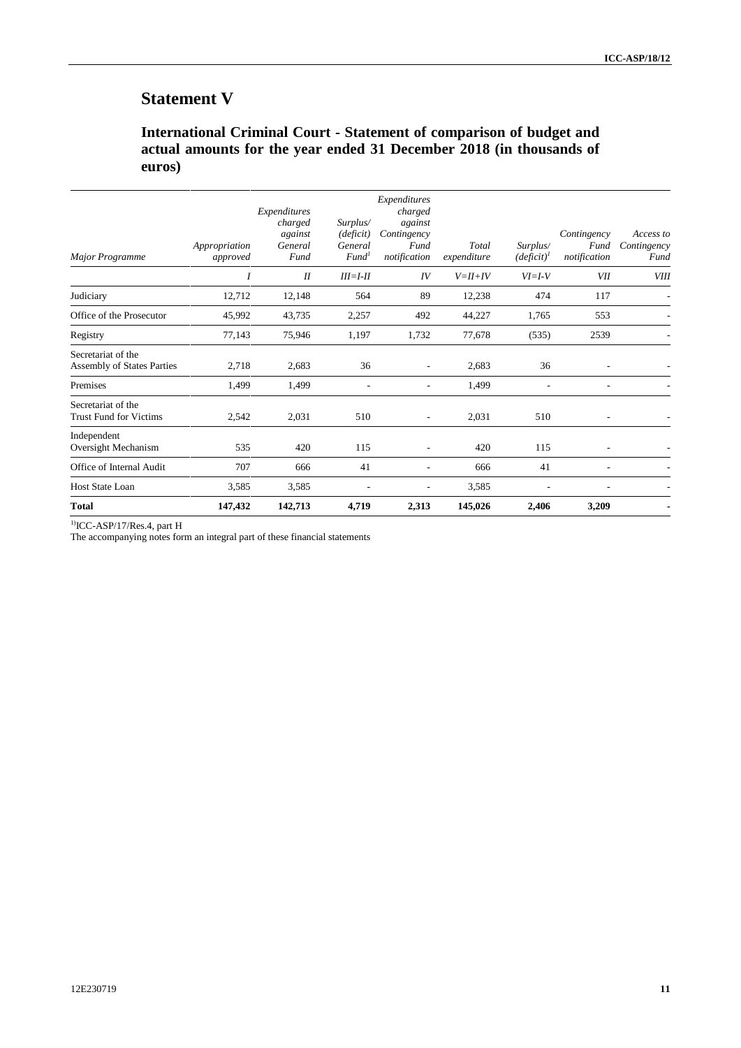# Statement V

## International Criminal Court - Statement of comparison of budget and actual amounts for the year ended 31 December 2018 (in thousands of euros)

| *Major Programme* | *Appropriation approved* | *Expenditures charged against General Fund* | *Surplus/ (deficit) General Fund*[1] | *Expenditures charged against Contingency Fund notification* | *Total expenditure* | *Surplus/ (deficit)*[1] | *Contingency Fund notification* | *Access to Contingency Fund* |
|---|---|---|---|---|---|---|---|---|
| | *I* | *II* | *III=I-II* | *IV* | *V=II+IV* | *VI=I-V* | *VII* | *VIII* |
| Judiciary | 12,712 | 12,148 | 564 | 89 | 12,238 | 474 | 117 | - |
| Office of the Prosecutor | 45,992 | 43,735 | 2,257 | 492 | 44,227 | 1,765 | 553 | - |
| Registry | 77,143 | 75,946 | 1,197 | 1,732 | 77,678 | (535) | 2539 | - |
| Secretariat of the Assembly of States Parties | 2,718 | 2,683 | 36 | - | 2,683 | 36 | - | - |
| Premises | 1,499 | 1,499 | - | - | 1,499 | - | - | - |
| Secretariat of the Trust Fund for Victims | 2,542 | 2,031 | 510 | - | 2,031 | 510 | - | - |
| Independent Oversight Mechanism | 535 | 420 | 115 | - | 420 | 115 | - | - |
| Office of Internal Audit | 707 | 666 | 41 | - | 666 | 41 | - | - |
| Host State Loan | 3,585 | 3,585 | - | - | 3,585 | - | - | - |
| **Total** | **147,432** | **142,713** | **4,719** | **2,313** | **145,026** | **2,406** | **3,209** | **-** |

[1] ICC-ASP/17/Res.4, part H

The accompanying notes form an integral part of these financial statements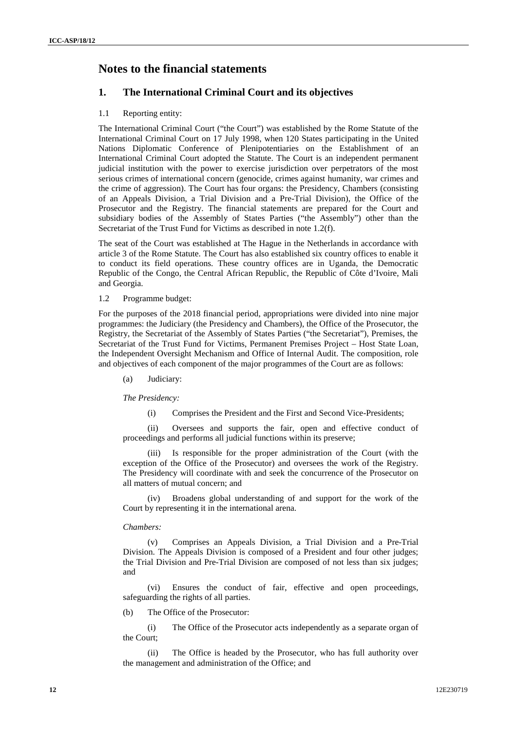# Notes to the financial statements

## 1. The International Criminal Court and its objectives

1.1 Reporting entity:

The International Criminal Court ("the Court") was established by the Rome Statute of the International Criminal Court on 17 July 1998, when 120 States participating in the United Nations Diplomatic Conference of Plenipotentiaries on the Establishment of an International Criminal Court adopted the Statute. The Court is an independent permanent judicial institution with the power to exercise jurisdiction over perpetrators of the most serious crimes of international concern (genocide, crimes against humanity, war crimes and the crime of aggression). The Court has four organs: the Presidency, Chambers (consisting of an Appeals Division, a Trial Division and a Pre-Trial Division), the Office of the Prosecutor and the Registry. The financial statements are prepared for the Court and subsidiary bodies of the Assembly of States Parties ("the Assembly") other than the Secretariat of the Trust Fund for Victims as described in note 1.2(f).

The seat of the Court was established at The Hague in the Netherlands in accordance with article 3 of the Rome Statute. The Court has also established six country offices to enable it to conduct its field operations. These country offices are in Uganda, the Democratic Republic of the Congo, the Central African Republic, the Republic of Côte d'Ivoire, Mali and Georgia.

1.2 Programme budget:

For the purposes of the 2018 financial period, appropriations were divided into nine major programmes: the Judiciary (the Presidency and Chambers), the Office of the Prosecutor, the Registry, the Secretariat of the Assembly of States Parties ("the Secretariat"), Premises, the Secretariat of the Trust Fund for Victims, Permanent Premises Project – Host State Loan, the Independent Oversight Mechanism and Office of Internal Audit. The composition, role and objectives of each component of the major programmes of the Court are as follows:

(a) Judiciary:

*The Presidency:*

(i) Comprises the President and the First and Second Vice-Presidents;

(ii) Oversees and supports the fair, open and effective conduct of proceedings and performs all judicial functions within its preserve;

(iii) Is responsible for the proper administration of the Court (with the exception of the Office of the Prosecutor) and oversees the work of the Registry. The Presidency will coordinate with and seek the concurrence of the Prosecutor on all matters of mutual concern; and

(iv) Broadens global understanding of and support for the work of the Court by representing it in the international arena.

*Chambers:*

(v) Comprises an Appeals Division, a Trial Division and a Pre-Trial Division. The Appeals Division is composed of a President and four other judges; the Trial Division and Pre-Trial Division are composed of not less than six judges; and

(vi) Ensures the conduct of fair, effective and open proceedings, safeguarding the rights of all parties.

(b) The Office of the Prosecutor:

(i) The Office of the Prosecutor acts independently as a separate organ of the Court;

(ii) The Office is headed by the Prosecutor, who has full authority over the management and administration of the Office; and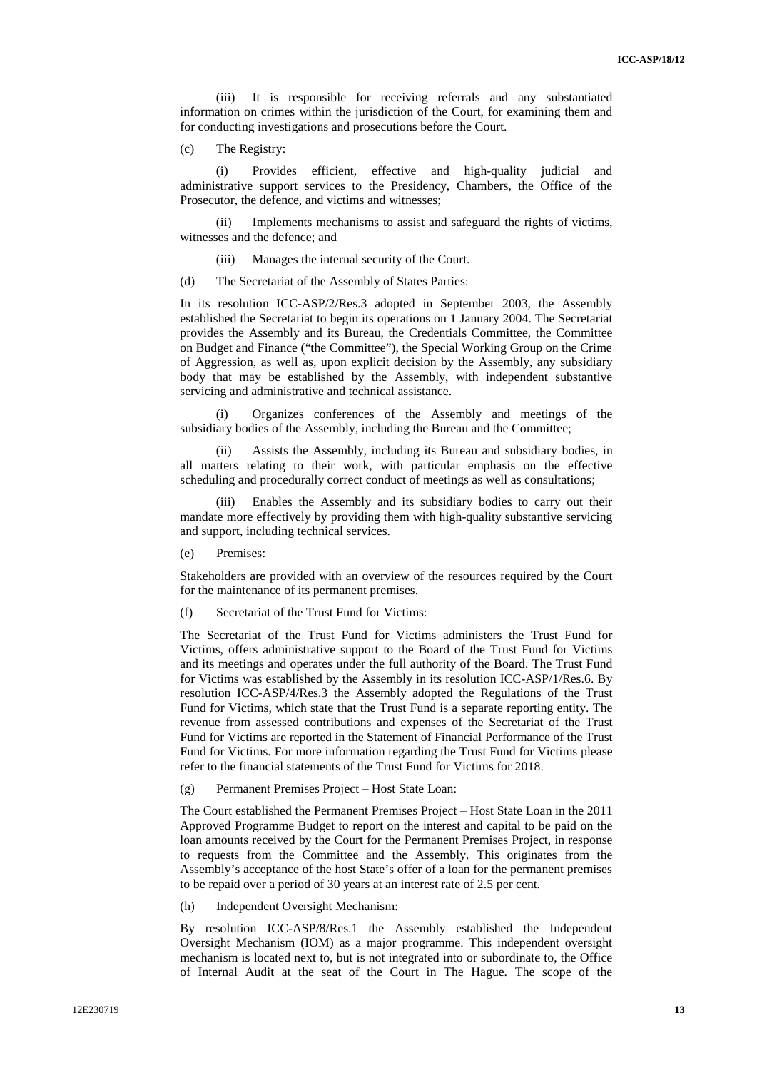(iii) It is responsible for receiving referrals and any substantiated information on crimes within the jurisdiction of the Court, for examining them and for conducting investigations and prosecutions before the Court.

(c) The Registry:

(i) Provides efficient, effective and high-quality judicial and administrative support services to the Presidency, Chambers, the Office of the Prosecutor, the defence, and victims and witnesses;

(ii) Implements mechanisms to assist and safeguard the rights of victims, witnesses and the defence; and

(iii) Manages the internal security of the Court.

(d) The Secretariat of the Assembly of States Parties:

In its resolution ICC-ASP/2/Res.3 adopted in September 2003, the Assembly established the Secretariat to begin its operations on 1 January 2004. The Secretariat provides the Assembly and its Bureau, the Credentials Committee, the Committee on Budget and Finance ("the Committee"), the Special Working Group on the Crime of Aggression, as well as, upon explicit decision by the Assembly, any subsidiary body that may be established by the Assembly, with independent substantive servicing and administrative and technical assistance.

(i) Organizes conferences of the Assembly and meetings of the subsidiary bodies of the Assembly, including the Bureau and the Committee;

(ii) Assists the Assembly, including its Bureau and subsidiary bodies, in all matters relating to their work, with particular emphasis on the effective scheduling and procedurally correct conduct of meetings as well as consultations;

(iii) Enables the Assembly and its subsidiary bodies to carry out their mandate more effectively by providing them with high-quality substantive servicing and support, including technical services.

(e) Premises:

Stakeholders are provided with an overview of the resources required by the Court for the maintenance of its permanent premises.

(f) Secretariat of the Trust Fund for Victims:

The Secretariat of the Trust Fund for Victims administers the Trust Fund for Victims, offers administrative support to the Board of the Trust Fund for Victims and its meetings and operates under the full authority of the Board. The Trust Fund for Victims was established by the Assembly in its resolution ICC-ASP/1/Res.6. By resolution ICC-ASP/4/Res.3 the Assembly adopted the Regulations of the Trust Fund for Victims, which state that the Trust Fund is a separate reporting entity. The revenue from assessed contributions and expenses of the Secretariat of the Trust Fund for Victims are reported in the Statement of Financial Performance of the Trust Fund for Victims. For more information regarding the Trust Fund for Victims please refer to the financial statements of the Trust Fund for Victims for 2018.

(g) Permanent Premises Project – Host State Loan:

The Court established the Permanent Premises Project – Host State Loan in the 2011 Approved Programme Budget to report on the interest and capital to be paid on the loan amounts received by the Court for the Permanent Premises Project, in response to requests from the Committee and the Assembly. This originates from the Assembly's acceptance of the host State's offer of a loan for the permanent premises to be repaid over a period of 30 years at an interest rate of 2.5 per cent.

(h) Independent Oversight Mechanism:

By resolution ICC-ASP/8/Res.1 the Assembly established the Independent Oversight Mechanism (IOM) as a major programme. This independent oversight mechanism is located next to, but is not integrated into or subordinate to, the Office of Internal Audit at the seat of the Court in The Hague. The scope of the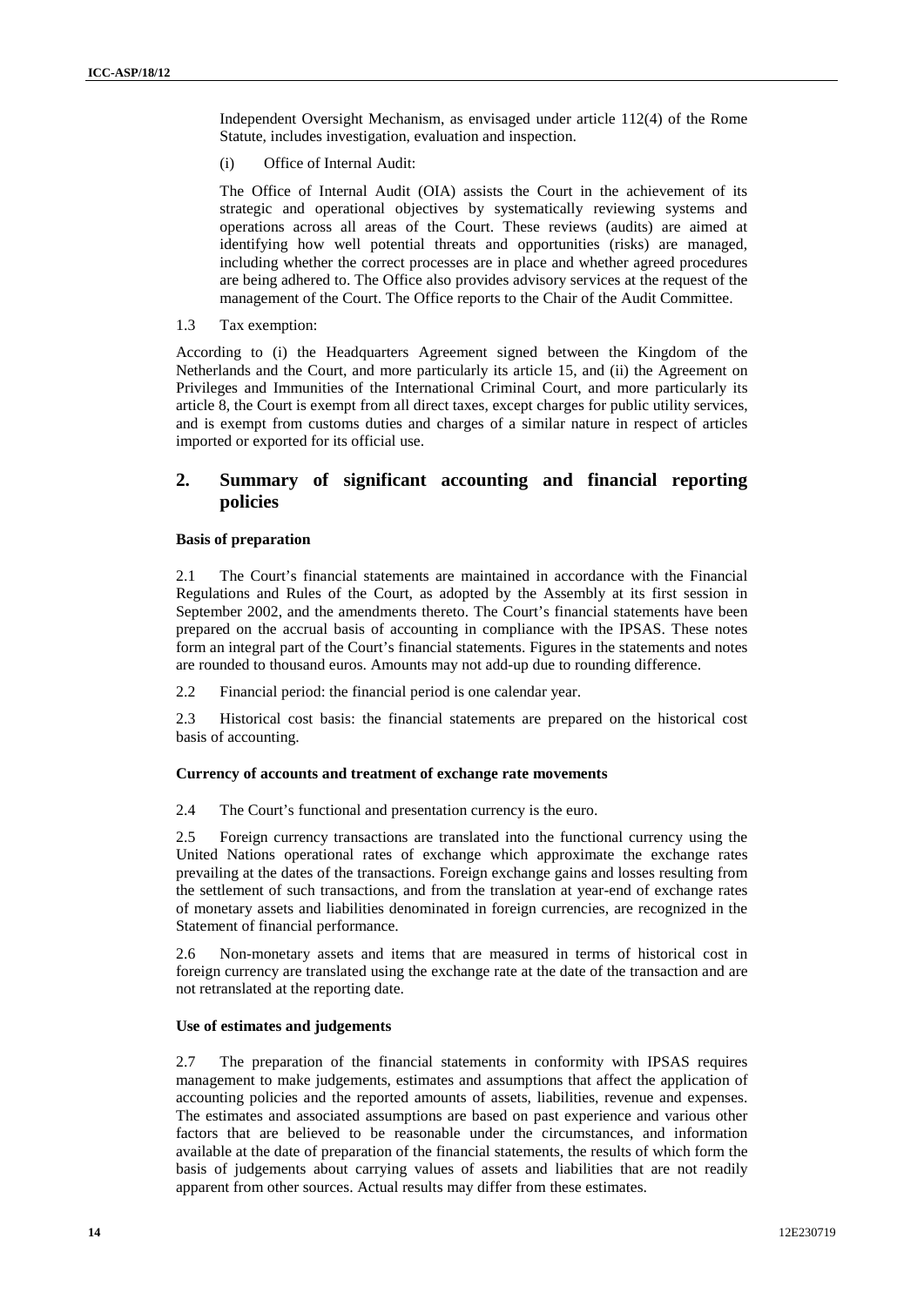Independent Oversight Mechanism, as envisaged under article 112(4) of the Rome Statute, includes investigation, evaluation and inspection.

(i) Office of Internal Audit:

The Office of Internal Audit (OIA) assists the Court in the achievement of its strategic and operational objectives by systematically reviewing systems and operations across all areas of the Court. These reviews (audits) are aimed at identifying how well potential threats and opportunities (risks) are managed, including whether the correct processes are in place and whether agreed procedures are being adhered to. The Office also provides advisory services at the request of the management of the Court. The Office reports to the Chair of the Audit Committee.

1.3 Tax exemption:

According to (i) the Headquarters Agreement signed between the Kingdom of the Netherlands and the Court, and more particularly its article 15, and (ii) the Agreement on Privileges and Immunities of the International Criminal Court, and more particularly its article 8, the Court is exempt from all direct taxes, except charges for public utility services, and is exempt from customs duties and charges of a similar nature in respect of articles imported or exported for its official use.

## 2. Summary of significant accounting and financial reporting policies

**Basis of preparation**

2.1 The Court's financial statements are maintained in accordance with the Financial Regulations and Rules of the Court, as adopted by the Assembly at its first session in September 2002, and the amendments thereto. The Court's financial statements have been prepared on the accrual basis of accounting in compliance with the IPSAS. These notes form an integral part of the Court's financial statements. Figures in the statements and notes are rounded to thousand euros. Amounts may not add-up due to rounding difference.

2.2 Financial period: the financial period is one calendar year.

2.3 Historical cost basis: the financial statements are prepared on the historical cost basis of accounting.

**Currency of accounts and treatment of exchange rate movements**

2.4 The Court's functional and presentation currency is the euro.

2.5 Foreign currency transactions are translated into the functional currency using the United Nations operational rates of exchange which approximate the exchange rates prevailing at the dates of the transactions. Foreign exchange gains and losses resulting from the settlement of such transactions, and from the translation at year-end of exchange rates of monetary assets and liabilities denominated in foreign currencies, are recognized in the Statement of financial performance.

2.6 Non-monetary assets and items that are measured in terms of historical cost in foreign currency are translated using the exchange rate at the date of the transaction and are not retranslated at the reporting date.

**Use of estimates and judgements**

2.7 The preparation of the financial statements in conformity with IPSAS requires management to make judgements, estimates and assumptions that affect the application of accounting policies and the reported amounts of assets, liabilities, revenue and expenses. The estimates and associated assumptions are based on past experience and various other factors that are believed to be reasonable under the circumstances, and information available at the date of preparation of the financial statements, the results of which form the basis of judgements about carrying values of assets and liabilities that are not readily apparent from other sources. Actual results may differ from these estimates.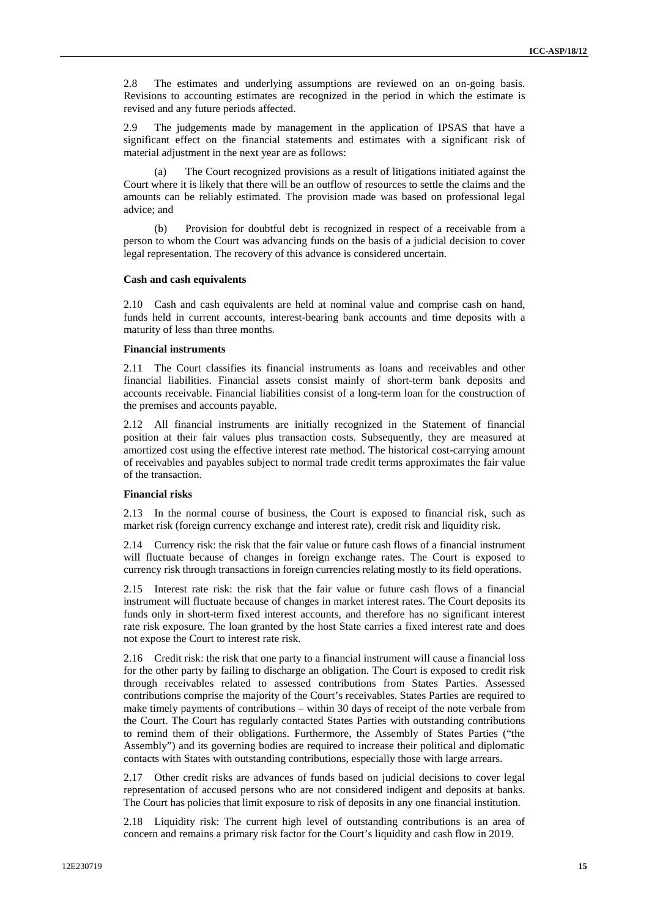2.8 The estimates and underlying assumptions are reviewed on an on-going basis. Revisions to accounting estimates are recognized in the period in which the estimate is revised and any future periods affected.

2.9 The judgements made by management in the application of IPSAS that have a significant effect on the financial statements and estimates with a significant risk of material adjustment in the next year are as follows:

(a) The Court recognized provisions as a result of litigations initiated against the Court where it is likely that there will be an outflow of resources to settle the claims and the amounts can be reliably estimated. The provision made was based on professional legal advice; and

(b) Provision for doubtful debt is recognized in respect of a receivable from a person to whom the Court was advancing funds on the basis of a judicial decision to cover legal representation. The recovery of this advance is considered uncertain.

**Cash and cash equivalents**

2.10 Cash and cash equivalents are held at nominal value and comprise cash on hand, funds held in current accounts, interest-bearing bank accounts and time deposits with a maturity of less than three months.

**Financial instruments**

2.11 The Court classifies its financial instruments as loans and receivables and other financial liabilities. Financial assets consist mainly of short-term bank deposits and accounts receivable. Financial liabilities consist of a long-term loan for the construction of the premises and accounts payable.

2.12 All financial instruments are initially recognized in the Statement of financial position at their fair values plus transaction costs. Subsequently, they are measured at amortized cost using the effective interest rate method. The historical cost-carrying amount of receivables and payables subject to normal trade credit terms approximates the fair value of the transaction.

**Financial risks**

2.13 In the normal course of business, the Court is exposed to financial risk, such as market risk (foreign currency exchange and interest rate), credit risk and liquidity risk.

2.14 Currency risk: the risk that the fair value or future cash flows of a financial instrument will fluctuate because of changes in foreign exchange rates. The Court is exposed to currency risk through transactions in foreign currencies relating mostly to its field operations.

2.15 Interest rate risk: the risk that the fair value or future cash flows of a financial instrument will fluctuate because of changes in market interest rates. The Court deposits its funds only in short-term fixed interest accounts, and therefore has no significant interest rate risk exposure. The loan granted by the host State carries a fixed interest rate and does not expose the Court to interest rate risk.

2.16 Credit risk: the risk that one party to a financial instrument will cause a financial loss for the other party by failing to discharge an obligation. The Court is exposed to credit risk through receivables related to assessed contributions from States Parties. Assessed contributions comprise the majority of the Court's receivables. States Parties are required to make timely payments of contributions – within 30 days of receipt of the note verbale from the Court. The Court has regularly contacted States Parties with outstanding contributions to remind them of their obligations. Furthermore, the Assembly of States Parties ("the Assembly") and its governing bodies are required to increase their political and diplomatic contacts with States with outstanding contributions, especially those with large arrears.

2.17 Other credit risks are advances of funds based on judicial decisions to cover legal representation of accused persons who are not considered indigent and deposits at banks. The Court has policies that limit exposure to risk of deposits in any one financial institution.

2.18 Liquidity risk: The current high level of outstanding contributions is an area of concern and remains a primary risk factor for the Court's liquidity and cash flow in 2019.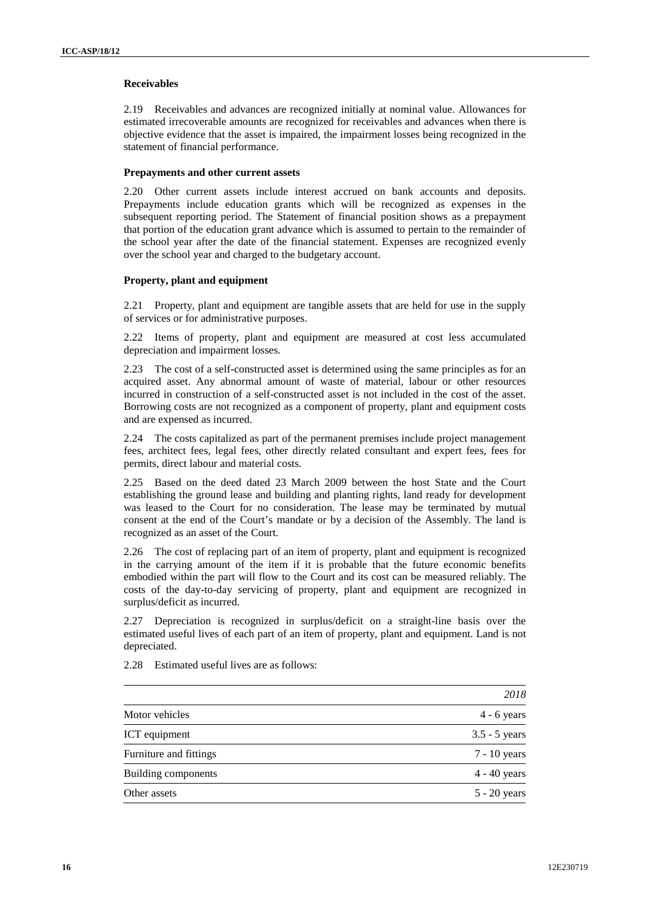### Receivables

2.19 Receivables and advances are recognized initially at nominal value. Allowances for estimated irrecoverable amounts are recognized for receivables and advances when there is objective evidence that the asset is impaired, the impairment losses being recognized in the statement of financial performance.

### Prepayments and other current assets

2.20 Other current assets include interest accrued on bank accounts and deposits. Prepayments include education grants which will be recognized as expenses in the subsequent reporting period. The Statement of financial position shows as a prepayment that portion of the education grant advance which is assumed to pertain to the remainder of the school year after the date of the financial statement. Expenses are recognized evenly over the school year and charged to the budgetary account.

### Property, plant and equipment

2.21 Property, plant and equipment are tangible assets that are held for use in the supply of services or for administrative purposes.

2.22 Items of property, plant and equipment are measured at cost less accumulated depreciation and impairment losses.

2.23 The cost of a self-constructed asset is determined using the same principles as for an acquired asset. Any abnormal amount of waste of material, labour or other resources incurred in construction of a self-constructed asset is not included in the cost of the asset. Borrowing costs are not recognized as a component of property, plant and equipment costs and are expensed as incurred.

2.24 The costs capitalized as part of the permanent premises include project management fees, architect fees, legal fees, other directly related consultant and expert fees, fees for permits, direct labour and material costs.

2.25 Based on the deed dated 23 March 2009 between the host State and the Court establishing the ground lease and building and planting rights, land ready for development was leased to the Court for no consideration. The lease may be terminated by mutual consent at the end of the Court's mandate or by a decision of the Assembly. The land is recognized as an asset of the Court.

2.26 The cost of replacing part of an item of property, plant and equipment is recognized in the carrying amount of the item if it is probable that the future economic benefits embodied within the part will flow to the Court and its cost can be measured reliably. The costs of the day-to-day servicing of property, plant and equipment are recognized in surplus/deficit as incurred.

2.27 Depreciation is recognized in surplus/deficit on a straight-line basis over the estimated useful lives of each part of an item of property, plant and equipment. Land is not depreciated.

2.28 Estimated useful lives are as follows:

| | *2018* |
|---|---|
| Motor vehicles | 4 - 6 years |
| ICT equipment | 3.5 - 5 years |
| Furniture and fittings | 7 - 10 years |
| Building components | 4 - 40 years |
| Other assets | 5 - 20 years |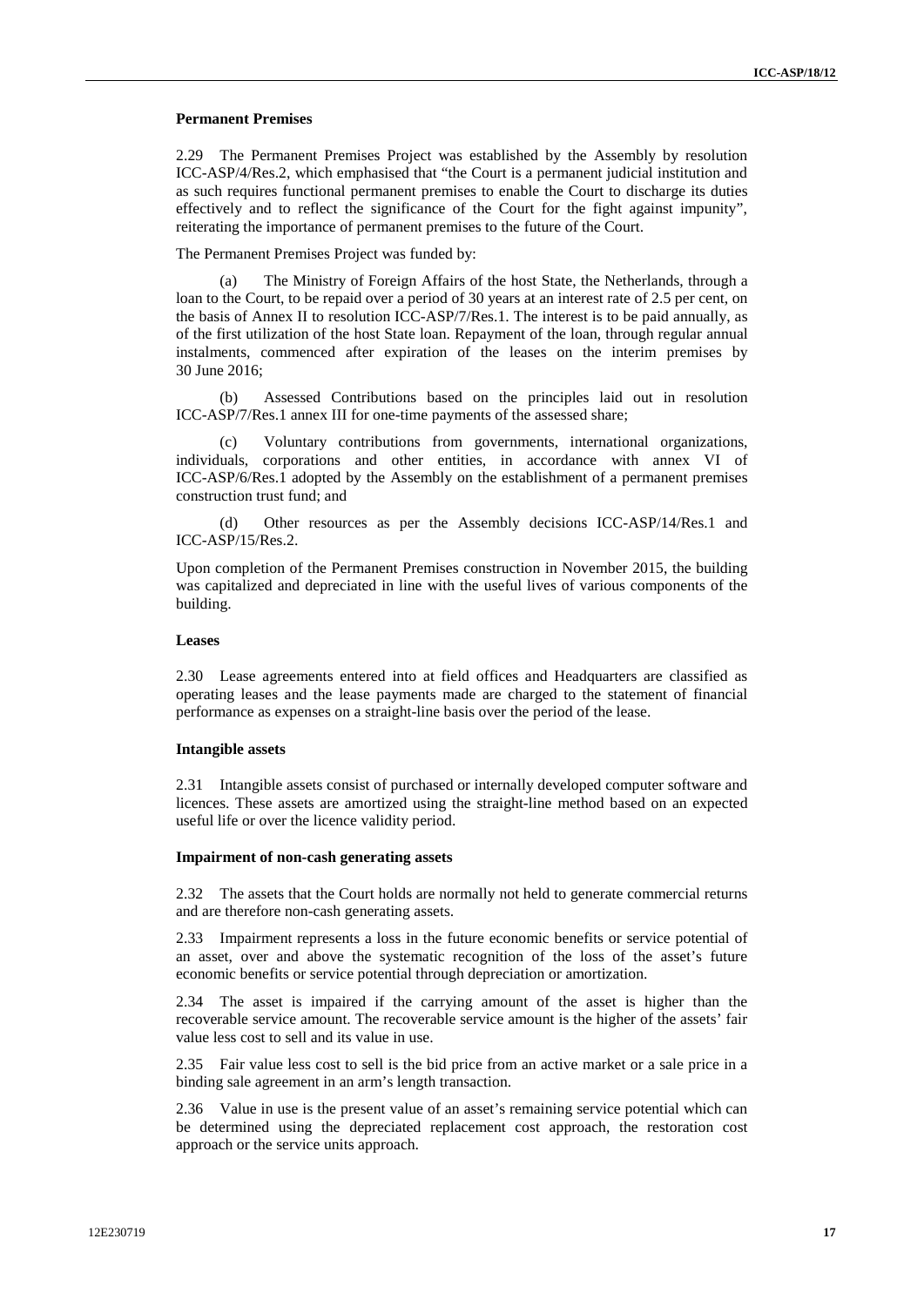### Permanent Premises

2.29 The Permanent Premises Project was established by the Assembly by resolution ICC-ASP/4/Res.2, which emphasised that "the Court is a permanent judicial institution and as such requires functional permanent premises to enable the Court to discharge its duties effectively and to reflect the significance of the Court for the fight against impunity", reiterating the importance of permanent premises to the future of the Court.

The Permanent Premises Project was funded by:

(a) The Ministry of Foreign Affairs of the host State, the Netherlands, through a loan to the Court, to be repaid over a period of 30 years at an interest rate of 2.5 per cent, on the basis of Annex II to resolution ICC-ASP/7/Res.1. The interest is to be paid annually, as of the first utilization of the host State loan. Repayment of the loan, through regular annual instalments, commenced after expiration of the leases on the interim premises by 30 June 2016;

(b) Assessed Contributions based on the principles laid out in resolution ICC-ASP/7/Res.1 annex III for one-time payments of the assessed share;

(c) Voluntary contributions from governments, international organizations, individuals, corporations and other entities, in accordance with annex VI of ICC-ASP/6/Res.1 adopted by the Assembly on the establishment of a permanent premises construction trust fund; and

(d) Other resources as per the Assembly decisions ICC-ASP/14/Res.1 and ICC-ASP/15/Res.2.

Upon completion of the Permanent Premises construction in November 2015, the building was capitalized and depreciated in line with the useful lives of various components of the building.

### Leases

2.30 Lease agreements entered into at field offices and Headquarters are classified as operating leases and the lease payments made are charged to the statement of financial performance as expenses on a straight-line basis over the period of the lease.

### Intangible assets

2.31 Intangible assets consist of purchased or internally developed computer software and licences. These assets are amortized using the straight-line method based on an expected useful life or over the licence validity period.

### Impairment of non-cash generating assets

2.32 The assets that the Court holds are normally not held to generate commercial returns and are therefore non-cash generating assets.

2.33 Impairment represents a loss in the future economic benefits or service potential of an asset, over and above the systematic recognition of the loss of the asset's future economic benefits or service potential through depreciation or amortization.

2.34 The asset is impaired if the carrying amount of the asset is higher than the recoverable service amount. The recoverable service amount is the higher of the assets' fair value less cost to sell and its value in use.

2.35 Fair value less cost to sell is the bid price from an active market or a sale price in a binding sale agreement in an arm's length transaction.

2.36 Value in use is the present value of an asset's remaining service potential which can be determined using the depreciated replacement cost approach, the restoration cost approach or the service units approach.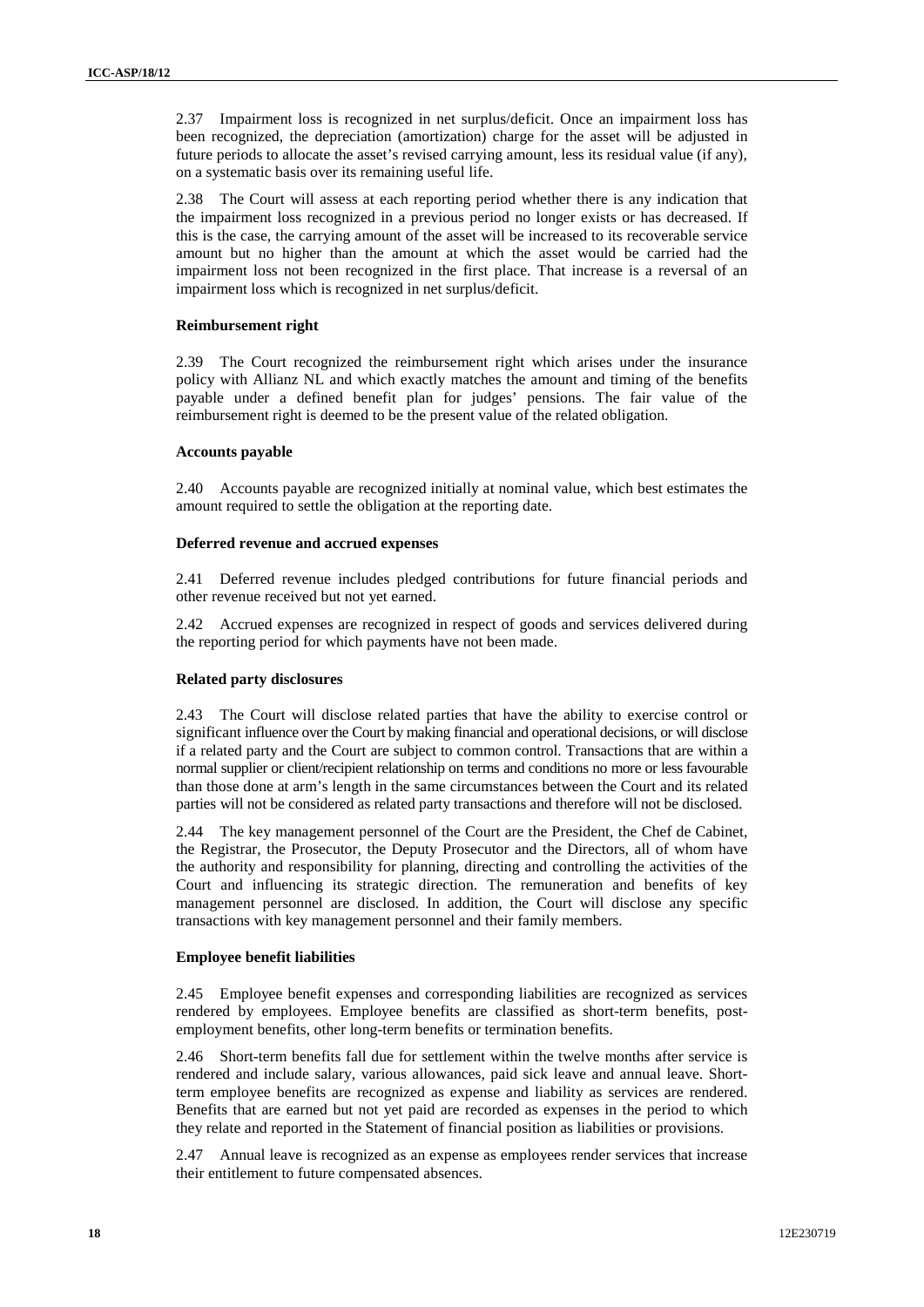2.37 Impairment loss is recognized in net surplus/deficit. Once an impairment loss has been recognized, the depreciation (amortization) charge for the asset will be adjusted in future periods to allocate the asset's revised carrying amount, less its residual value (if any), on a systematic basis over its remaining useful life.

2.38 The Court will assess at each reporting period whether there is any indication that the impairment loss recognized in a previous period no longer exists or has decreased. If this is the case, the carrying amount of the asset will be increased to its recoverable service amount but no higher than the amount at which the asset would be carried had the impairment loss not been recognized in the first place. That increase is a reversal of an impairment loss which is recognized in net surplus/deficit.

**Reimbursement right**

2.39 The Court recognized the reimbursement right which arises under the insurance policy with Allianz NL and which exactly matches the amount and timing of the benefits payable under a defined benefit plan for judges' pensions. The fair value of the reimbursement right is deemed to be the present value of the related obligation.

**Accounts payable**

2.40 Accounts payable are recognized initially at nominal value, which best estimates the amount required to settle the obligation at the reporting date.

**Deferred revenue and accrued expenses**

2.41 Deferred revenue includes pledged contributions for future financial periods and other revenue received but not yet earned.

2.42 Accrued expenses are recognized in respect of goods and services delivered during the reporting period for which payments have not been made.

**Related party disclosures**

2.43 The Court will disclose related parties that have the ability to exercise control or significant influence over the Court by making financial and operational decisions, or will disclose if a related party and the Court are subject to common control. Transactions that are within a normal supplier or client/recipient relationship on terms and conditions no more or less favourable than those done at arm's length in the same circumstances between the Court and its related parties will not be considered as related party transactions and therefore will not be disclosed.

2.44 The key management personnel of the Court are the President, the Chef de Cabinet, the Registrar, the Prosecutor, the Deputy Prosecutor and the Directors, all of whom have the authority and responsibility for planning, directing and controlling the activities of the Court and influencing its strategic direction. The remuneration and benefits of key management personnel are disclosed. In addition, the Court will disclose any specific transactions with key management personnel and their family members.

**Employee benefit liabilities**

2.45 Employee benefit expenses and corresponding liabilities are recognized as services rendered by employees. Employee benefits are classified as short-term benefits, post-employment benefits, other long-term benefits or termination benefits.

2.46 Short-term benefits fall due for settlement within the twelve months after service is rendered and include salary, various allowances, paid sick leave and annual leave. Short-term employee benefits are recognized as expense and liability as services are rendered. Benefits that are earned but not yet paid are recorded as expenses in the period to which they relate and reported in the Statement of financial position as liabilities or provisions.

2.47 Annual leave is recognized as an expense as employees render services that increase their entitlement to future compensated absences.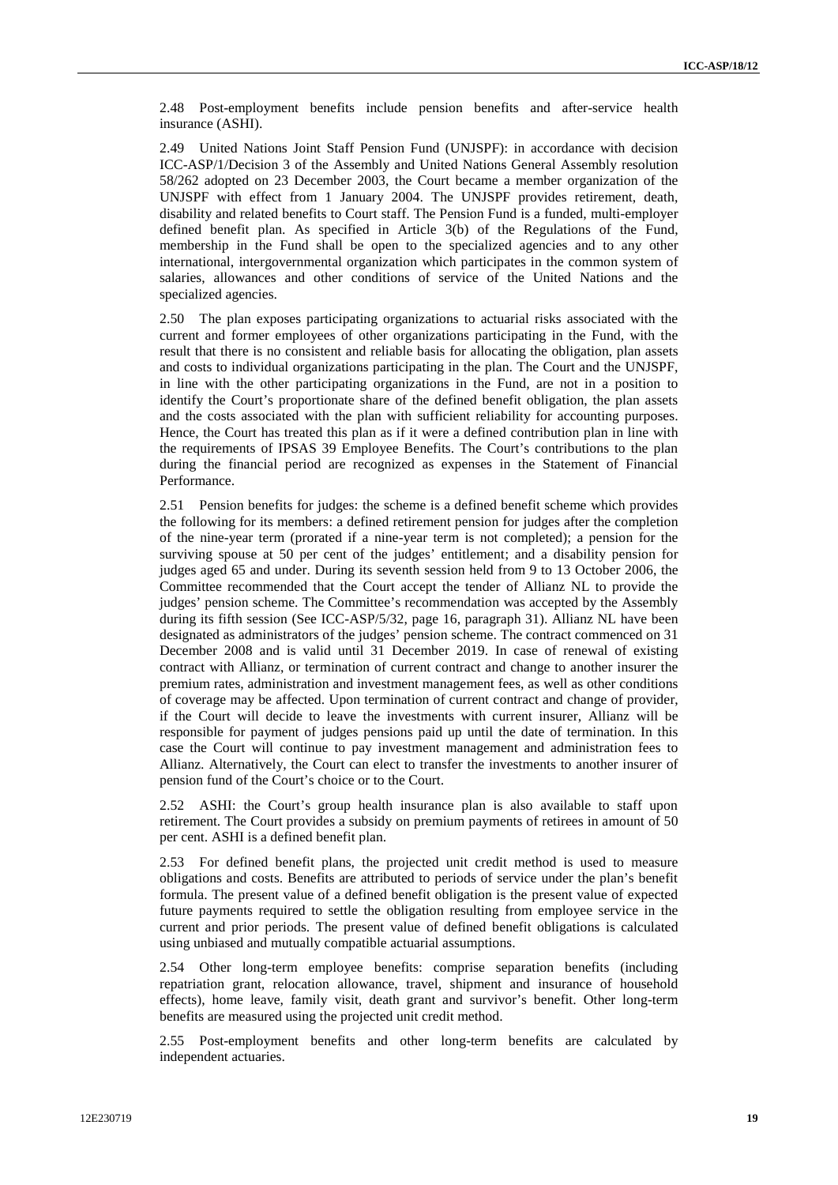2.48 Post-employment benefits include pension benefits and after-service health insurance (ASHI).

2.49 United Nations Joint Staff Pension Fund (UNJSPF): in accordance with decision ICC-ASP/1/Decision 3 of the Assembly and United Nations General Assembly resolution 58/262 adopted on 23 December 2003, the Court became a member organization of the UNJSPF with effect from 1 January 2004. The UNJSPF provides retirement, death, disability and related benefits to Court staff. The Pension Fund is a funded, multi-employer defined benefit plan. As specified in Article 3(b) of the Regulations of the Fund, membership in the Fund shall be open to the specialized agencies and to any other international, intergovernmental organization which participates in the common system of salaries, allowances and other conditions of service of the United Nations and the specialized agencies.

2.50 The plan exposes participating organizations to actuarial risks associated with the current and former employees of other organizations participating in the Fund, with the result that there is no consistent and reliable basis for allocating the obligation, plan assets and costs to individual organizations participating in the plan. The Court and the UNJSPF, in line with the other participating organizations in the Fund, are not in a position to identify the Court's proportionate share of the defined benefit obligation, the plan assets and the costs associated with the plan with sufficient reliability for accounting purposes. Hence, the Court has treated this plan as if it were a defined contribution plan in line with the requirements of IPSAS 39 Employee Benefits. The Court's contributions to the plan during the financial period are recognized as expenses in the Statement of Financial Performance.

2.51 Pension benefits for judges: the scheme is a defined benefit scheme which provides the following for its members: a defined retirement pension for judges after the completion of the nine-year term (prorated if a nine-year term is not completed); a pension for the surviving spouse at 50 per cent of the judges' entitlement; and a disability pension for judges aged 65 and under. During its seventh session held from 9 to 13 October 2006, the Committee recommended that the Court accept the tender of Allianz NL to provide the judges' pension scheme. The Committee's recommendation was accepted by the Assembly during its fifth session (See ICC-ASP/5/32, page 16, paragraph 31). Allianz NL have been designated as administrators of the judges' pension scheme. The contract commenced on 31 December 2008 and is valid until 31 December 2019. In case of renewal of existing contract with Allianz, or termination of current contract and change to another insurer the premium rates, administration and investment management fees, as well as other conditions of coverage may be affected. Upon termination of current contract and change of provider, if the Court will decide to leave the investments with current insurer, Allianz will be responsible for payment of judges pensions paid up until the date of termination. In this case the Court will continue to pay investment management and administration fees to Allianz. Alternatively, the Court can elect to transfer the investments to another insurer of pension fund of the Court's choice or to the Court.

2.52 ASHI: the Court's group health insurance plan is also available to staff upon retirement. The Court provides a subsidy on premium payments of retirees in amount of 50 per cent. ASHI is a defined benefit plan.

2.53 For defined benefit plans, the projected unit credit method is used to measure obligations and costs. Benefits are attributed to periods of service under the plan's benefit formula. The present value of a defined benefit obligation is the present value of expected future payments required to settle the obligation resulting from employee service in the current and prior periods. The present value of defined benefit obligations is calculated using unbiased and mutually compatible actuarial assumptions.

2.54 Other long-term employee benefits: comprise separation benefits (including repatriation grant, relocation allowance, travel, shipment and insurance of household effects), home leave, family visit, death grant and survivor's benefit. Other long-term benefits are measured using the projected unit credit method.

2.55 Post-employment benefits and other long-term benefits are calculated by independent actuaries.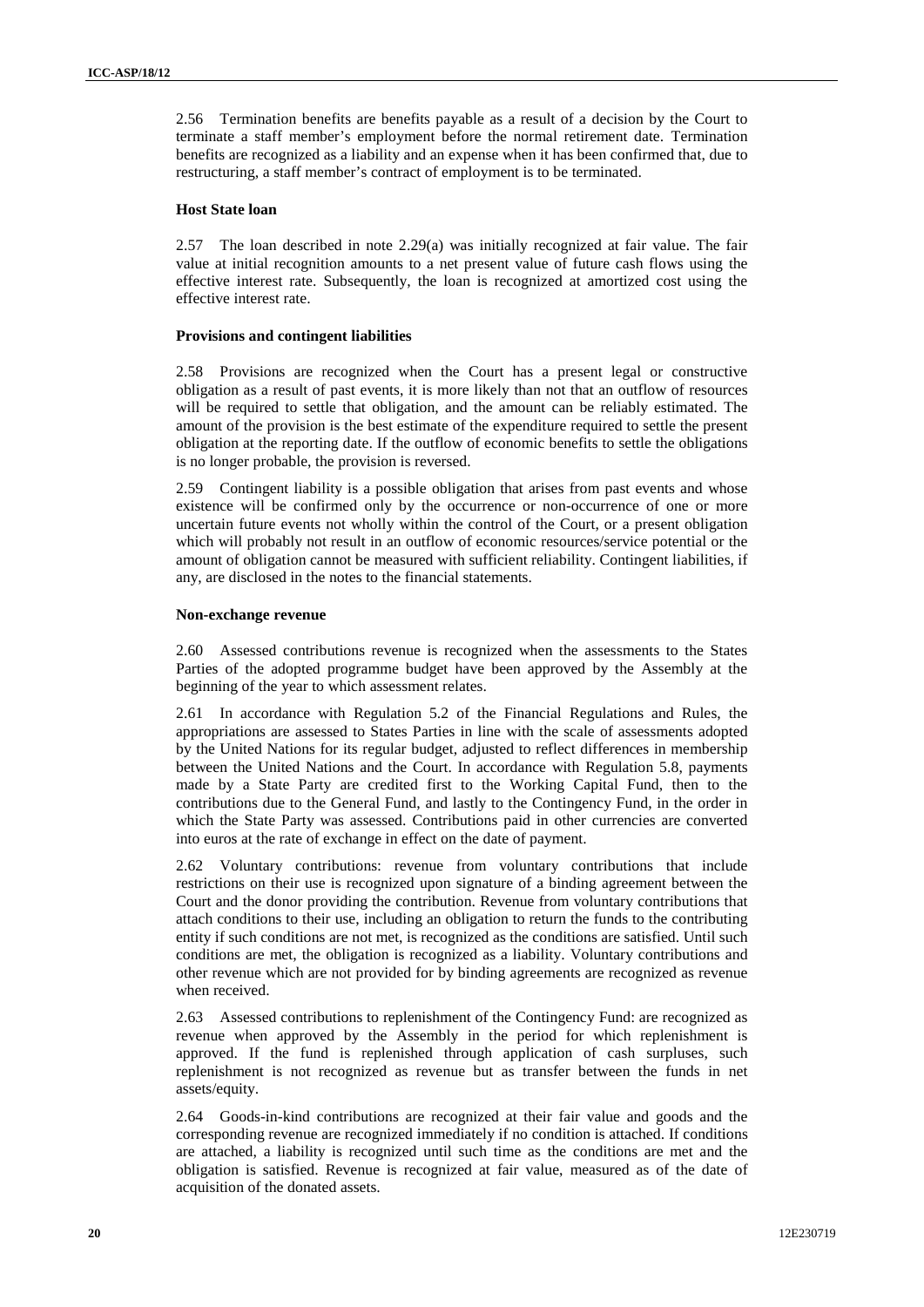2.56 Termination benefits are benefits payable as a result of a decision by the Court to terminate a staff member's employment before the normal retirement date. Termination benefits are recognized as a liability and an expense when it has been confirmed that, due to restructuring, a staff member's contract of employment is to be terminated.

**Host State loan**

2.57 The loan described in note 2.29(a) was initially recognized at fair value. The fair value at initial recognition amounts to a net present value of future cash flows using the effective interest rate. Subsequently, the loan is recognized at amortized cost using the effective interest rate.

**Provisions and contingent liabilities**

2.58 Provisions are recognized when the Court has a present legal or constructive obligation as a result of past events, it is more likely than not that an outflow of resources will be required to settle that obligation, and the amount can be reliably estimated. The amount of the provision is the best estimate of the expenditure required to settle the present obligation at the reporting date. If the outflow of economic benefits to settle the obligations is no longer probable, the provision is reversed.

2.59 Contingent liability is a possible obligation that arises from past events and whose existence will be confirmed only by the occurrence or non-occurrence of one or more uncertain future events not wholly within the control of the Court, or a present obligation which will probably not result in an outflow of economic resources/service potential or the amount of obligation cannot be measured with sufficient reliability. Contingent liabilities, if any, are disclosed in the notes to the financial statements.

**Non-exchange revenue**

2.60 Assessed contributions revenue is recognized when the assessments to the States Parties of the adopted programme budget have been approved by the Assembly at the beginning of the year to which assessment relates.

2.61 In accordance with Regulation 5.2 of the Financial Regulations and Rules, the appropriations are assessed to States Parties in line with the scale of assessments adopted by the United Nations for its regular budget, adjusted to reflect differences in membership between the United Nations and the Court. In accordance with Regulation 5.8, payments made by a State Party are credited first to the Working Capital Fund, then to the contributions due to the General Fund, and lastly to the Contingency Fund, in the order in which the State Party was assessed. Contributions paid in other currencies are converted into euros at the rate of exchange in effect on the date of payment.

2.62 Voluntary contributions: revenue from voluntary contributions that include restrictions on their use is recognized upon signature of a binding agreement between the Court and the donor providing the contribution. Revenue from voluntary contributions that attach conditions to their use, including an obligation to return the funds to the contributing entity if such conditions are not met, is recognized as the conditions are satisfied. Until such conditions are met, the obligation is recognized as a liability. Voluntary contributions and other revenue which are not provided for by binding agreements are recognized as revenue when received.

2.63 Assessed contributions to replenishment of the Contingency Fund: are recognized as revenue when approved by the Assembly in the period for which replenishment is approved. If the fund is replenished through application of cash surpluses, such replenishment is not recognized as revenue but as transfer between the funds in net assets/equity.

2.64 Goods-in-kind contributions are recognized at their fair value and goods and the corresponding revenue are recognized immediately if no condition is attached. If conditions are attached, a liability is recognized until such time as the conditions are met and the obligation is satisfied. Revenue is recognized at fair value, measured as of the date of acquisition of the donated assets.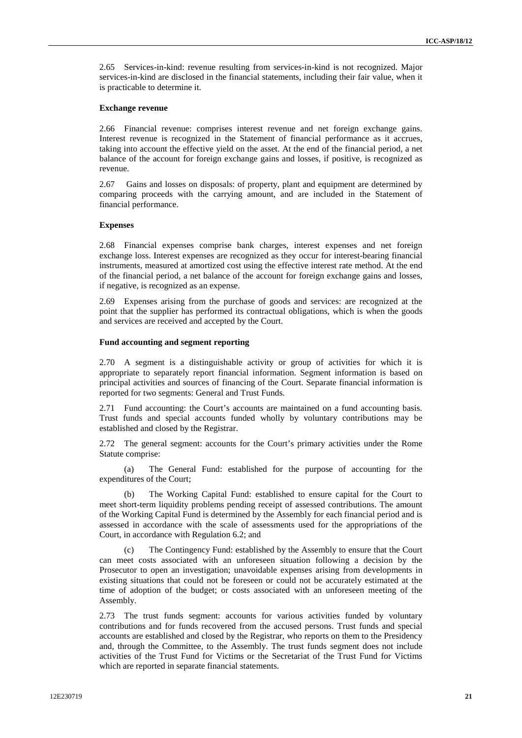2.65 Services-in-kind: revenue resulting from services-in-kind is not recognized. Major services-in-kind are disclosed in the financial statements, including their fair value, when it is practicable to determine it.

**Exchange revenue**

2.66 Financial revenue: comprises interest revenue and net foreign exchange gains. Interest revenue is recognized in the Statement of financial performance as it accrues, taking into account the effective yield on the asset. At the end of the financial period, a net balance of the account for foreign exchange gains and losses, if positive, is recognized as revenue.

2.67 Gains and losses on disposals: of property, plant and equipment are determined by comparing proceeds with the carrying amount, and are included in the Statement of financial performance.

**Expenses**

2.68 Financial expenses comprise bank charges, interest expenses and net foreign exchange loss. Interest expenses are recognized as they occur for interest-bearing financial instruments, measured at amortized cost using the effective interest rate method. At the end of the financial period, a net balance of the account for foreign exchange gains and losses, if negative, is recognized as an expense.

2.69 Expenses arising from the purchase of goods and services: are recognized at the point that the supplier has performed its contractual obligations, which is when the goods and services are received and accepted by the Court.

**Fund accounting and segment reporting**

2.70 A segment is a distinguishable activity or group of activities for which it is appropriate to separately report financial information. Segment information is based on principal activities and sources of financing of the Court. Separate financial information is reported for two segments: General and Trust Funds.

2.71 Fund accounting: the Court's accounts are maintained on a fund accounting basis. Trust funds and special accounts funded wholly by voluntary contributions may be established and closed by the Registrar.

2.72 The general segment: accounts for the Court's primary activities under the Rome Statute comprise:

(a) The General Fund: established for the purpose of accounting for the expenditures of the Court;

(b) The Working Capital Fund: established to ensure capital for the Court to meet short-term liquidity problems pending receipt of assessed contributions. The amount of the Working Capital Fund is determined by the Assembly for each financial period and is assessed in accordance with the scale of assessments used for the appropriations of the Court, in accordance with Regulation 6.2; and

(c) The Contingency Fund: established by the Assembly to ensure that the Court can meet costs associated with an unforeseen situation following a decision by the Prosecutor to open an investigation; unavoidable expenses arising from developments in existing situations that could not be foreseen or could not be accurately estimated at the time of adoption of the budget; or costs associated with an unforeseen meeting of the Assembly.

2.73 The trust funds segment: accounts for various activities funded by voluntary contributions and for funds recovered from the accused persons. Trust funds and special accounts are established and closed by the Registrar, who reports on them to the Presidency and, through the Committee, to the Assembly. The trust funds segment does not include activities of the Trust Fund for Victims or the Secretariat of the Trust Fund for Victims which are reported in separate financial statements.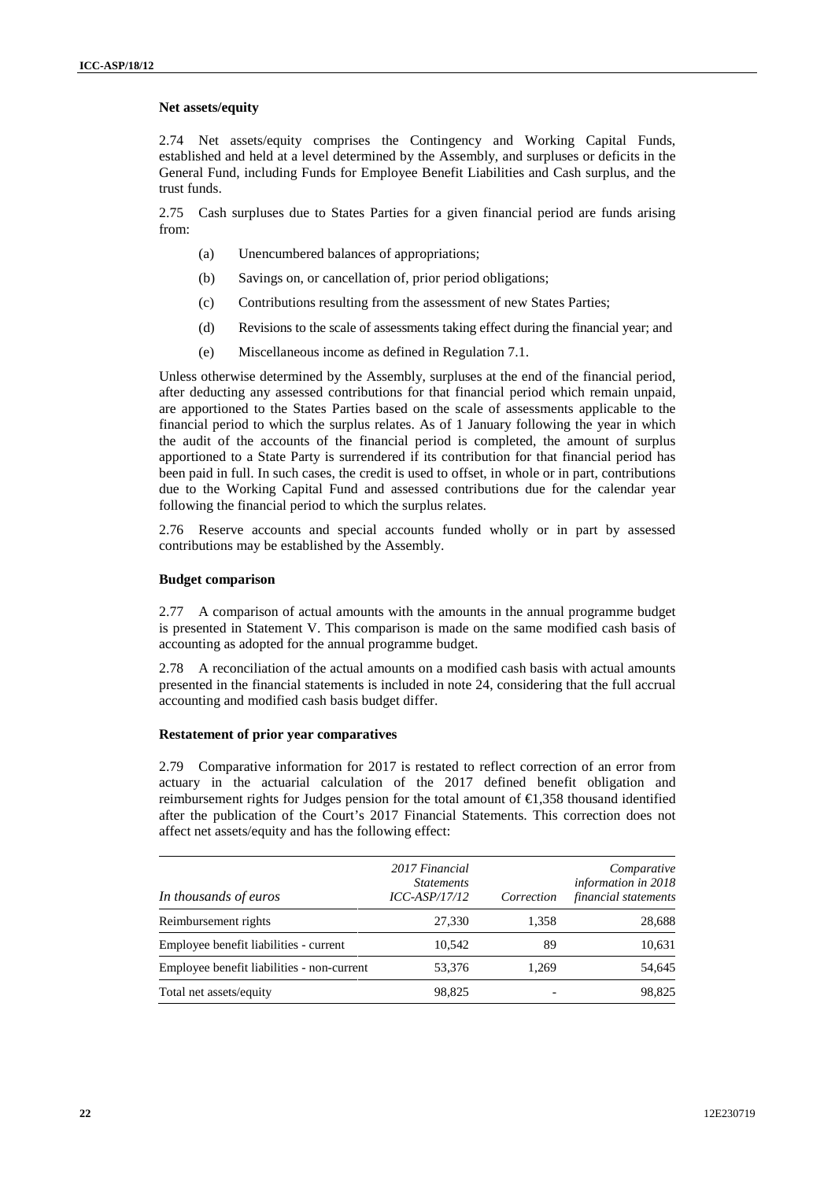### Net assets/equity

2.74 Net assets/equity comprises the Contingency and Working Capital Funds, established and held at a level determined by the Assembly, and surpluses or deficits in the General Fund, including Funds for Employee Benefit Liabilities and Cash surplus, and the trust funds.

2.75 Cash surpluses due to States Parties for a given financial period are funds arising from:

(a) Unencumbered balances of appropriations;

(b) Savings on, or cancellation of, prior period obligations;

(c) Contributions resulting from the assessment of new States Parties;

(d) Revisions to the scale of assessments taking effect during the financial year; and

(e) Miscellaneous income as defined in Regulation 7.1.

Unless otherwise determined by the Assembly, surpluses at the end of the financial period, after deducting any assessed contributions for that financial period which remain unpaid, are apportioned to the States Parties based on the scale of assessments applicable to the financial period to which the surplus relates. As of 1 January following the year in which the audit of the accounts of the financial period is completed, the amount of surplus apportioned to a State Party is surrendered if its contribution for that financial period has been paid in full. In such cases, the credit is used to offset, in whole or in part, contributions due to the Working Capital Fund and assessed contributions due for the calendar year following the financial period to which the surplus relates.

2.76 Reserve accounts and special accounts funded wholly or in part by assessed contributions may be established by the Assembly.

### Budget comparison

2.77 A comparison of actual amounts with the amounts in the annual programme budget is presented in Statement V. This comparison is made on the same modified cash basis of accounting as adopted for the annual programme budget.

2.78 A reconciliation of the actual amounts on a modified cash basis with actual amounts presented in the financial statements is included in note 24, considering that the full accrual accounting and modified cash basis budget differ.

### Restatement of prior year comparatives

2.79 Comparative information for 2017 is restated to reflect correction of an error from actuary in the actuarial calculation of the 2017 defined benefit obligation and reimbursement rights for Judges pension for the total amount of €1,358 thousand identified after the publication of the Court's 2017 Financial Statements. This correction does not affect net assets/equity and has the following effect:

| *In thousands of euros* | *2017 Financial Statements ICC-ASP/17/12* | *Correction* | *Comparative information in 2018 financial statements* |
|---|---|---|---|
| Reimbursement rights | 27,330 | 1,358 | 28,688 |
| Employee benefit liabilities - current | 10,542 | 89 | 10,631 |
| Employee benefit liabilities - non-current | 53,376 | 1,269 | 54,645 |
| Total net assets/equity | 98,825 | - | 98,825 |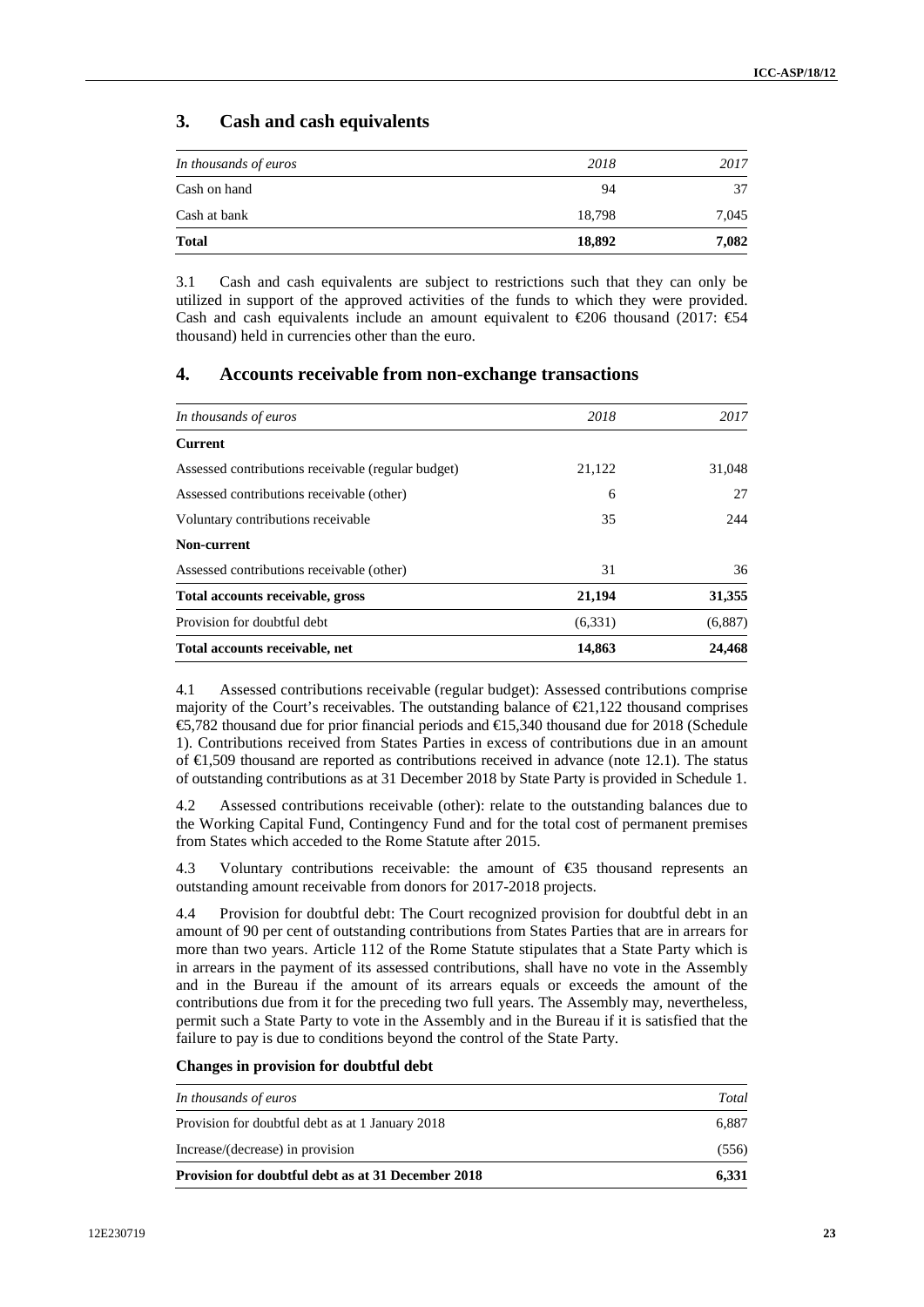## 3. Cash and cash equivalents

| *In thousands of euros* | *2018* | *2017* |
|---|---|---|
| Cash on hand | 94 | 37 |
| Cash at bank | 18,798 | 7,045 |
| **Total** | **18,892** | **7,082** |

3.1 Cash and cash equivalents are subject to restrictions such that they can only be utilized in support of the approved activities of the funds to which they were provided. Cash and cash equivalents include an amount equivalent to €206 thousand (2017: €54 thousand) held in currencies other than the euro.

## 4. Accounts receivable from non-exchange transactions

| *In thousands of euros* | *2018* | *2017* |
|---|---|---|
| **Current** | | |
| Assessed contributions receivable (regular budget) | 21,122 | 31,048 |
| Assessed contributions receivable (other) | 6 | 27 |
| Voluntary contributions receivable | 35 | 244 |
| **Non-current** | | |
| Assessed contributions receivable (other) | 31 | 36 |
| **Total accounts receivable, gross** | **21,194** | **31,355** |
| Provision for doubtful debt | (6,331) | (6,887) |
| **Total accounts receivable, net** | **14,863** | **24,468** |

4.1 Assessed contributions receivable (regular budget): Assessed contributions comprise majority of the Court's receivables. The outstanding balance of €21,122 thousand comprises €5,782 thousand due for prior financial periods and €15,340 thousand due for 2018 (Schedule 1). Contributions received from States Parties in excess of contributions due in an amount of €1,509 thousand are reported as contributions received in advance (note 12.1). The status of outstanding contributions as at 31 December 2018 by State Party is provided in Schedule 1.

4.2 Assessed contributions receivable (other): relate to the outstanding balances due to the Working Capital Fund, Contingency Fund and for the total cost of permanent premises from States which acceded to the Rome Statute after 2015.

4.3 Voluntary contributions receivable: the amount of €35 thousand represents an outstanding amount receivable from donors for 2017-2018 projects.

4.4 Provision for doubtful debt: The Court recognized provision for doubtful debt in an amount of 90 per cent of outstanding contributions from States Parties that are in arrears for more than two years. Article 112 of the Rome Statute stipulates that a State Party which is in arrears in the payment of its assessed contributions, shall have no vote in the Assembly and in the Bureau if the amount of its arrears equals or exceeds the amount of the contributions due from it for the preceding two full years. The Assembly may, nevertheless, permit such a State Party to vote in the Assembly and in the Bureau if it is satisfied that the failure to pay is due to conditions beyond the control of the State Party.

**Changes in provision for doubtful debt**

| *In thousands of euros* | *Total* |
|---|---|
| Provision for doubtful debt as at 1 January 2018 | 6,887 |
| Increase/(decrease) in provision | (556) |
| **Provision for doubtful debt as at 31 December 2018** | **6,331** |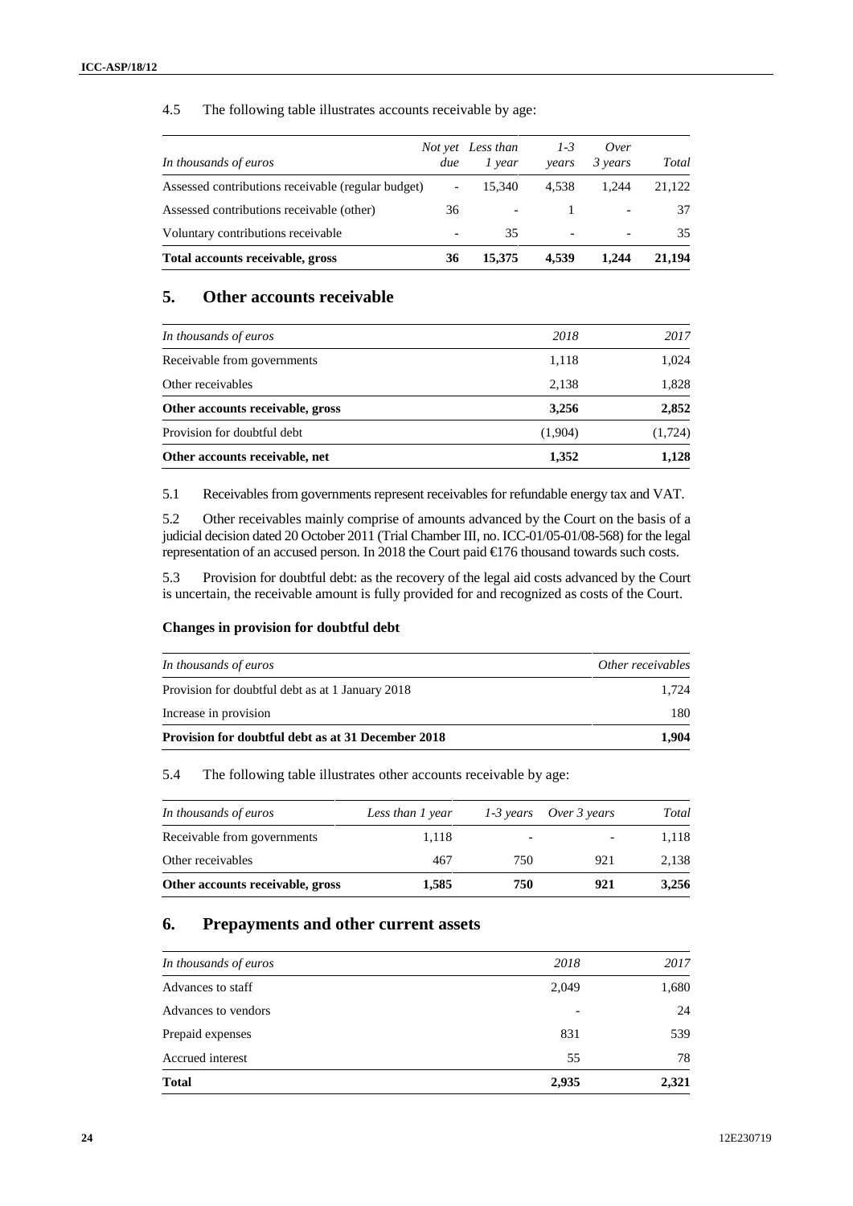4.5 The following table illustrates accounts receivable by age:

| *In thousands of euros* | *Not yet due* | *Less than 1 year* | *1-3 years* | *Over 3 years* | *Total* |
|---|---|---|---|---|---|
| Assessed contributions receivable (regular budget) | - | 15,340 | 4,538 | 1,244 | 21,122 |
| Assessed contributions receivable (other) | 36 | - | 1 | - | 37 |
| Voluntary contributions receivable | - | 35 | - | - | 35 |
| **Total accounts receivable, gross** | **36** | **15,375** | **4,539** | **1,244** | **21,194** |

## 5. Other accounts receivable

| *In thousands of euros* | *2018* | *2017* |
|---|---|---|
| Receivable from governments | 1,118 | 1,024 |
| Other receivables | 2,138 | 1,828 |
| **Other accounts receivable, gross** | **3,256** | **2,852** |
| Provision for doubtful debt | (1,904) | (1,724) |
| **Other accounts receivable, net** | **1,352** | **1,128** |

5.1 Receivables from governments represent receivables for refundable energy tax and VAT.

5.2 Other receivables mainly comprise of amounts advanced by the Court on the basis of a judicial decision dated 20 October 2011 (Trial Chamber III, no. ICC-01/05-01/08-568) for the legal representation of an accused person. In 2018 the Court paid €176 thousand towards such costs.

5.3 Provision for doubtful debt: as the recovery of the legal aid costs advanced by the Court is uncertain, the receivable amount is fully provided for and recognized as costs of the Court.

**Changes in provision for doubtful debt**

| *In thousands of euros* | *Other receivables* |
|---|---|
| Provision for doubtful debt as at 1 January 2018 | 1,724 |
| Increase in provision | 180 |
| **Provision for doubtful debt as at 31 December 2018** | **1,904** |

5.4 The following table illustrates other accounts receivable by age:

| *In thousands of euros* | *Less than 1 year* | *1-3 years* | *Over 3 years* | *Total* |
|---|---|---|---|---|
| Receivable from governments | 1,118 | - | - | 1,118 |
| Other receivables | 467 | 750 | 921 | 2,138 |
| **Other accounts receivable, gross** | **1,585** | **750** | **921** | **3,256** |

## 6. Prepayments and other current assets

| *In thousands of euros* | *2018* | *2017* |
|---|---|---|
| Advances to staff | 2,049 | 1,680 |
| Advances to vendors | - | 24 |
| Prepaid expenses | 831 | 539 |
| Accrued interest | 55 | 78 |
| **Total** | **2,935** | **2,321** |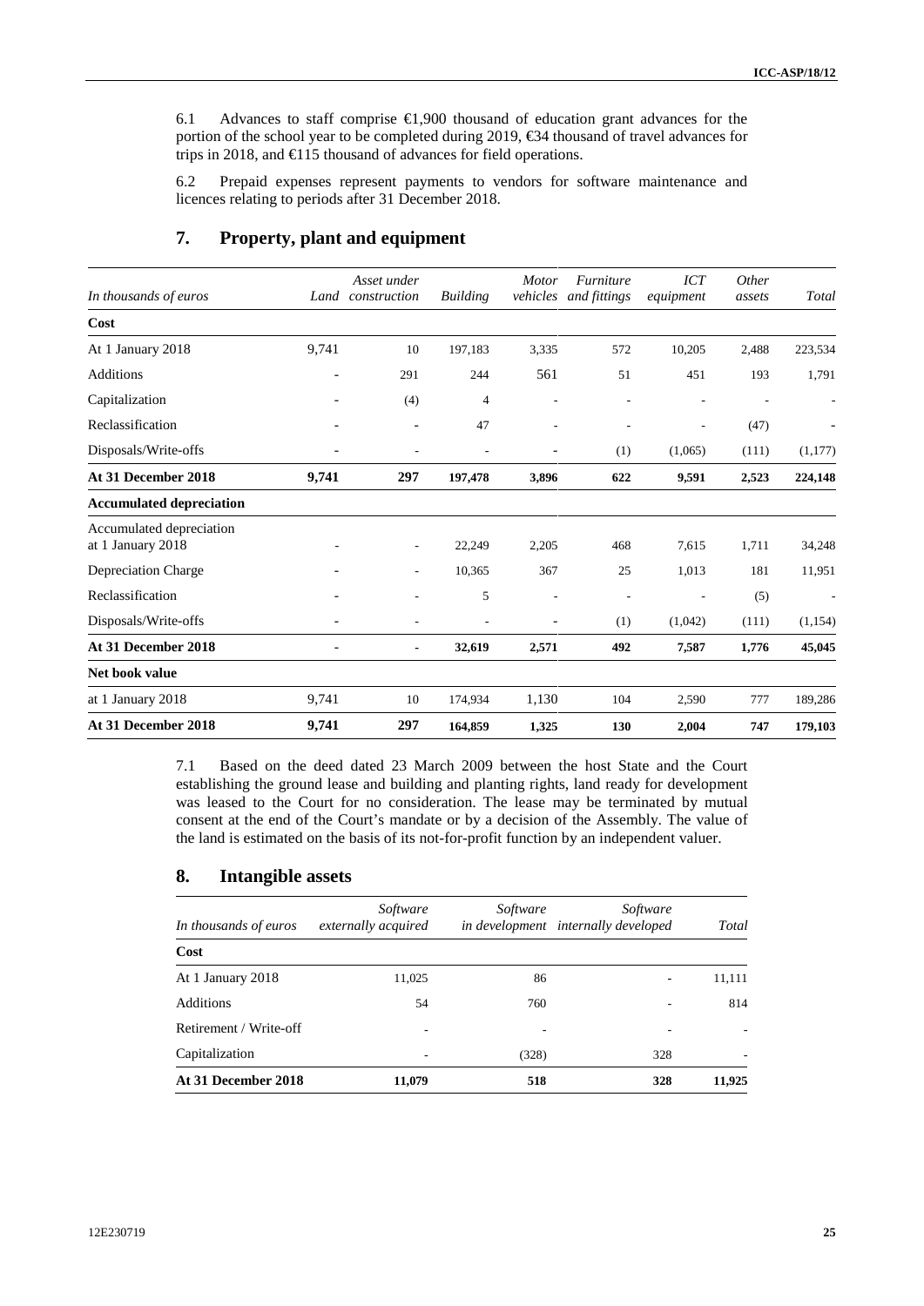6.1 Advances to staff comprise €1,900 thousand of education grant advances for the portion of the school year to be completed during 2019, €34 thousand of travel advances for trips in 2018, and €115 thousand of advances for field operations.

6.2 Prepaid expenses represent payments to vendors for software maintenance and licences relating to periods after 31 December 2018.

## 7. Property, plant and equipment

| *In thousands of euros* | *Land* | *Asset under construction* | *Building* | *Motor vehicles* | *Furniture and fittings* | *ICT equipment* | *Other assets* | *Total* |
|---|---|---|---|---|---|---|---|---|
| **Cost** | | | | | | | | |
| At 1 January 2018 | 9,741 | 10 | 197,183 | 3,335 | 572 | 10,205 | 2,488 | 223,534 |
| Additions | - | 291 | 244 | 561 | 51 | 451 | 193 | 1,791 |
| Capitalization | - | (4) | 4 | - | - | - | - | - |
| Reclassification | - | - | 47 | - | - | - | (47) | - |
| Disposals/Write-offs | - | - | - | - | (1) | (1,065) | (111) | (1,177) |
| **At 31 December 2018** | **9,741** | **297** | **197,478** | **3,896** | **622** | **9,591** | **2,523** | **224,148** |
| **Accumulated depreciation** | | | | | | | | |
| Accumulated depreciation at 1 January 2018 | - | - | 22,249 | 2,205 | 468 | 7,615 | 1,711 | 34,248 |
| Depreciation Charge | - | - | 10,365 | 367 | 25 | 1,013 | 181 | 11,951 |
| Reclassification | - | - | 5 | - | - | - | (5) | - |
| Disposals/Write-offs | - | - | - | - | (1) | (1,042) | (111) | (1,154) |
| **At 31 December 2018** | **-** | **-** | **32,619** | **2,571** | **492** | **7,587** | **1,776** | **45,045** |
| **Net book value** | | | | | | | | |
| at 1 January 2018 | 9,741 | 10 | 174,934 | 1,130 | 104 | 2,590 | 777 | 189,286 |
| **At 31 December 2018** | **9,741** | **297** | **164,859** | **1,325** | **130** | **2,004** | **747** | **179,103** |

7.1 Based on the deed dated 23 March 2009 between the host State and the Court establishing the ground lease and building and planting rights, land ready for development was leased to the Court for no consideration. The lease may be terminated by mutual consent at the end of the Court's mandate or by a decision of the Assembly. The value of the land is estimated on the basis of its not-for-profit function by an independent valuer.

## 8. Intangible assets

| *In thousands of euros* | *Software externally acquired* | *Software in development* | *Software internally developed* | *Total* |
|---|---|---|---|---|
| **Cost** | | | | |
| At 1 January 2018 | 11,025 | 86 | - | 11,111 |
| Additions | 54 | 760 | - | 814 |
| Retirement / Write-off | - | - | - | - |
| Capitalization | - | (328) | 328 | - |
| **At 31 December 2018** | **11,079** | **518** | **328** | **11,925** |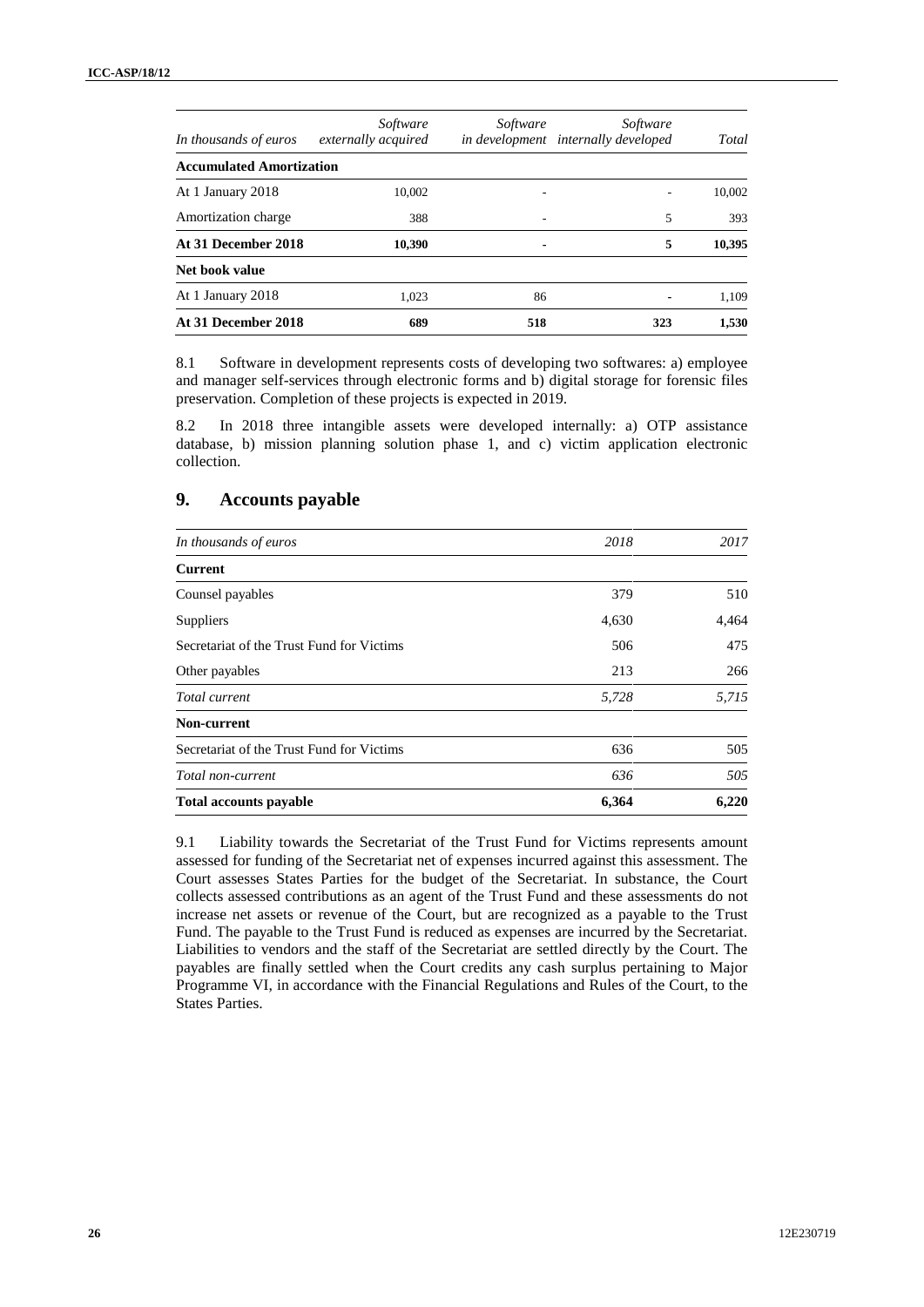| *In thousands of euros* | *Software externally acquired* | *Software in development* | *Software internally developed* | *Total* |
|---|---|---|---|---|
| **Accumulated Amortization** | | | | |
| At 1 January 2018 | 10,002 | - | - | 10,002 |
| Amortization charge | 388 | - | 5 | 393 |
| **At 31 December 2018** | **10,390** | **-** | **5** | **10,395** |
| **Net book value** | | | | |
| At 1 January 2018 | 1,023 | 86 | - | 1,109 |
| **At 31 December 2018** | **689** | **518** | **323** | **1,530** |

8.1 Software in development represents costs of developing two softwares: a) employee and manager self-services through electronic forms and b) digital storage for forensic files preservation. Completion of these projects is expected in 2019.

8.2 In 2018 three intangible assets were developed internally: a) OTP assistance database, b) mission planning solution phase 1, and c) victim application electronic collection.

## 9. Accounts payable

| *In thousands of euros* | *2018* | *2017* |
|---|---|---|
| **Current** | | |
| Counsel payables | 379 | 510 |
| Suppliers | 4,630 | 4,464 |
| Secretariat of the Trust Fund for Victims | 506 | 475 |
| Other payables | 213 | 266 |
| *Total current* | *5,728* | *5,715* |
| **Non-current** | | |
| Secretariat of the Trust Fund for Victims | 636 | 505 |
| *Total non-current* | *636* | *505* |
| **Total accounts payable** | **6,364** | **6,220** |

9.1 Liability towards the Secretariat of the Trust Fund for Victims represents amount assessed for funding of the Secretariat net of expenses incurred against this assessment. The Court assesses States Parties for the budget of the Secretariat. In substance, the Court collects assessed contributions as an agent of the Trust Fund and these assessments do not increase net assets or revenue of the Court, but are recognized as a payable to the Trust Fund. The payable to the Trust Fund is reduced as expenses are incurred by the Secretariat. Liabilities to vendors and the staff of the Secretariat are settled directly by the Court. The payables are finally settled when the Court credits any cash surplus pertaining to Major Programme VI, in accordance with the Financial Regulations and Rules of the Court, to the States Parties.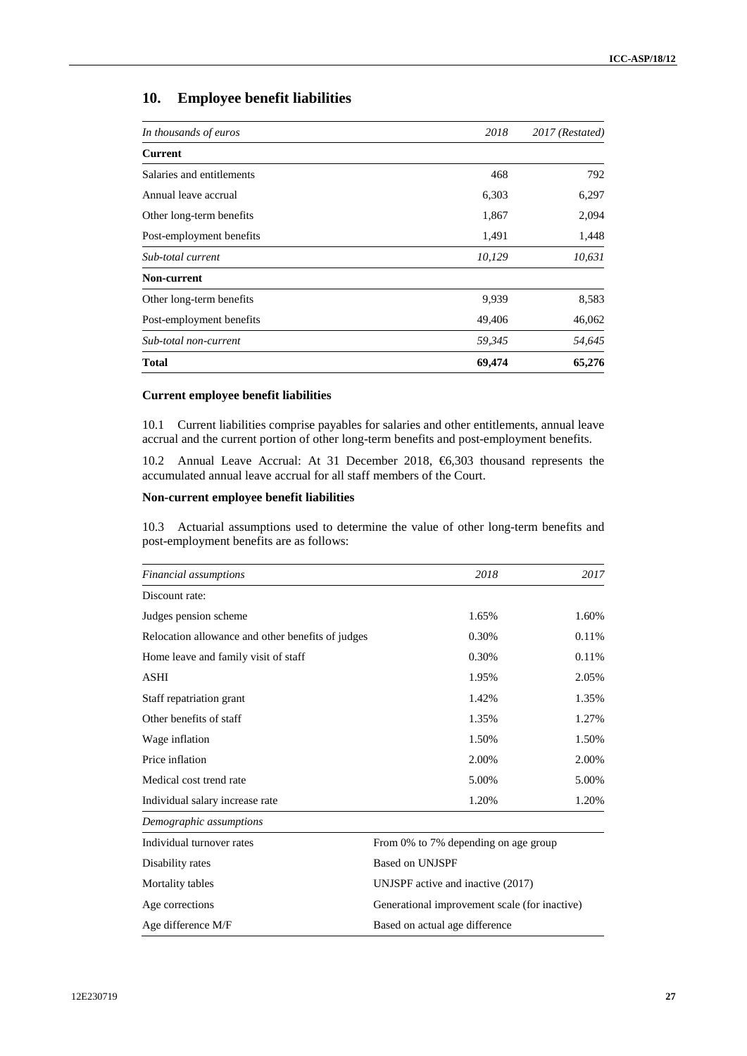## 10. Employee benefit liabilities

| *In thousands of euros* | *2018* | *2017 (Restated)* |
|---|---|---|
| **Current** | | |
| Salaries and entitlements | 468 | 792 |
| Annual leave accrual | 6,303 | 6,297 |
| Other long-term benefits | 1,867 | 2,094 |
| Post-employment benefits | 1,491 | 1,448 |
| *Sub-total current* | *10,129* | *10,631* |
| **Non-current** | | |
| Other long-term benefits | 9,939 | 8,583 |
| Post-employment benefits | 49,406 | 46,062 |
| *Sub-total non-current* | *59,345* | *54,645* |
| **Total** | **69,474** | **65,276** |

### Current employee benefit liabilities

10.1 Current liabilities comprise payables for salaries and other entitlements, annual leave accrual and the current portion of other long-term benefits and post-employment benefits.

10.2 Annual Leave Accrual: At 31 December 2018, €6,303 thousand represents the accumulated annual leave accrual for all staff members of the Court.

### Non-current employee benefit liabilities

10.3 Actuarial assumptions used to determine the value of other long-term benefits and post-employment benefits are as follows:

| *Financial assumptions* | *2018* | *2017* |
|---|---|---|
| Discount rate: | | |
| Judges pension scheme | 1.65% | 1.60% |
| Relocation allowance and other benefits of judges | 0.30% | 0.11% |
| Home leave and family visit of staff | 0.30% | 0.11% |
| ASHI | 1.95% | 2.05% |
| Staff repatriation grant | 1.42% | 1.35% |
| Other benefits of staff | 1.35% | 1.27% |
| Wage inflation | 1.50% | 1.50% |
| Price inflation | 2.00% | 2.00% |
| Medical cost trend rate | 5.00% | 5.00% |
| Individual salary increase rate | 1.20% | 1.20% |
| *Demographic assumptions* | | |
| Individual turnover rates | From 0% to 7% depending on age group | |
| Disability rates | Based on UNJSPF | |
| Mortality tables | UNJSPF active and inactive (2017) | |
| Age corrections | Generational improvement scale (for inactive) | |
| Age difference M/F | Based on actual age difference | |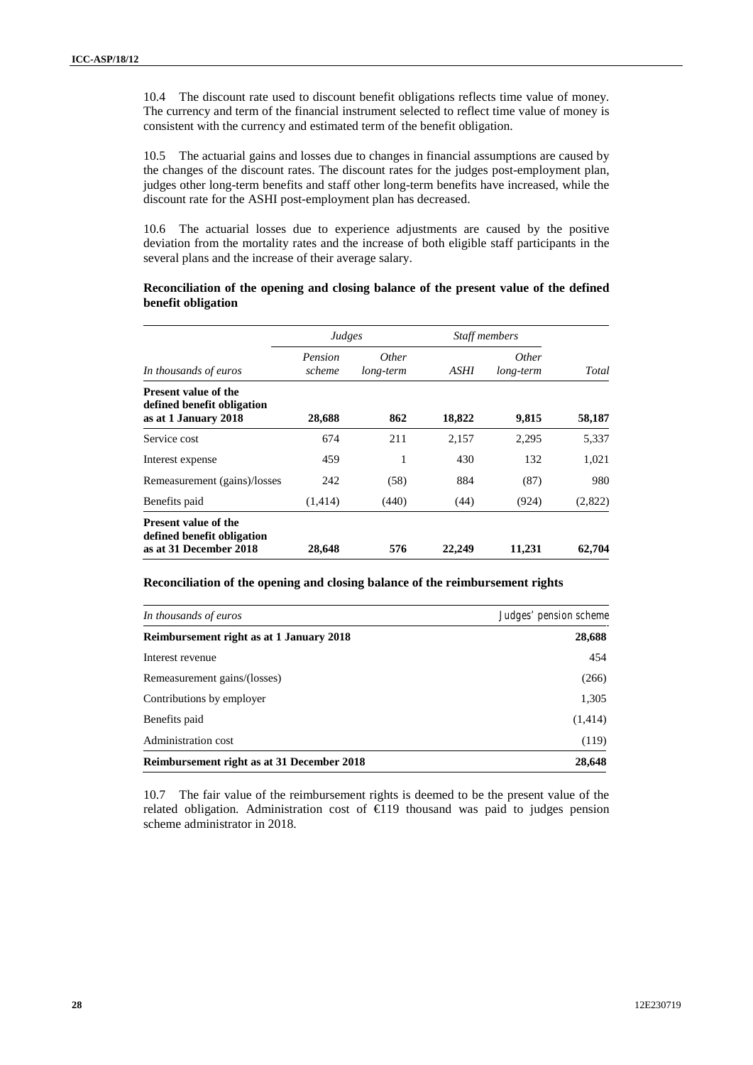10.4 The discount rate used to discount benefit obligations reflects time value of money. The currency and term of the financial instrument selected to reflect time value of money is consistent with the currency and estimated term of the benefit obligation.

10.5 The actuarial gains and losses due to changes in financial assumptions are caused by the changes of the discount rates. The discount rates for the judges post-employment plan, judges other long-term benefits and staff other long-term benefits have increased, while the discount rate for the ASHI post-employment plan has decreased.

10.6 The actuarial losses due to experience adjustments are caused by the positive deviation from the mortality rates and the increase of both eligible staff participants in the several plans and the increase of their average salary.

**Reconciliation of the opening and closing balance of the present value of the defined benefit obligation**

| | *Judges* | | *Staff members* | | |
|---|---|---|---|---|---|
| *In thousands of euros* | *Pension scheme* | *Other long-term* | *ASHI* | *Other long-term* | *Total* |
| **Present value of the defined benefit obligation as at 1 January 2018** | **28,688** | **862** | **18,822** | **9,815** | **58,187** |
| Service cost | 674 | 211 | 2,157 | 2,295 | 5,337 |
| Interest expense | 459 | 1 | 430 | 132 | 1,021 |
| Remeasurement (gains)/losses | 242 | (58) | 884 | (87) | 980 |
| Benefits paid | (1,414) | (440) | (44) | (924) | (2,822) |
| **Present value of the defined benefit obligation as at 31 December 2018** | **28,648** | **576** | **22,249** | **11,231** | **62,704** |

**Reconciliation of the opening and closing balance of the reimbursement rights**

| *In thousands of euros* | Judges' pension scheme |
|---|---|
| **Reimbursement right as at 1 January 2018** | **28,688** |
| Interest revenue | 454 |
| Remeasurement gains/(losses) | (266) |
| Contributions by employer | 1,305 |
| Benefits paid | (1,414) |
| Administration cost | (119) |
| **Reimbursement right as at 31 December 2018** | **28,648** |

10.7 The fair value of the reimbursement rights is deemed to be the present value of the related obligation. Administration cost of €119 thousand was paid to judges pension scheme administrator in 2018.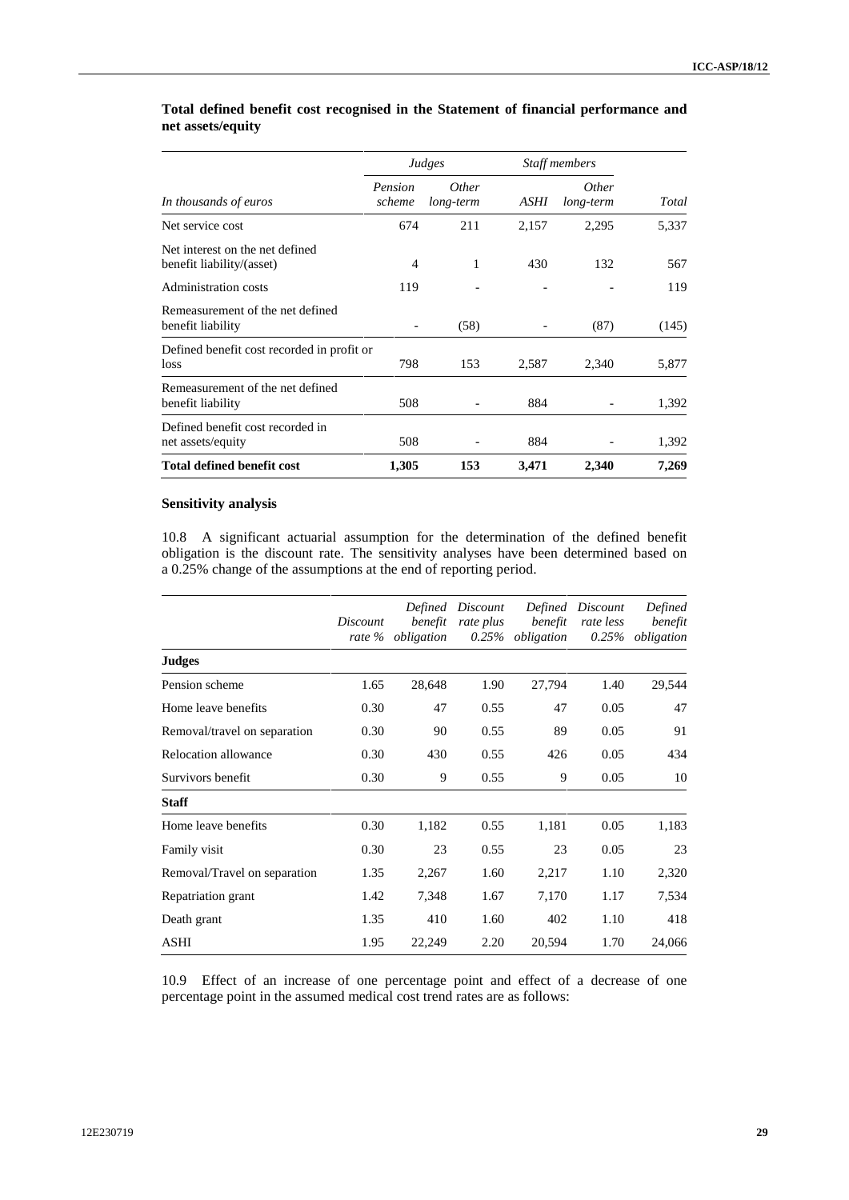**Total defined benefit cost recognised in the Statement of financial performance and net assets/equity**

| | *Judges* | | *Staff members* | | |
|---|---|---|---|---|---|
| *In thousands of euros* | *Pension scheme* | *Other long-term* | *ASHI* | *Other long-term* | *Total* |
| Net service cost | 674 | 211 | 2,157 | 2,295 | 5,337 |
| Net interest on the net defined benefit liability/(asset) | 4 | 1 | 430 | 132 | 567 |
| Administration costs | 119 | - | - | - | 119 |
| Remeasurement of the net defined benefit liability | - | (58) | - | (87) | (145) |
| Defined benefit cost recorded in profit or loss | 798 | 153 | 2,587 | 2,340 | 5,877 |
| Remeasurement of the net defined benefit liability | 508 | - | 884 | - | 1,392 |
| Defined benefit cost recorded in net assets/equity | 508 | - | 884 | - | 1,392 |
| **Total defined benefit cost** | **1,305** | **153** | **3,471** | **2,340** | **7,269** |

**Sensitivity analysis**

10.8 A significant actuarial assumption for the determination of the defined benefit obligation is the discount rate. The sensitivity analyses have been determined based on a 0.25% change of the assumptions at the end of reporting period.

| | *Discount rate %* | *Defined benefit obligation* | *Discount rate plus 0.25%* | *Defined benefit obligation* | *Discount rate less 0.25%* | *Defined benefit obligation* |
|---|---|---|---|---|---|---|
| **Judges** | | | | | | |
| Pension scheme | 1.65 | 28,648 | 1.90 | 27,794 | 1.40 | 29,544 |
| Home leave benefits | 0.30 | 47 | 0.55 | 47 | 0.05 | 47 |
| Removal/travel on separation | 0.30 | 90 | 0.55 | 89 | 0.05 | 91 |
| Relocation allowance | 0.30 | 430 | 0.55 | 426 | 0.05 | 434 |
| Survivors benefit | 0.30 | 9 | 0.55 | 9 | 0.05 | 10 |
| **Staff** | | | | | | |
| Home leave benefits | 0.30 | 1,182 | 0.55 | 1,181 | 0.05 | 1,183 |
| Family visit | 0.30 | 23 | 0.55 | 23 | 0.05 | 23 |
| Removal/Travel on separation | 1.35 | 2,267 | 1.60 | 2,217 | 1.10 | 2,320 |
| Repatriation grant | 1.42 | 7,348 | 1.67 | 7,170 | 1.17 | 7,534 |
| Death grant | 1.35 | 410 | 1.60 | 402 | 1.10 | 418 |
| ASHI | 1.95 | 22,249 | 2.20 | 20,594 | 1.70 | 24,066 |

10.9 Effect of an increase of one percentage point and effect of a decrease of one percentage point in the assumed medical cost trend rates are as follows: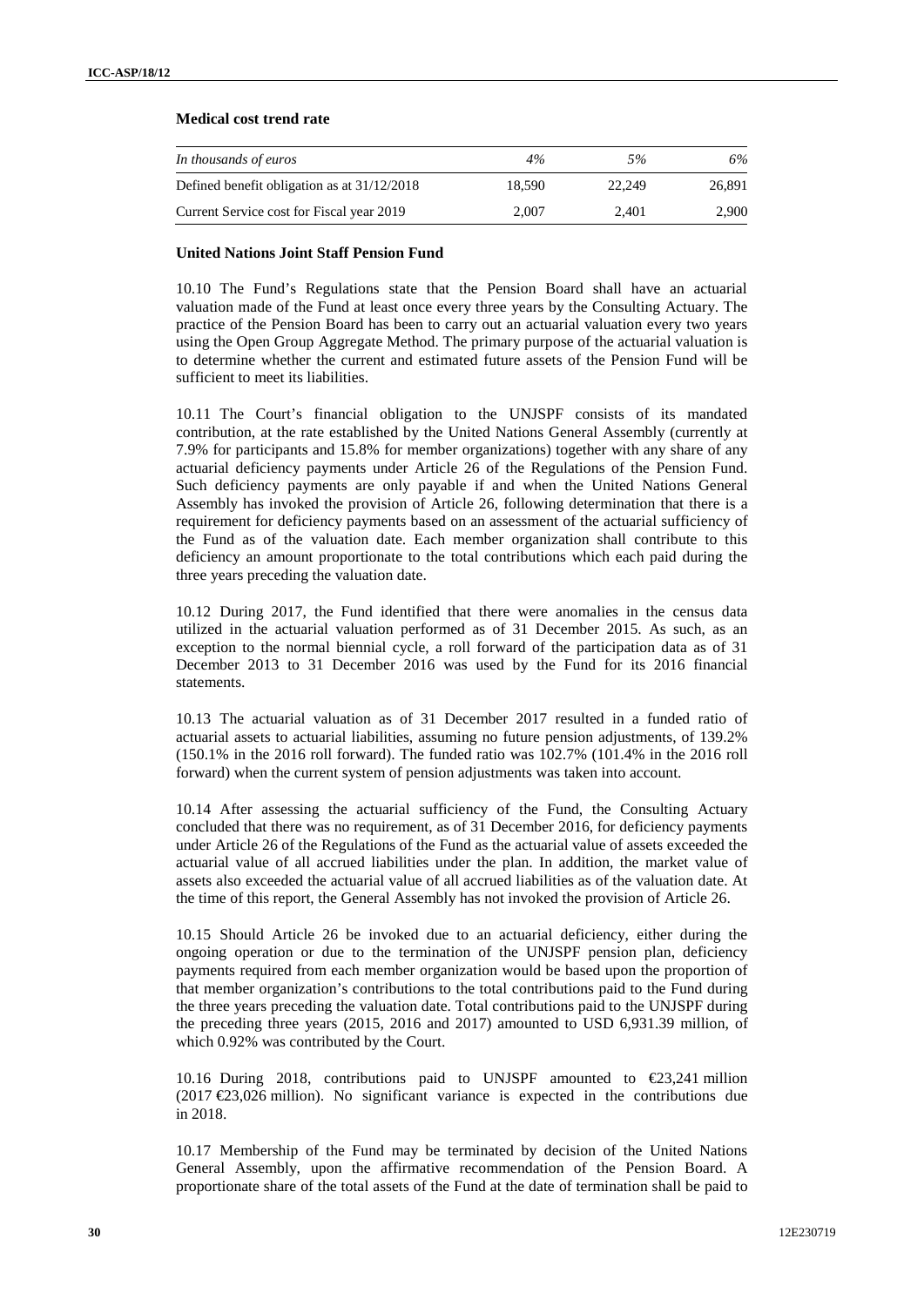**Medical cost trend rate**

| *In thousands of euros* | *4%* | *5%* | *6%* |
|---|---|---|---|
| Defined benefit obligation as at 31/12/2018 | 18,590 | 22,249 | 26,891 |
| Current Service cost for Fiscal year 2019 | 2,007 | 2,401 | 2,900 |

**United Nations Joint Staff Pension Fund**

10.10 The Fund's Regulations state that the Pension Board shall have an actuarial valuation made of the Fund at least once every three years by the Consulting Actuary. The practice of the Pension Board has been to carry out an actuarial valuation every two years using the Open Group Aggregate Method. The primary purpose of the actuarial valuation is to determine whether the current and estimated future assets of the Pension Fund will be sufficient to meet its liabilities.

10.11 The Court's financial obligation to the UNJSPF consists of its mandated contribution, at the rate established by the United Nations General Assembly (currently at 7.9% for participants and 15.8% for member organizations) together with any share of any actuarial deficiency payments under Article 26 of the Regulations of the Pension Fund. Such deficiency payments are only payable if and when the United Nations General Assembly has invoked the provision of Article 26, following determination that there is a requirement for deficiency payments based on an assessment of the actuarial sufficiency of the Fund as of the valuation date. Each member organization shall contribute to this deficiency an amount proportionate to the total contributions which each paid during the three years preceding the valuation date.

10.12 During 2017, the Fund identified that there were anomalies in the census data utilized in the actuarial valuation performed as of 31 December 2015. As such, as an exception to the normal biennial cycle, a roll forward of the participation data as of 31 December 2013 to 31 December 2016 was used by the Fund for its 2016 financial statements.

10.13 The actuarial valuation as of 31 December 2017 resulted in a funded ratio of actuarial assets to actuarial liabilities, assuming no future pension adjustments, of 139.2% (150.1% in the 2016 roll forward). The funded ratio was 102.7% (101.4% in the 2016 roll forward) when the current system of pension adjustments was taken into account.

10.14 After assessing the actuarial sufficiency of the Fund, the Consulting Actuary concluded that there was no requirement, as of 31 December 2016, for deficiency payments under Article 26 of the Regulations of the Fund as the actuarial value of assets exceeded the actuarial value of all accrued liabilities under the plan. In addition, the market value of assets also exceeded the actuarial value of all accrued liabilities as of the valuation date. At the time of this report, the General Assembly has not invoked the provision of Article 26.

10.15 Should Article 26 be invoked due to an actuarial deficiency, either during the ongoing operation or due to the termination of the UNJSPF pension plan, deficiency payments required from each member organization would be based upon the proportion of that member organization's contributions to the total contributions paid to the Fund during the three years preceding the valuation date. Total contributions paid to the UNJSPF during the preceding three years (2015, 2016 and 2017) amounted to USD 6,931.39 million, of which 0.92% was contributed by the Court.

10.16 During 2018, contributions paid to UNJSPF amounted to €23,241 million (2017 €23,026 million). No significant variance is expected in the contributions due in 2018.

10.17 Membership of the Fund may be terminated by decision of the United Nations General Assembly, upon the affirmative recommendation of the Pension Board. A proportionate share of the total assets of the Fund at the date of termination shall be paid to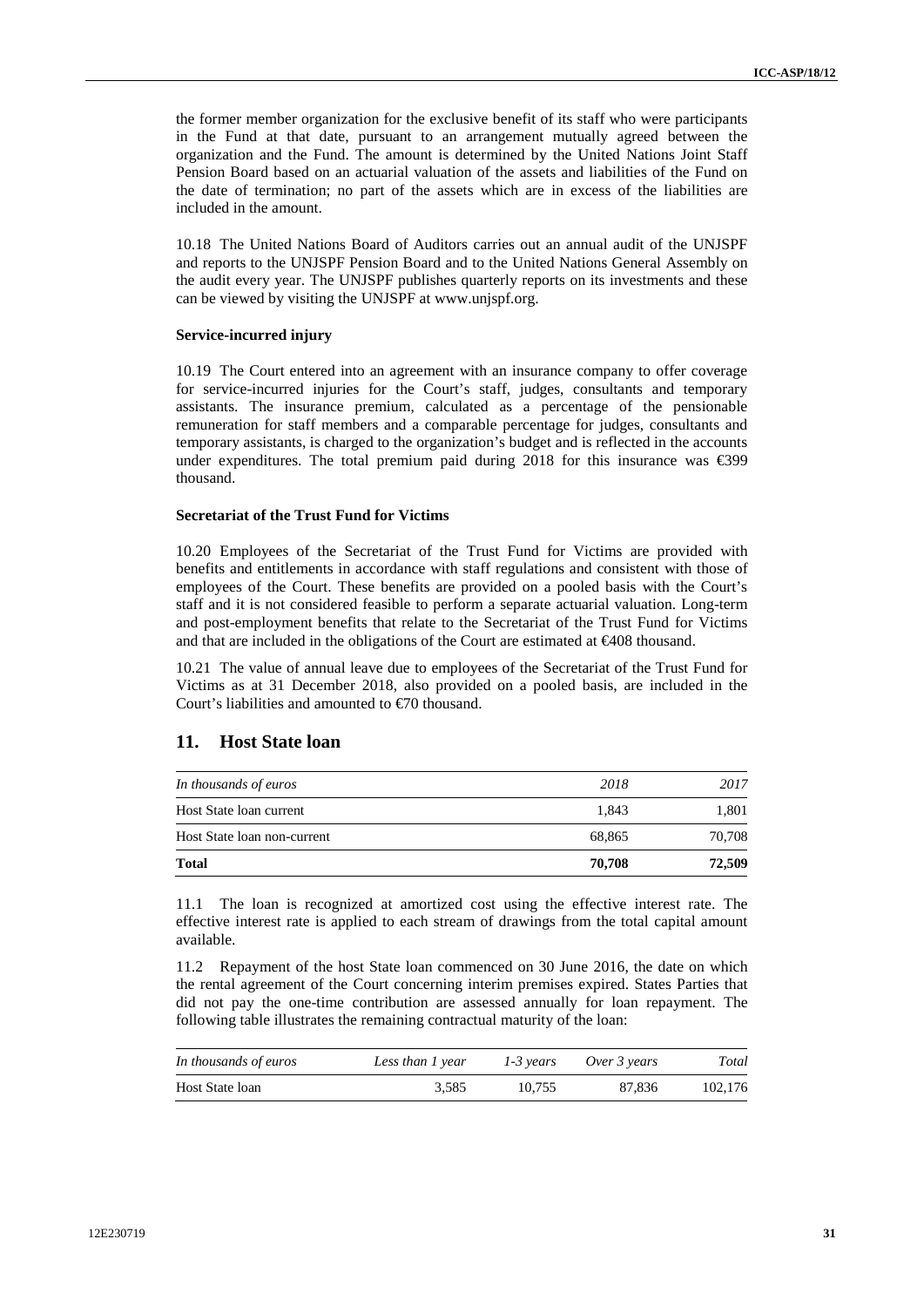the former member organization for the exclusive benefit of its staff who were participants in the Fund at that date, pursuant to an arrangement mutually agreed between the organization and the Fund. The amount is determined by the United Nations Joint Staff Pension Board based on an actuarial valuation of the assets and liabilities of the Fund on the date of termination; no part of the assets which are in excess of the liabilities are included in the amount.

10.18 The United Nations Board of Auditors carries out an annual audit of the UNJSPF and reports to the UNJSPF Pension Board and to the United Nations General Assembly on the audit every year. The UNJSPF publishes quarterly reports on its investments and these can be viewed by visiting the UNJSPF at www.unjspf.org.

**Service-incurred injury**

10.19 The Court entered into an agreement with an insurance company to offer coverage for service-incurred injuries for the Court's staff, judges, consultants and temporary assistants. The insurance premium, calculated as a percentage of the pensionable remuneration for staff members and a comparable percentage for judges, consultants and temporary assistants, is charged to the organization's budget and is reflected in the accounts under expenditures. The total premium paid during 2018 for this insurance was €399 thousand.

**Secretariat of the Trust Fund for Victims**

10.20 Employees of the Secretariat of the Trust Fund for Victims are provided with benefits and entitlements in accordance with staff regulations and consistent with those of employees of the Court. These benefits are provided on a pooled basis with the Court's staff and it is not considered feasible to perform a separate actuarial valuation. Long-term and post-employment benefits that relate to the Secretariat of the Trust Fund for Victims and that are included in the obligations of the Court are estimated at €408 thousand.

10.21 The value of annual leave due to employees of the Secretariat of the Trust Fund for Victims as at 31 December 2018, also provided on a pooled basis, are included in the Court's liabilities and amounted to €70 thousand.

## 11. Host State loan

| *In thousands of euros* | *2018* | *2017* |
|---|---|---|
| Host State loan current | 1,843 | 1,801 |
| Host State loan non-current | 68,865 | 70,708 |
| **Total** | **70,708** | **72,509** |

11.1 The loan is recognized at amortized cost using the effective interest rate. The effective interest rate is applied to each stream of drawings from the total capital amount available.

11.2 Repayment of the host State loan commenced on 30 June 2016, the date on which the rental agreement of the Court concerning interim premises expired. States Parties that did not pay the one-time contribution are assessed annually for loan repayment. The following table illustrates the remaining contractual maturity of the loan:

| *In thousands of euros* | *Less than 1 year* | *1-3 years* | *Over 3 years* | *Total* |
|---|---|---|---|---|
| Host State loan | 3,585 | 10,755 | 87,836 | 102,176 |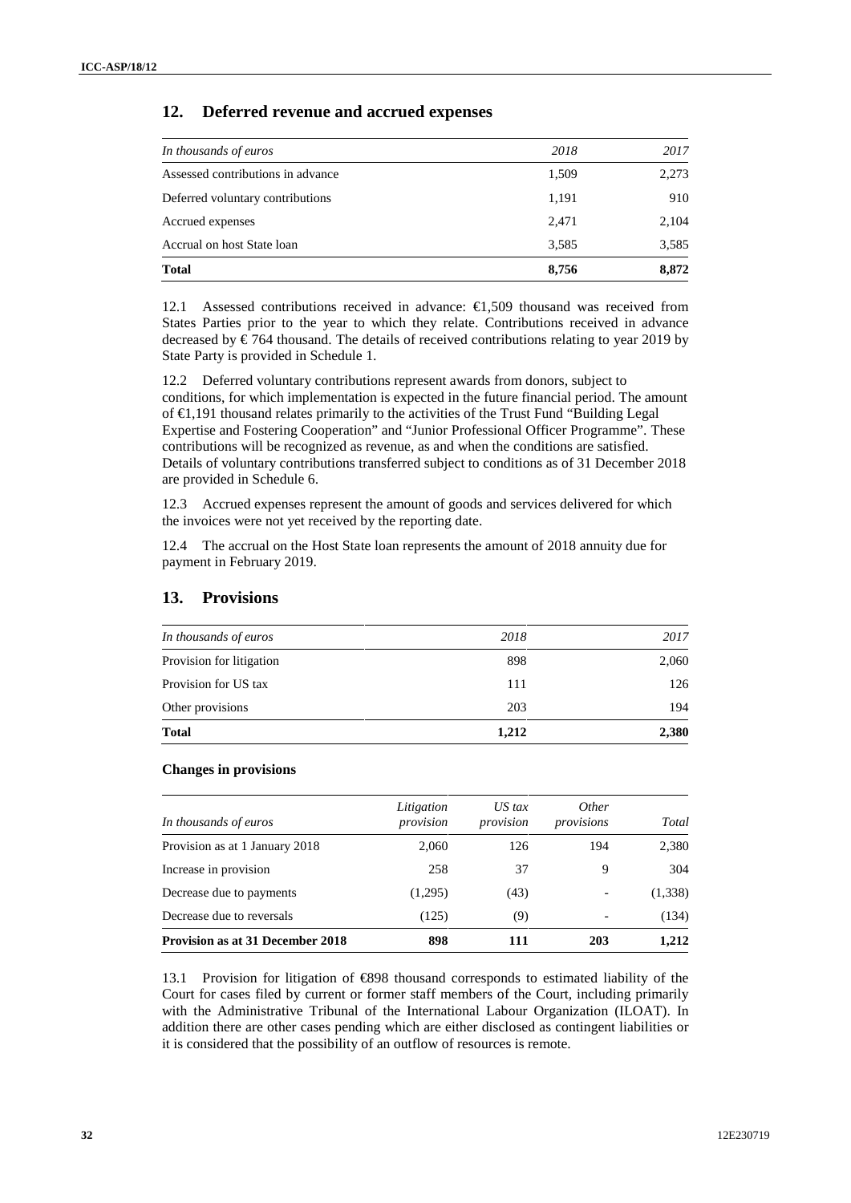## 12. Deferred revenue and accrued expenses

| *In thousands of euros* | *2018* | *2017* |
|---|---|---|
| Assessed contributions in advance | 1,509 | 2,273 |
| Deferred voluntary contributions | 1,191 | 910 |
| Accrued expenses | 2,471 | 2,104 |
| Accrual on host State loan | 3,585 | 3,585 |
| **Total** | **8,756** | **8,872** |

12.1 Assessed contributions received in advance: €1,509 thousand was received from States Parties prior to the year to which they relate. Contributions received in advance decreased by € 764 thousand. The details of received contributions relating to year 2019 by State Party is provided in Schedule 1.

12.2 Deferred voluntary contributions represent awards from donors, subject to conditions, for which implementation is expected in the future financial period. The amount of €1,191 thousand relates primarily to the activities of the Trust Fund "Building Legal Expertise and Fostering Cooperation" and "Junior Professional Officer Programme". These contributions will be recognized as revenue, as and when the conditions are satisfied. Details of voluntary contributions transferred subject to conditions as of 31 December 2018 are provided in Schedule 6.

12.3 Accrued expenses represent the amount of goods and services delivered for which the invoices were not yet received by the reporting date.

12.4 The accrual on the Host State loan represents the amount of 2018 annuity due for payment in February 2019.

## 13. Provisions

| *In thousands of euros* | *2018* | *2017* |
|---|---|---|
| Provision for litigation | 898 | 2,060 |
| Provision for US tax | 111 | 126 |
| Other provisions | 203 | 194 |
| **Total** | **1,212** | **2,380** |

**Changes in provisions**

| *In thousands of euros* | *Litigation provision* | *US tax provision* | *Other provisions* | *Total* |
|---|---|---|---|---|
| Provision as at 1 January 2018 | 2,060 | 126 | 194 | 2,380 |
| Increase in provision | 258 | 37 | 9 | 304 |
| Decrease due to payments | (1,295) | (43) | - | (1,338) |
| Decrease due to reversals | (125) | (9) | - | (134) |
| **Provision as at 31 December 2018** | **898** | **111** | **203** | **1,212** |

13.1 Provision for litigation of €898 thousand corresponds to estimated liability of the Court for cases filed by current or former staff members of the Court, including primarily with the Administrative Tribunal of the International Labour Organization (ILOAT). In addition there are other cases pending which are either disclosed as contingent liabilities or it is considered that the possibility of an outflow of resources is remote.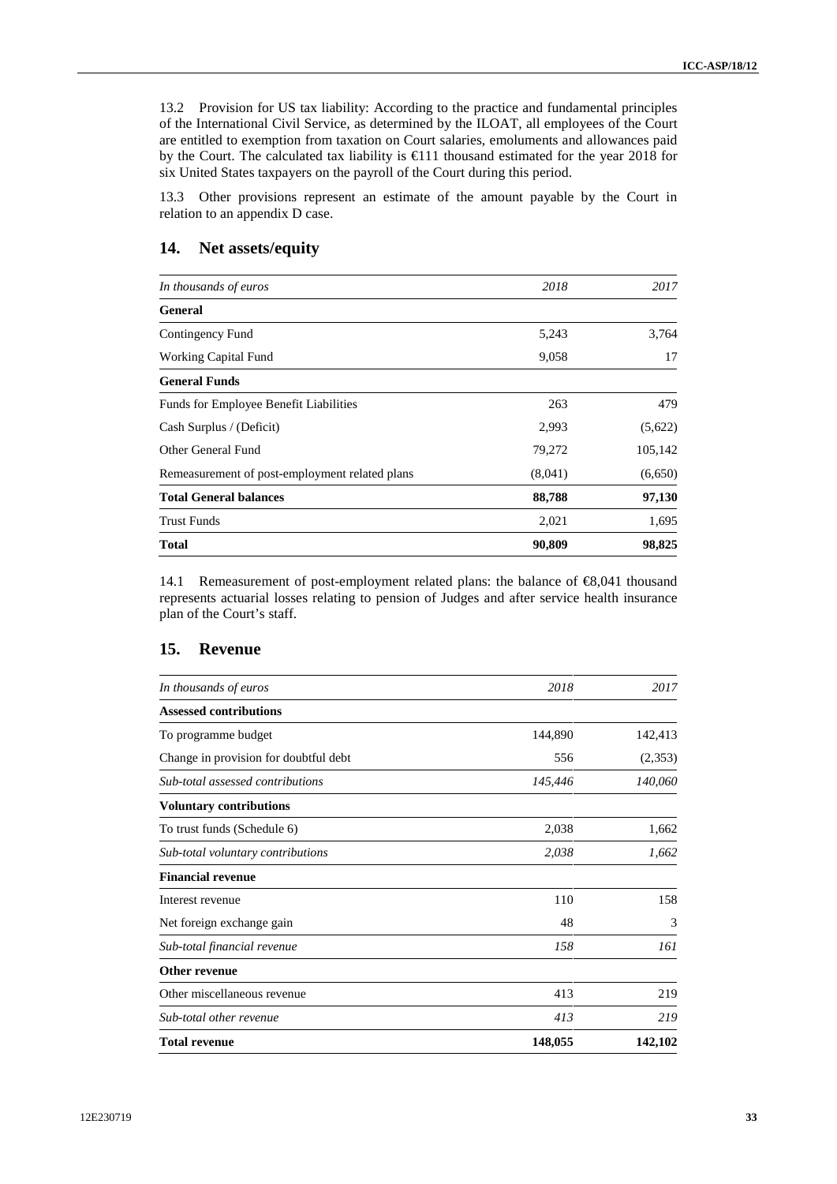13.2 Provision for US tax liability: According to the practice and fundamental principles of the International Civil Service, as determined by the ILOAT, all employees of the Court are entitled to exemption from taxation on Court salaries, emoluments and allowances paid by the Court. The calculated tax liability is €111 thousand estimated for the year 2018 for six United States taxpayers on the payroll of the Court during this period.

13.3 Other provisions represent an estimate of the amount payable by the Court in relation to an appendix D case.

## 14. Net assets/equity

| *In thousands of euros* | *2018* | *2017* |
|---|---:|---:|
| **General** | | |
| Contingency Fund | 5,243 | 3,764 |
| Working Capital Fund | 9,058 | 17 |
| **General Funds** | | |
| Funds for Employee Benefit Liabilities | 263 | 479 |
| Cash Surplus / (Deficit) | 2,993 | (5,622) |
| Other General Fund | 79,272 | 105,142 |
| Remeasurement of post-employment related plans | (8,041) | (6,650) |
| **Total General balances** | **88,788** | **97,130** |
| Trust Funds | 2,021 | 1,695 |
| **Total** | **90,809** | **98,825** |

14.1 Remeasurement of post-employment related plans: the balance of €8,041 thousand represents actuarial losses relating to pension of Judges and after service health insurance plan of the Court's staff.

## 15. Revenue

| *In thousands of euros* | *2018* | *2017* |
|---|---:|---:|
| **Assessed contributions** | | |
| To programme budget | 144,890 | 142,413 |
| Change in provision for doubtful debt | 556 | (2,353) |
| *Sub-total assessed contributions* | *145,446* | *140,060* |
| **Voluntary contributions** | | |
| To trust funds (Schedule 6) | 2,038 | 1,662 |
| *Sub-total voluntary contributions* | *2,038* | *1,662* |
| **Financial revenue** | | |
| Interest revenue | 110 | 158 |
| Net foreign exchange gain | 48 | 3 |
| *Sub-total financial revenue* | *158* | *161* |
| **Other revenue** | | |
| Other miscellaneous revenue | 413 | 219 |
| *Sub-total other revenue* | *413* | *219* |
| **Total revenue** | **148,055** | **142,102** |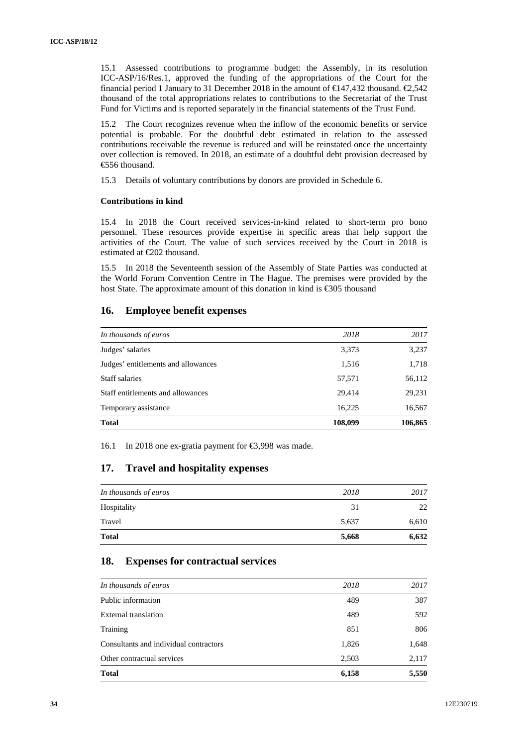15.1 Assessed contributions to programme budget: the Assembly, in its resolution ICC-ASP/16/Res.1, approved the funding of the appropriations of the Court for the financial period 1 January to 31 December 2018 in the amount of €147,432 thousand. €2,542 thousand of the total appropriations relates to contributions to the Secretariat of the Trust Fund for Victims and is reported separately in the financial statements of the Trust Fund.

15.2 The Court recognizes revenue when the inflow of the economic benefits or service potential is probable. For the doubtful debt estimated in relation to the assessed contributions receivable the revenue is reduced and will be reinstated once the uncertainty over collection is removed. In 2018, an estimate of a doubtful debt provision decreased by €556 thousand.

15.3 Details of voluntary contributions by donors are provided in Schedule 6.

**Contributions in kind**

15.4 In 2018 the Court received services-in-kind related to short-term pro bono personnel. These resources provide expertise in specific areas that help support the activities of the Court. The value of such services received by the Court in 2018 is estimated at €202 thousand.

15.5 In 2018 the Seventeenth session of the Assembly of State Parties was conducted at the World Forum Convention Centre in The Hague. The premises were provided by the host State. The approximate amount of this donation in kind is €305 thousand

## 16. Employee benefit expenses

| *In thousands of euros* | *2018* | *2017* |
|---|---|---|
| Judges' salaries | 3,373 | 3,237 |
| Judges' entitlements and allowances | 1,516 | 1,718 |
| Staff salaries | 57,571 | 56,112 |
| Staff entitlements and allowances | 29,414 | 29,231 |
| Temporary assistance | 16,225 | 16,567 |
| **Total** | **108,099** | **106,865** |

16.1 In 2018 one ex-gratia payment for €3,998 was made.

## 17. Travel and hospitality expenses

| *In thousands of euros* | *2018* | *2017* |
|---|---|---|
| Hospitality | 31 | 22 |
| Travel | 5,637 | 6,610 |
| **Total** | **5,668** | **6,632** |

## 18. Expenses for contractual services

| *In thousands of euros* | *2018* | *2017* |
|---|---|---|
| Public information | 489 | 387 |
| External translation | 489 | 592 |
| Training | 851 | 806 |
| Consultants and individual contractors | 1,826 | 1,648 |
| Other contractual services | 2,503 | 2,117 |
| **Total** | **6,158** | **5,550** |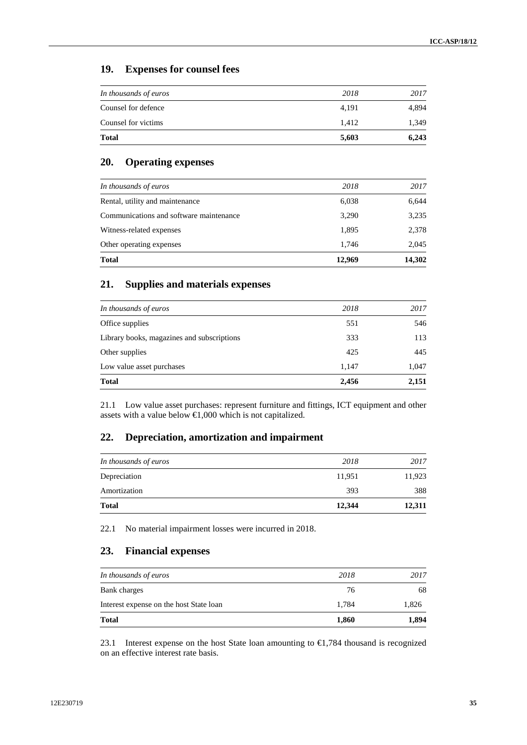## 19. Expenses for counsel fees

| *In thousands of euros* | *2018* | *2017* |
|---|---|---|
| Counsel for defence | 4,191 | 4,894 |
| Counsel for victims | 1,412 | 1,349 |
| **Total** | **5,603** | **6,243** |

## 20. Operating expenses

| *In thousands of euros* | *2018* | *2017* |
|---|---|---|
| Rental, utility and maintenance | 6,038 | 6,644 |
| Communications and software maintenance | 3,290 | 3,235 |
| Witness-related expenses | 1,895 | 2,378 |
| Other operating expenses | 1,746 | 2,045 |
| **Total** | **12,969** | **14,302** |

## 21. Supplies and materials expenses

| *In thousands of euros* | *2018* | *2017* |
|---|---|---|
| Office supplies | 551 | 546 |
| Library books, magazines and subscriptions | 333 | 113 |
| Other supplies | 425 | 445 |
| Low value asset purchases | 1,147 | 1,047 |
| **Total** | **2,456** | **2,151** |

21.1 Low value asset purchases: represent furniture and fittings, ICT equipment and other assets with a value below €1,000 which is not capitalized.

## 22. Depreciation, amortization and impairment

| *In thousands of euros* | *2018* | *2017* |
|---|---|---|
| Depreciation | 11,951 | 11,923 |
| Amortization | 393 | 388 |
| **Total** | **12,344** | **12,311** |

22.1 No material impairment losses were incurred in 2018.

## 23. Financial expenses

| *In thousands of euros* | *2018* | *2017* |
|---|---|---|
| Bank charges | 76 | 68 |
| Interest expense on the host State loan | 1,784 | 1,826 |
| **Total** | **1,860** | **1,894** |

23.1 Interest expense on the host State loan amounting to €1,784 thousand is recognized on an effective interest rate basis.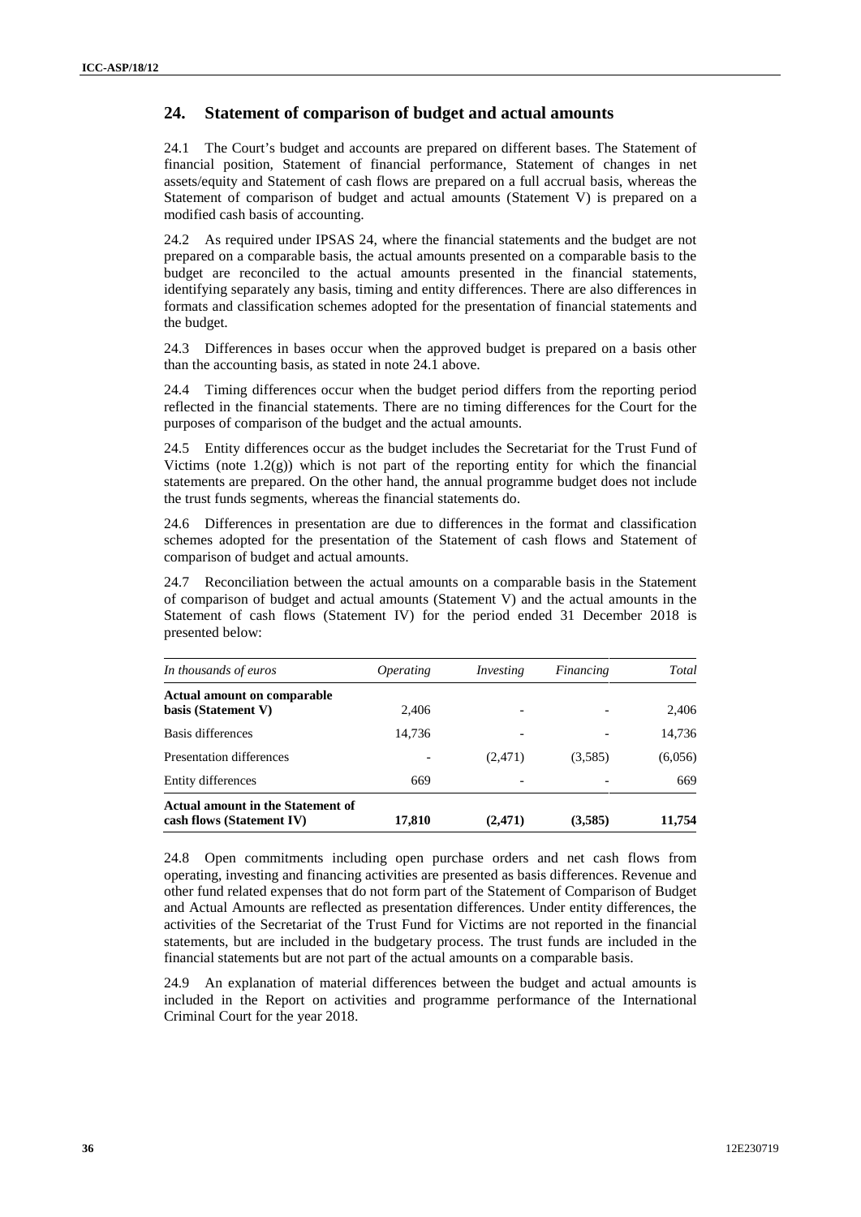## 24. Statement of comparison of budget and actual amounts

24.1 The Court's budget and accounts are prepared on different bases. The Statement of financial position, Statement of financial performance, Statement of changes in net assets/equity and Statement of cash flows are prepared on a full accrual basis, whereas the Statement of comparison of budget and actual amounts (Statement V) is prepared on a modified cash basis of accounting.

24.2 As required under IPSAS 24, where the financial statements and the budget are not prepared on a comparable basis, the actual amounts presented on a comparable basis to the budget are reconciled to the actual amounts presented in the financial statements, identifying separately any basis, timing and entity differences. There are also differences in formats and classification schemes adopted for the presentation of financial statements and the budget.

24.3 Differences in bases occur when the approved budget is prepared on a basis other than the accounting basis, as stated in note 24.1 above.

24.4 Timing differences occur when the budget period differs from the reporting period reflected in the financial statements. There are no timing differences for the Court for the purposes of comparison of the budget and the actual amounts.

24.5 Entity differences occur as the budget includes the Secretariat for the Trust Fund of Victims (note 1.2(g)) which is not part of the reporting entity for which the financial statements are prepared. On the other hand, the annual programme budget does not include the trust funds segments, whereas the financial statements do.

24.6 Differences in presentation are due to differences in the format and classification schemes adopted for the presentation of the Statement of cash flows and Statement of comparison of budget and actual amounts.

24.7 Reconciliation between the actual amounts on a comparable basis in the Statement of comparison of budget and actual amounts (Statement V) and the actual amounts in the Statement of cash flows (Statement IV) for the period ended 31 December 2018 is presented below:

| *In thousands of euros* | *Operating* | *Investing* | *Financing* | *Total* |
|---|---|---|---|---|
| **Actual amount on comparable basis (Statement V)** | 2,406 | - | - | 2,406 |
| Basis differences | 14,736 | - | - | 14,736 |
| Presentation differences | - | (2,471) | (3,585) | (6,056) |
| Entity differences | 669 | - | - | 669 |
| **Actual amount in the Statement of cash flows (Statement IV)** | **17,810** | **(2,471)** | **(3,585)** | **11,754** |

24.8 Open commitments including open purchase orders and net cash flows from operating, investing and financing activities are presented as basis differences. Revenue and other fund related expenses that do not form part of the Statement of Comparison of Budget and Actual Amounts are reflected as presentation differences. Under entity differences, the activities of the Secretariat of the Trust Fund for Victims are not reported in the financial statements, but are included in the budgetary process. The trust funds are included in the financial statements but are not part of the actual amounts on a comparable basis.

24.9 An explanation of material differences between the budget and actual amounts is included in the Report on activities and programme performance of the International Criminal Court for the year 2018.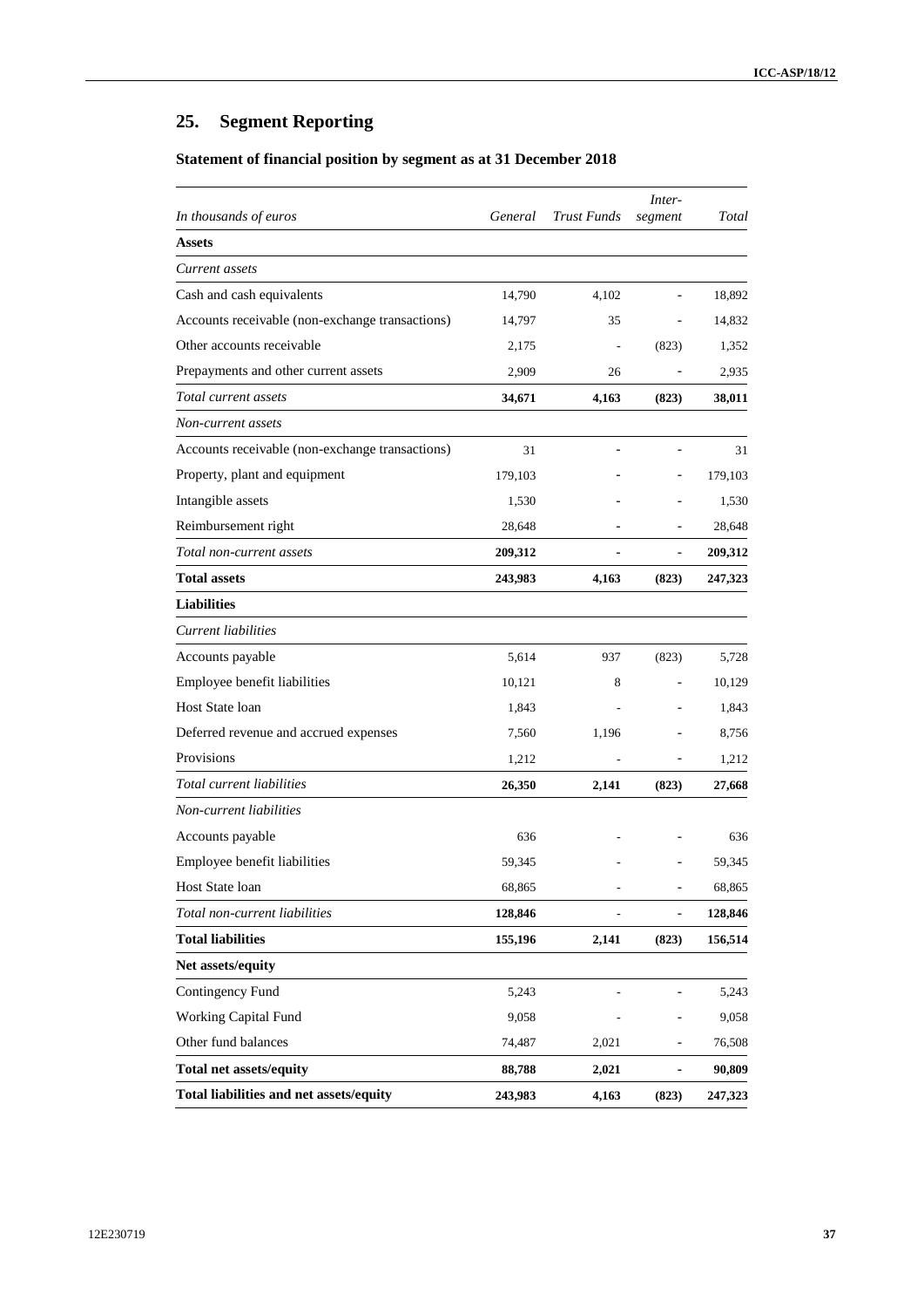## 25. Segment Reporting

### Statement of financial position by segment as at 31 December 2018

| *In thousands of euros* | *General* | *Trust Funds* | *Inter-segment* | *Total* |
|---|---|---|---|---|
| **Assets** | | | | |
| *Current assets* | | | | |
| Cash and cash equivalents | 14,790 | 4,102 | - | 18,892 |
| Accounts receivable (non-exchange transactions) | 14,797 | 35 | - | 14,832 |
| Other accounts receivable | 2,175 | - | (823) | 1,352 |
| Prepayments and other current assets | 2,909 | 26 | - | 2,935 |
| *Total current assets* | **34,671** | **4,163** | **(823)** | **38,011** |
| *Non-current assets* | | | | |
| Accounts receivable (non-exchange transactions) | 31 | - | - | 31 |
| Property, plant and equipment | 179,103 | - | - | 179,103 |
| Intangible assets | 1,530 | - | - | 1,530 |
| Reimbursement right | 28,648 | - | - | 28,648 |
| *Total non-current assets* | **209,312** | **-** | **-** | **209,312** |
| **Total assets** | **243,983** | **4,163** | **(823)** | **247,323** |
| **Liabilities** | | | | |
| *Current liabilities* | | | | |
| Accounts payable | 5,614 | 937 | (823) | 5,728 |
| Employee benefit liabilities | 10,121 | 8 | - | 10,129 |
| Host State loan | 1,843 | - | - | 1,843 |
| Deferred revenue and accrued expenses | 7,560 | 1,196 | - | 8,756 |
| Provisions | 1,212 | - | - | 1,212 |
| *Total current liabilities* | **26,350** | **2,141** | **(823)** | **27,668** |
| *Non-current liabilities* | | | | |
| Accounts payable | 636 | - | - | 636 |
| Employee benefit liabilities | 59,345 | - | - | 59,345 |
| Host State loan | 68,865 | - | - | 68,865 |
| *Total non-current liabilities* | **128,846** | **-** | **-** | **128,846** |
| **Total liabilities** | **155,196** | **2,141** | **(823)** | **156,514** |
| **Net assets/equity** | | | | |
| Contingency Fund | 5,243 | - | - | 5,243 |
| Working Capital Fund | 9,058 | - | - | 9,058 |
| Other fund balances | 74,487 | 2,021 | - | 76,508 |
| **Total net assets/equity** | **88,788** | **2,021** | **-** | **90,809** |
| **Total liabilities and net assets/equity** | **243,983** | **4,163** | **(823)** | **247,323** |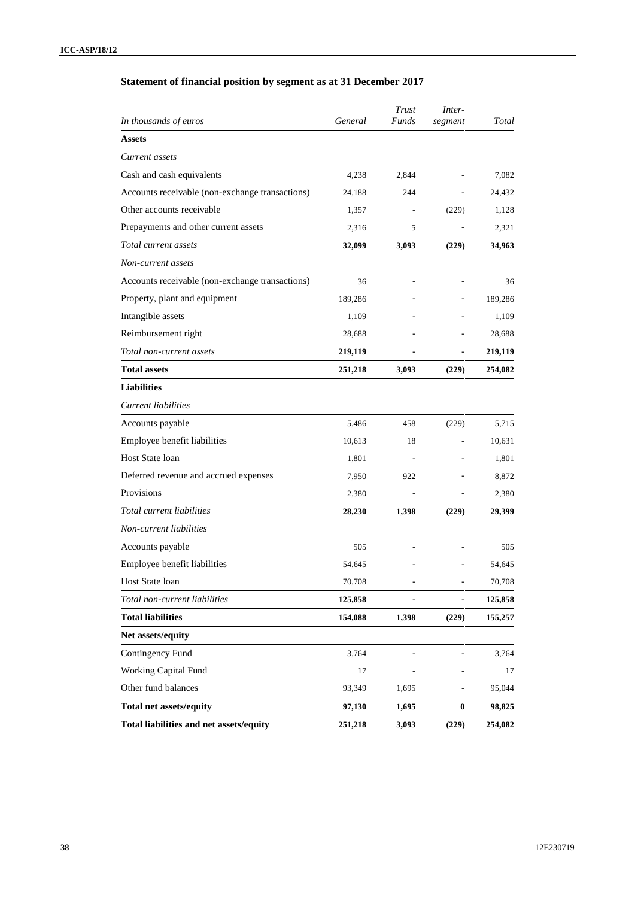## Statement of financial position by segment as at 31 December 2017

| *In thousands of euros* | *General* | *Trust Funds* | *Inter-segment* | *Total* |
|---|---|---|---|---|
| **Assets** | | | | |
| *Current assets* | | | | |
| Cash and cash equivalents | 4,238 | 2,844 | - | 7,082 |
| Accounts receivable (non-exchange transactions) | 24,188 | 244 | - | 24,432 |
| Other accounts receivable | 1,357 | - | (229) | 1,128 |
| Prepayments and other current assets | 2,316 | 5 | - | 2,321 |
| *Total current assets* | **32,099** | **3,093** | **(229)** | **34,963** |
| *Non-current assets* | | | | |
| Accounts receivable (non-exchange transactions) | 36 | - | - | 36 |
| Property, plant and equipment | 189,286 | - | - | 189,286 |
| Intangible assets | 1,109 | - | - | 1,109 |
| Reimbursement right | 28,688 | - | - | 28,688 |
| *Total non-current assets* | **219,119** | **-** | **-** | **219,119** |
| **Total assets** | **251,218** | **3,093** | **(229)** | **254,082** |
| **Liabilities** | | | | |
| *Current liabilities* | | | | |
| Accounts payable | 5,486 | 458 | (229) | 5,715 |
| Employee benefit liabilities | 10,613 | 18 | - | 10,631 |
| Host State loan | 1,801 | - | - | 1,801 |
| Deferred revenue and accrued expenses | 7,950 | 922 | - | 8,872 |
| Provisions | 2,380 | - | - | 2,380 |
| *Total current liabilities* | **28,230** | **1,398** | **(229)** | **29,399** |
| *Non-current liabilities* | | | | |
| Accounts payable | 505 | - | - | 505 |
| Employee benefit liabilities | 54,645 | - | - | 54,645 |
| Host State loan | 70,708 | - | - | 70,708 |
| *Total non-current liabilities* | **125,858** | **-** | **-** | **125,858** |
| **Total liabilities** | **154,088** | **1,398** | **(229)** | **155,257** |
| **Net assets/equity** | | | | |
| Contingency Fund | 3,764 | - | - | 3,764 |
| Working Capital Fund | 17 | - | - | 17 |
| Other fund balances | 93,349 | 1,695 | - | 95,044 |
| **Total net assets/equity** | **97,130** | **1,695** | **0** | **98,825** |
| **Total liabilities and net assets/equity** | **251,218** | **3,093** | **(229)** | **254,082** |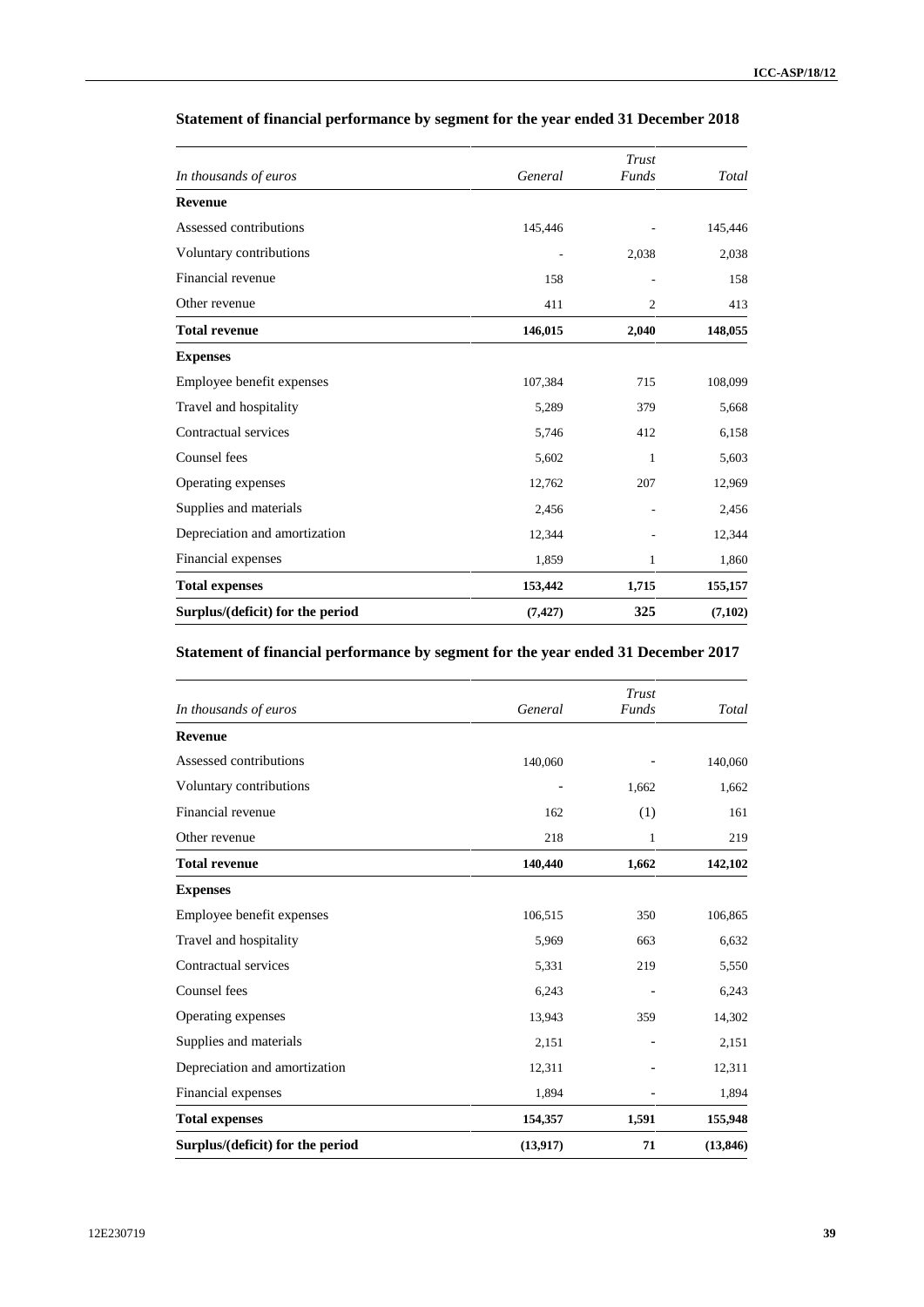### Statement of financial performance by segment for the year ended 31 December 2018

| *In thousands of euros* | *General* | *Trust Funds* | *Total* |
|---|---|---|---|
| **Revenue** | | | |
| Assessed contributions | 145,446 | - | 145,446 |
| Voluntary contributions | - | 2,038 | 2,038 |
| Financial revenue | 158 | - | 158 |
| Other revenue | 411 | 2 | 413 |
| **Total revenue** | **146,015** | **2,040** | **148,055** |
| **Expenses** | | | |
| Employee benefit expenses | 107,384 | 715 | 108,099 |
| Travel and hospitality | 5,289 | 379 | 5,668 |
| Contractual services | 5,746 | 412 | 6,158 |
| Counsel fees | 5,602 | 1 | 5,603 |
| Operating expenses | 12,762 | 207 | 12,969 |
| Supplies and materials | 2,456 | - | 2,456 |
| Depreciation and amortization | 12,344 | - | 12,344 |
| Financial expenses | 1,859 | 1 | 1,860 |
| **Total expenses** | **153,442** | **1,715** | **155,157** |
| **Surplus/(deficit) for the period** | **(7,427)** | **325** | **(7,102)** |

### Statement of financial performance by segment for the year ended 31 December 2017

| *In thousands of euros* | *General* | *Trust Funds* | *Total* |
|---|---|---|---|
| **Revenue** | | | |
| Assessed contributions | 140,060 | - | 140,060 |
| Voluntary contributions | - | 1,662 | 1,662 |
| Financial revenue | 162 | (1) | 161 |
| Other revenue | 218 | 1 | 219 |
| **Total revenue** | **140,440** | **1,662** | **142,102** |
| **Expenses** | | | |
| Employee benefit expenses | 106,515 | 350 | 106,865 |
| Travel and hospitality | 5,969 | 663 | 6,632 |
| Contractual services | 5,331 | 219 | 5,550 |
| Counsel fees | 6,243 | - | 6,243 |
| Operating expenses | 13,943 | 359 | 14,302 |
| Supplies and materials | 2,151 | - | 2,151 |
| Depreciation and amortization | 12,311 | - | 12,311 |
| Financial expenses | 1,894 | - | 1,894 |
| **Total expenses** | **154,357** | **1,591** | **155,948** |
| **Surplus/(deficit) for the period** | **(13,917)** | **71** | **(13,846)** |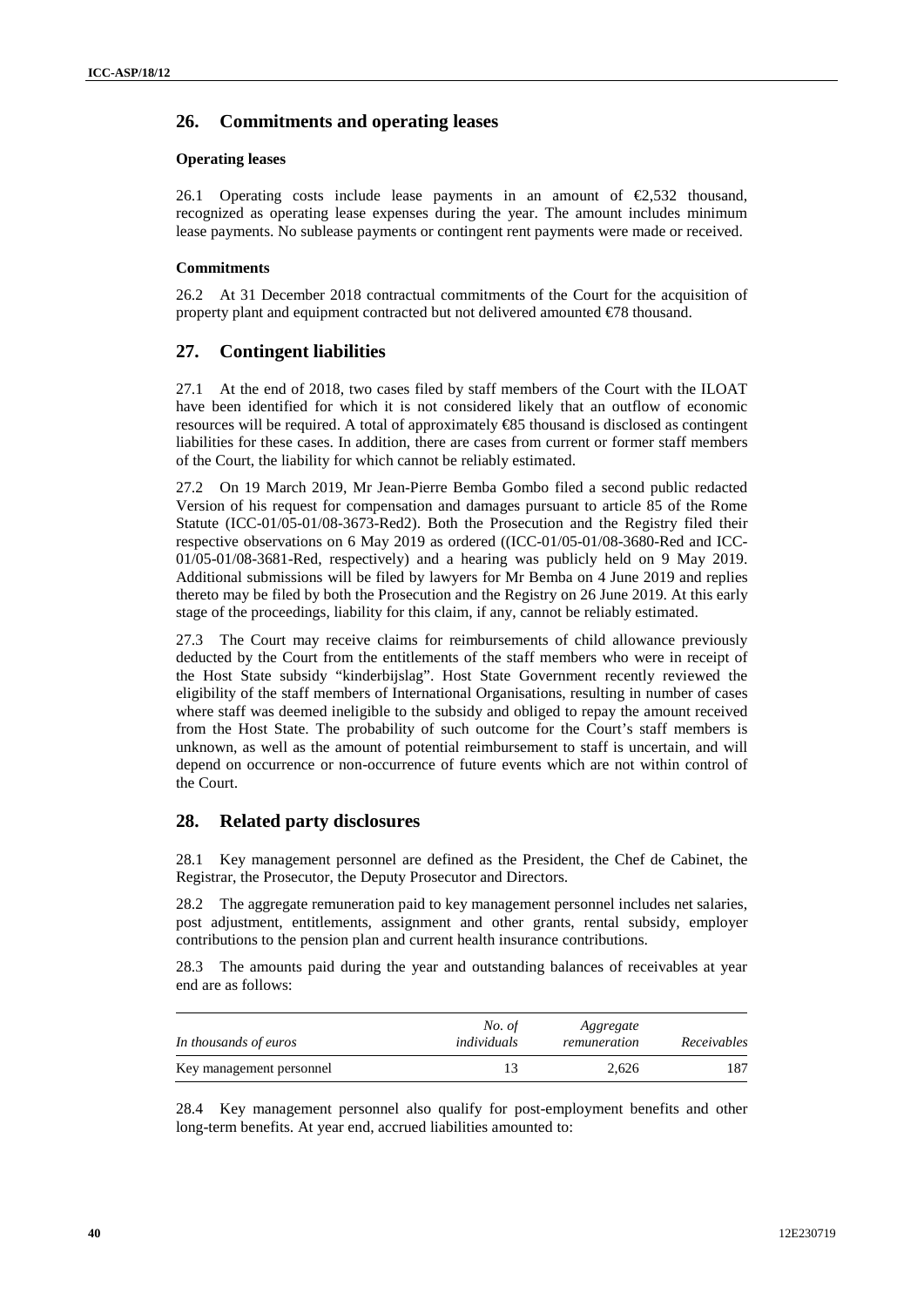## 26. Commitments and operating leases

**Operating leases**

26.1 Operating costs include lease payments in an amount of €2,532 thousand, recognized as operating lease expenses during the year. The amount includes minimum lease payments. No sublease payments or contingent rent payments were made or received.

**Commitments**

26.2 At 31 December 2018 contractual commitments of the Court for the acquisition of property plant and equipment contracted but not delivered amounted €78 thousand.

## 27. Contingent liabilities

27.1 At the end of 2018, two cases filed by staff members of the Court with the ILOAT have been identified for which it is not considered likely that an outflow of economic resources will be required. A total of approximately €85 thousand is disclosed as contingent liabilities for these cases. In addition, there are cases from current or former staff members of the Court, the liability for which cannot be reliably estimated.

27.2 On 19 March 2019, Mr Jean-Pierre Bemba Gombo filed a second public redacted Version of his request for compensation and damages pursuant to article 85 of the Rome Statute (ICC-01/05-01/08-3673-Red2). Both the Prosecution and the Registry filed their respective observations on 6 May 2019 as ordered ((ICC-01/05-01/08-3680-Red and ICC-01/05-01/08-3681-Red, respectively) and a hearing was publicly held on 9 May 2019. Additional submissions will be filed by lawyers for Mr Bemba on 4 June 2019 and replies thereto may be filed by both the Prosecution and the Registry on 26 June 2019. At this early stage of the proceedings, liability for this claim, if any, cannot be reliably estimated.

27.3 The Court may receive claims for reimbursements of child allowance previously deducted by the Court from the entitlements of the staff members who were in receipt of the Host State subsidy "kinderbijslag". Host State Government recently reviewed the eligibility of the staff members of International Organisations, resulting in number of cases where staff was deemed ineligible to the subsidy and obliged to repay the amount received from the Host State. The probability of such outcome for the Court's staff members is unknown, as well as the amount of potential reimbursement to staff is uncertain, and will depend on occurrence or non-occurrence of future events which are not within control of the Court.

## 28. Related party disclosures

28.1 Key management personnel are defined as the President, the Chef de Cabinet, the Registrar, the Prosecutor, the Deputy Prosecutor and Directors.

28.2 The aggregate remuneration paid to key management personnel includes net salaries, post adjustment, entitlements, assignment and other grants, rental subsidy, employer contributions to the pension plan and current health insurance contributions.

28.3 The amounts paid during the year and outstanding balances of receivables at year end are as follows:

| *In thousands of euros* | *No. of individuals* | *Aggregate remuneration* | *Receivables* |
|---|---|---|---|
| Key management personnel | 13 | 2,626 | 187 |

28.4 Key management personnel also qualify for post-employment benefits and other long-term benefits. At year end, accrued liabilities amounted to: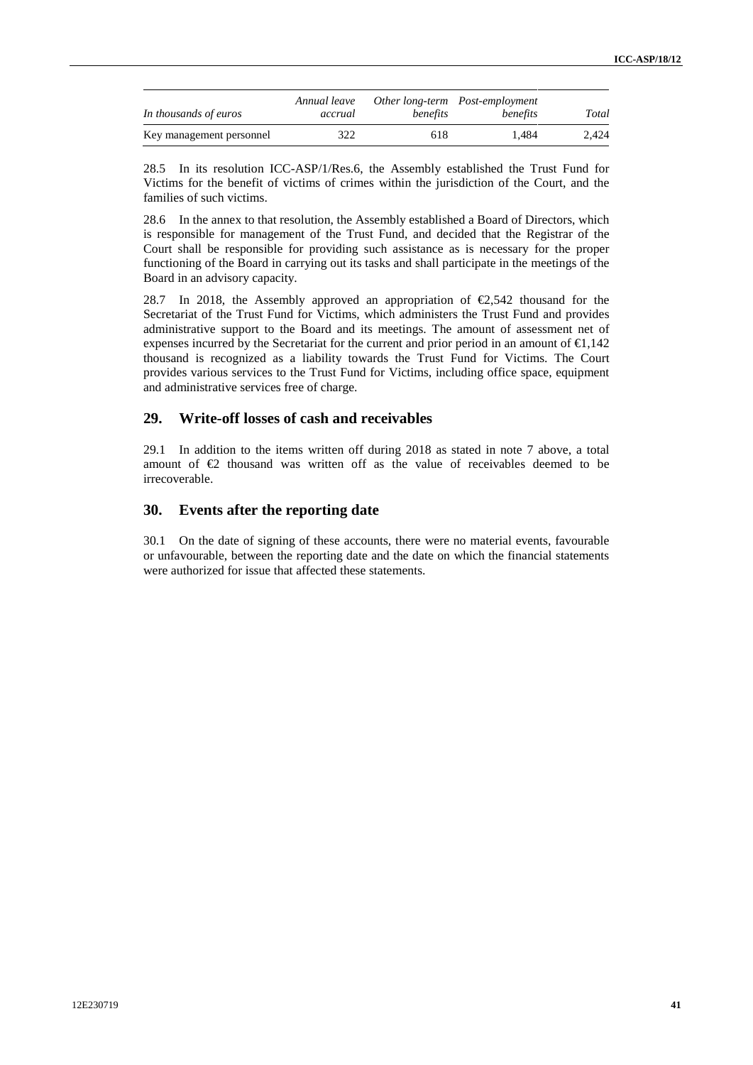| *In thousands of euros* | *Annual leave accrual* | *Other long-term benefits* | *Post-employment benefits* | *Total* |
|---|---|---|---|---|
| Key management personnel | 322 | 618 | 1,484 | 2,424 |

28.5 In its resolution ICC-ASP/1/Res.6, the Assembly established the Trust Fund for Victims for the benefit of victims of crimes within the jurisdiction of the Court, and the families of such victims.

28.6 In the annex to that resolution, the Assembly established a Board of Directors, which is responsible for management of the Trust Fund, and decided that the Registrar of the Court shall be responsible for providing such assistance as is necessary for the proper functioning of the Board in carrying out its tasks and shall participate in the meetings of the Board in an advisory capacity.

28.7 In 2018, the Assembly approved an appropriation of €2,542 thousand for the Secretariat of the Trust Fund for Victims, which administers the Trust Fund and provides administrative support to the Board and its meetings. The amount of assessment net of expenses incurred by the Secretariat for the current and prior period in an amount of €1,142 thousand is recognized as a liability towards the Trust Fund for Victims. The Court provides various services to the Trust Fund for Victims, including office space, equipment and administrative services free of charge.

## 29. Write-off losses of cash and receivables

29.1 In addition to the items written off during 2018 as stated in note 7 above, a total amount of €2 thousand was written off as the value of receivables deemed to be irrecoverable.

## 30. Events after the reporting date

30.1 On the date of signing of these accounts, there were no material events, favourable or unfavourable, between the reporting date and the date on which the financial statements were authorized for issue that affected these statements.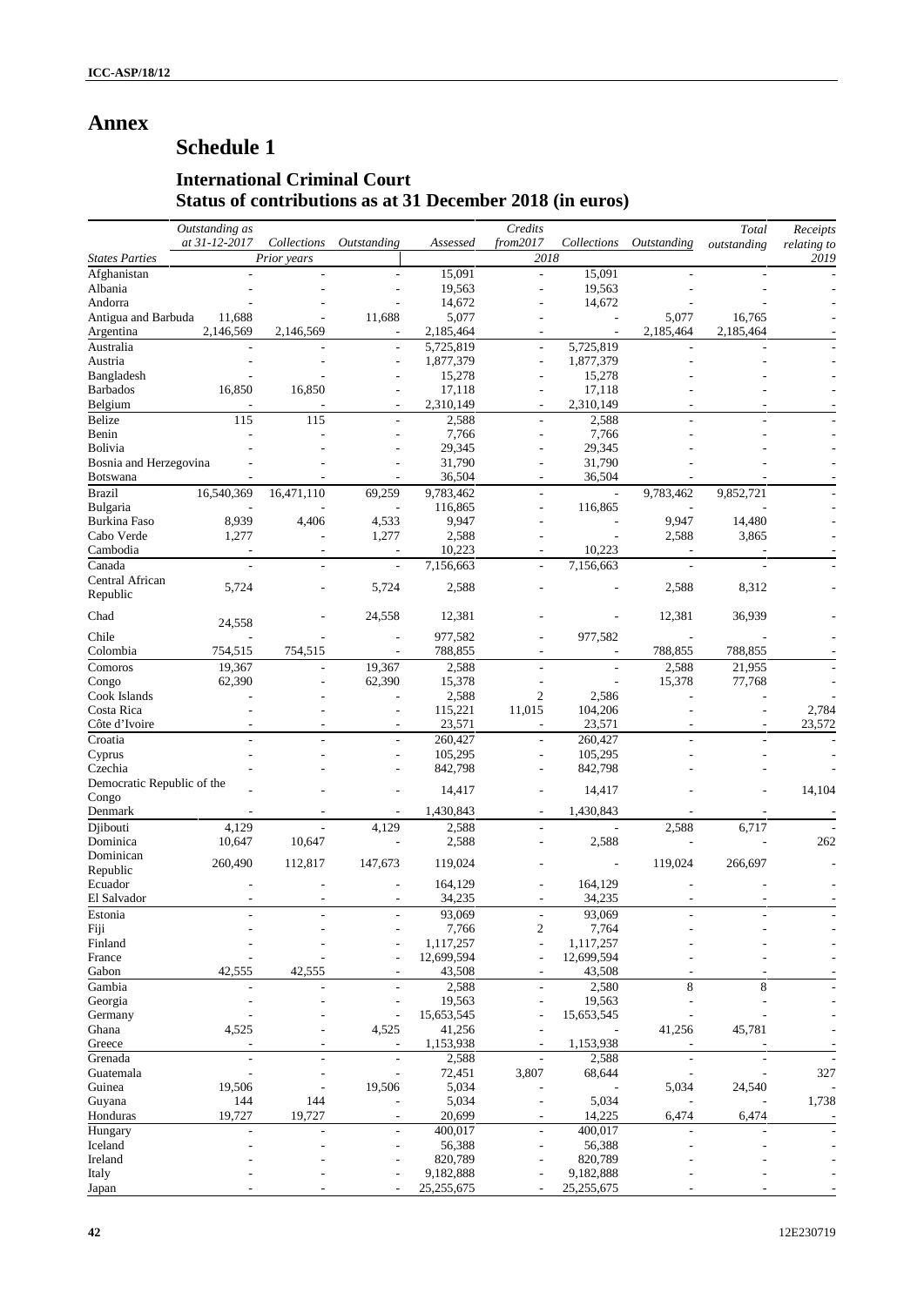# Annex

## Schedule 1

### International Criminal Court
### Status of contributions as at 31 December 2018 (in euros)

| States Parties | *Outstanding as at 31-12-2017* | *Collections* | *Outstanding* | *Assessed* | *Credits from2017* | *Collections* | *Outstanding* | *Total outstanding* | *Receipts relating to 2019* |
|---|---|---|---|---|---|---|---|---|---|
| | | *Prior years* | | | *2018* | | | | |
| Afghanistan | - | - | - | 15,091 | - | 15,091 | - | - | - |
| Albania | - | - | - | 19,563 | - | 19,563 | - | - | - |
| Andorra | - | - | - | 14,672 | - | 14,672 | - | - | - |
| Antigua and Barbuda | 11,688 | - | 11,688 | 5,077 | - | - | 5,077 | 16,765 | - |
| Argentina | 2,146,569 | 2,146,569 | - | 2,185,464 | - | - | 2,185,464 | 2,185,464 | - |
| Australia | - | - | - | 5,725,819 | - | 5,725,819 | - | - | - |
| Austria | - | - | - | 1,877,379 | - | 1,877,379 | - | - | - |
| Bangladesh | - | - | - | 15,278 | - | 15,278 | - | - | - |
| Barbados | 16,850 | 16,850 | - | 17,118 | - | 17,118 | - | - | - |
| Belgium | - | - | - | 2,310,149 | - | 2,310,149 | - | - | - |
| Belize | 115 | 115 | - | 2,588 | - | 2,588 | - | - | - |
| Benin | - | - | - | 7,766 | - | 7,766 | - | - | - |
| Bolivia | - | - | - | 29,345 | - | 29,345 | - | - | - |
| Bosnia and Herzegovina | - | - | - | 31,790 | - | 31,790 | - | - | - |
| Botswana | - | - | - | 36,504 | - | 36,504 | - | - | - |
| Brazil | 16,540,369 | 16,471,110 | 69,259 | 9,783,462 | - | - | 9,783,462 | 9,852,721 | - |
| Bulgaria | - | - | - | 116,865 | - | 116,865 | - | - | - |
| Burkina Faso | 8,939 | 4,406 | 4,533 | 9,947 | - | - | 9,947 | 14,480 | - |
| Cabo Verde | 1,277 | - | 1,277 | 2,588 | - | - | 2,588 | 3,865 | - |
| Cambodia | - | - | - | 10,223 | - | 10,223 | - | - | - |
| Canada | - | - | - | 7,156,663 | - | 7,156,663 | - | - | - |
| Central African Republic | 5,724 | - | 5,724 | 2,588 | - | - | 2,588 | 8,312 | - |
| Chad | 24,558 | - | 24,558 | 12,381 | - | - | 12,381 | 36,939 | - |
| Chile | - | - | - | 977,582 | - | 977,582 | - | - | - |
| Colombia | 754,515 | 754,515 | - | 788,855 | - | - | 788,855 | 788,855 | - |
| Comoros | 19,367 | - | 19,367 | 2,588 | - | - | 2,588 | 21,955 | - |
| Congo | 62,390 | - | 62,390 | 15,378 | - | - | 15,378 | 77,768 | - |
| Cook Islands | - | - | - | 2,588 | 2 | 2,586 | - | - | - |
| Costa Rica | - | - | - | 115,221 | 11,015 | 104,206 | - | - | 2,784 |
| Côte d'Ivoire | - | - | - | 23,571 | - | 23,571 | - | - | 23,572 |
| Croatia | - | - | - | 260,427 | - | 260,427 | - | - | - |
| Cyprus | - | - | - | 105,295 | - | 105,295 | - | - | - |
| Czechia | - | - | - | 842,798 | - | 842,798 | - | - | - |
| Democratic Republic of the Congo | - | - | - | 14,417 | - | 14,417 | - | - | 14,104 |
| Denmark | - | - | - | 1,430,843 | - | 1,430,843 | - | - | - |
| Djibouti | 4,129 | - | 4,129 | 2,588 | - | - | 2,588 | 6,717 | - |
| Dominica | 10,647 | 10,647 | - | 2,588 | - | 2,588 | - | - | 262 |
| Dominican Republic | 260,490 | 112,817 | 147,673 | 119,024 | - | - | 119,024 | 266,697 | - |
| Ecuador | - | - | - | 164,129 | - | 164,129 | - | - | - |
| El Salvador | - | - | - | 34,235 | - | 34,235 | - | - | - |
| Estonia | - | - | - | 93,069 | - | 93,069 | - | - | - |
| Fiji | - | - | - | 7,766 | 2 | 7,764 | - | - | - |
| Finland | - | - | - | 1,117,257 | - | 1,117,257 | - | - | - |
| France | - | - | - | 12,699,594 | - | 12,699,594 | - | - | - |
| Gabon | 42,555 | 42,555 | - | 43,508 | - | 43,508 | - | - | - |
| Gambia | - | - | - | 2,588 | - | 2,580 | 8 | 8 | - |
| Georgia | - | - | - | 19,563 | - | 19,563 | - | - | - |
| Germany | - | - | - | 15,653,545 | - | 15,653,545 | - | - | - |
| Ghana | 4,525 | - | 4,525 | 41,256 | - | - | 41,256 | 45,781 | - |
| Greece | - | - | - | 1,153,938 | - | 1,153,938 | - | - | - |
| Grenada | - | - | - | 2,588 | - | 2,588 | - | - | - |
| Guatemala | - | - | - | 72,451 | 3,807 | 68,644 | - | - | 327 |
| Guinea | 19,506 | - | 19,506 | 5,034 | - | - | 5,034 | 24,540 | - |
| Guyana | 144 | 144 | - | 5,034 | - | 5,034 | - | - | 1,738 |
| Honduras | 19,727 | 19,727 | - | 20,699 | - | 14,225 | 6,474 | 6,474 | - |
| Hungary | - | - | - | 400,017 | - | 400,017 | - | - | - |
| Iceland | - | - | - | 56,388 | - | 56,388 | - | - | - |
| Ireland | - | - | - | 820,789 | - | 820,789 | - | - | - |
| Italy | - | - | - | 9,182,888 | - | 9,182,888 | - | - | - |
| Japan | - | - | - | 25,255,675 | - | 25,255,675 | - | - | - |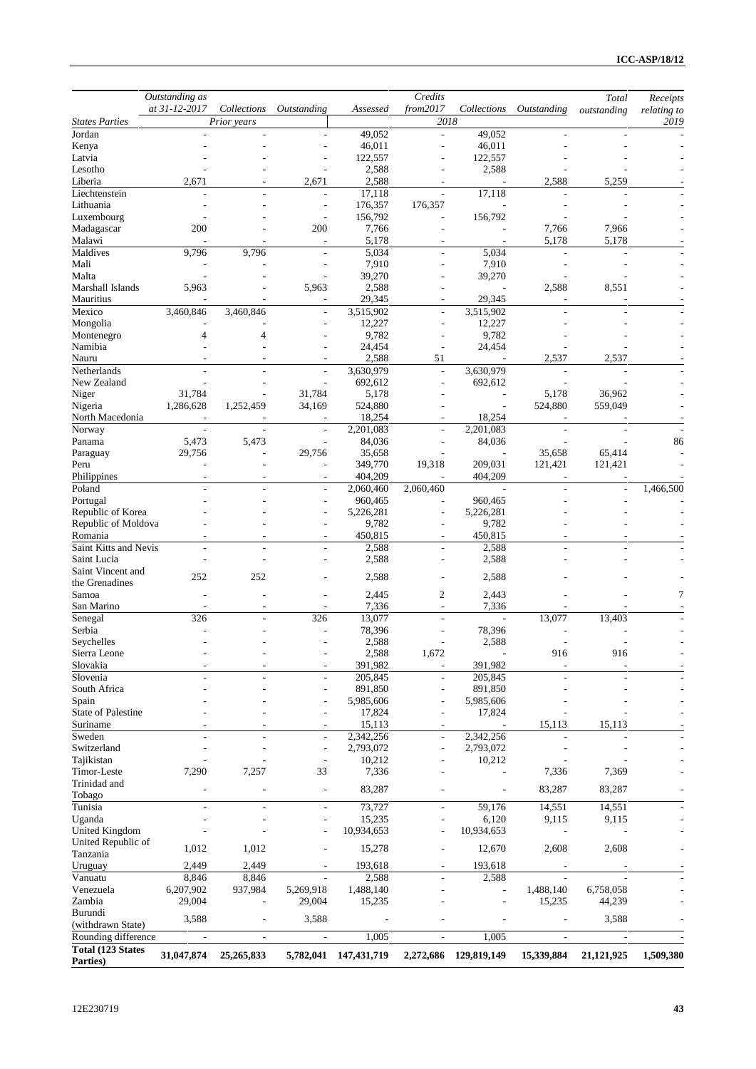| States Parties | Outstanding as at 31-12-2017 | Collections | Outstanding | Assessed | Credits from2017 | Collections | Outstanding | Total outstanding | Receipts relating to |
|---|---|---|---|---|---|---|---|---|---|
| | | Prior years | | | 2018 | | | | 2019 |
| Jordan | - | - | - | 49,052 | - | 49,052 | - | - | - |
| Kenya | - | - | - | 46,011 | - | 46,011 | - | - | - |
| Latvia | - | - | - | 122,557 | - | 122,557 | - | - | - |
| Lesotho | - | - | - | 2,588 | - | 2,588 | - | - | - |
| Liberia | 2,671 | - | 2,671 | 2,588 | - | - | 2,588 | 5,259 | - |
| Liechtenstein | - | - | - | 17,118 | - | 17,118 | - | - | - |
| Lithuania | - | - | - | 176,357 | 176,357 | - | - | - | - |
| Luxembourg | - | - | - | 156,792 | - | 156,792 | - | - | - |
| Madagascar | 200 | - | 200 | 7,766 | - | - | 7,766 | 7,966 | - |
| Malawi | - | - | - | 5,178 | - | - | 5,178 | 5,178 | - |
| Maldives | 9,796 | 9,796 | - | 5,034 | - | 5,034 | - | - | - |
| Mali | - | - | - | 7,910 | - | 7,910 | - | - | - |
| Malta | - | - | - | 39,270 | - | 39,270 | - | - | - |
| Marshall Islands | 5,963 | - | 5,963 | 2,588 | - | - | 2,588 | 8,551 | - |
| Mauritius | - | - | - | 29,345 | - | 29,345 | - | - | - |
| Mexico | 3,460,846 | 3,460,846 | - | 3,515,902 | - | 3,515,902 | - | - | - |
| Mongolia | - | - | - | 12,227 | - | 12,227 | - | - | - |
| Montenegro | 4 | 4 | - | 9,782 | - | 9,782 | - | - | - |
| Namibia | - | - | - | 24,454 | - | 24,454 | - | - | - |
| Nauru | - | - | - | 2,588 | 51 | - | 2,537 | 2,537 | - |
| Netherlands | - | - | - | 3,630,979 | - | 3,630,979 | - | - | - |
| New Zealand | - | - | - | 692,612 | - | 692,612 | - | - | - |
| Niger | 31,784 | - | 31,784 | 5,178 | - | - | 5,178 | 36,962 | - |
| Nigeria | 1,286,628 | 1,252,459 | 34,169 | 524,880 | - | - | 524,880 | 559,049 | - |
| North Macedonia | - | - | - | 18,254 | - | 18,254 | - | - | - |
| Norway | - | - | - | 2,201,083 | - | 2,201,083 | - | - | - |
| Panama | 5,473 | 5,473 | - | 84,036 | - | 84,036 | - | - | 86 |
| Paraguay | 29,756 | - | 29,756 | 35,658 | - | - | 35,658 | 65,414 | - |
| Peru | - | - | - | 349,770 | 19,318 | 209,031 | 121,421 | 121,421 | - |
| Philippines | - | - | - | 404,209 | - | 404,209 | - | - | - |
| Poland | - | - | - | 2,060,460 | 2,060,460 | - | - | - | 1,466,500 |
| Portugal | - | - | - | 960,465 | - | 960,465 | - | - | - |
| Republic of Korea | - | - | - | 5,226,281 | - | 5,226,281 | - | - | - |
| Republic of Moldova | - | - | - | 9,782 | - | 9,782 | - | - | - |
| Romania | - | - | - | 450,815 | - | 450,815 | - | - | - |
| Saint Kitts and Nevis | - | - | - | 2,588 | - | 2,588 | - | - | - |
| Saint Lucia | - | - | - | 2,588 | - | 2,588 | - | - | - |
| Saint Vincent and the Grenadines | 252 | 252 | - | 2,588 | - | 2,588 | - | - | - |
| Samoa | - | - | - | 2,445 | 2 | 2,443 | - | - | 7 |
| San Marino | - | - | - | 7,336 | - | 7,336 | - | - | - |
| Senegal | 326 | - | 326 | 13,077 | - | - | 13,077 | 13,403 | - |
| Serbia | - | - | - | 78,396 | - | 78,396 | - | - | - |
| Seychelles | - | - | - | 2,588 | - | 2,588 | - | - | - |
| Sierra Leone | - | - | - | 2,588 | 1,672 | - | 916 | 916 | - |
| Slovakia | - | - | - | 391,982 | - | 391,982 | - | - | - |
| Slovenia | - | - | - | 205,845 | - | 205,845 | - | - | - |
| South Africa | - | - | - | 891,850 | - | 891,850 | - | - | - |
| Spain | - | - | - | 5,985,606 | - | 5,985,606 | - | - | - |
| State of Palestine | - | - | - | 17,824 | - | 17,824 | - | - | - |
| Suriname | - | - | - | 15,113 | - | - | 15,113 | 15,113 | - |
| Sweden | - | - | - | 2,342,256 | - | 2,342,256 | - | - | - |
| Switzerland | - | - | - | 2,793,072 | - | 2,793,072 | - | - | - |
| Tajikistan | - | - | - | 10,212 | - | 10,212 | - | - | - |
| Timor-Leste | 7,290 | 7,257 | 33 | 7,336 | - | - | 7,336 | 7,369 | - |
| Trinidad and Tobago | - | - | - | 83,287 | - | - | 83,287 | 83,287 | - |
| Tunisia | - | - | - | 73,727 | - | 59,176 | 14,551 | 14,551 | - |
| Uganda | - | - | - | 15,235 | - | 6,120 | 9,115 | 9,115 | - |
| United Kingdom | - | - | - | 10,934,653 | - | 10,934,653 | - | - | - |
| United Republic of Tanzania | 1,012 | 1,012 | - | 15,278 | - | 12,670 | 2,608 | 2,608 | - |
| Uruguay | 2,449 | 2,449 | - | 193,618 | - | 193,618 | - | - | - |
| Vanuatu | 8,846 | 8,846 | - | 2,588 | - | 2,588 | - | - | - |
| Venezuela | 6,207,902 | 937,984 | 5,269,918 | 1,488,140 | - | - | 1,488,140 | 6,758,058 | - |
| Zambia | 29,004 | - | 29,004 | 15,235 | - | - | 15,235 | 44,239 | - |
| Burundi (withdrawn State) | 3,588 | - | 3,588 | - | - | - | - | 3,588 | - |
| Rounding difference | - | - | - | 1,005 | - | 1,005 | - | - | - |
| **Total (123 States Parties)** | **31,047,874** | **25,265,833** | **5,782,041** | **147,431,719** | **2,272,686** | **129,819,149** | **15,339,884** | **21,121,925** | **1,509,380** |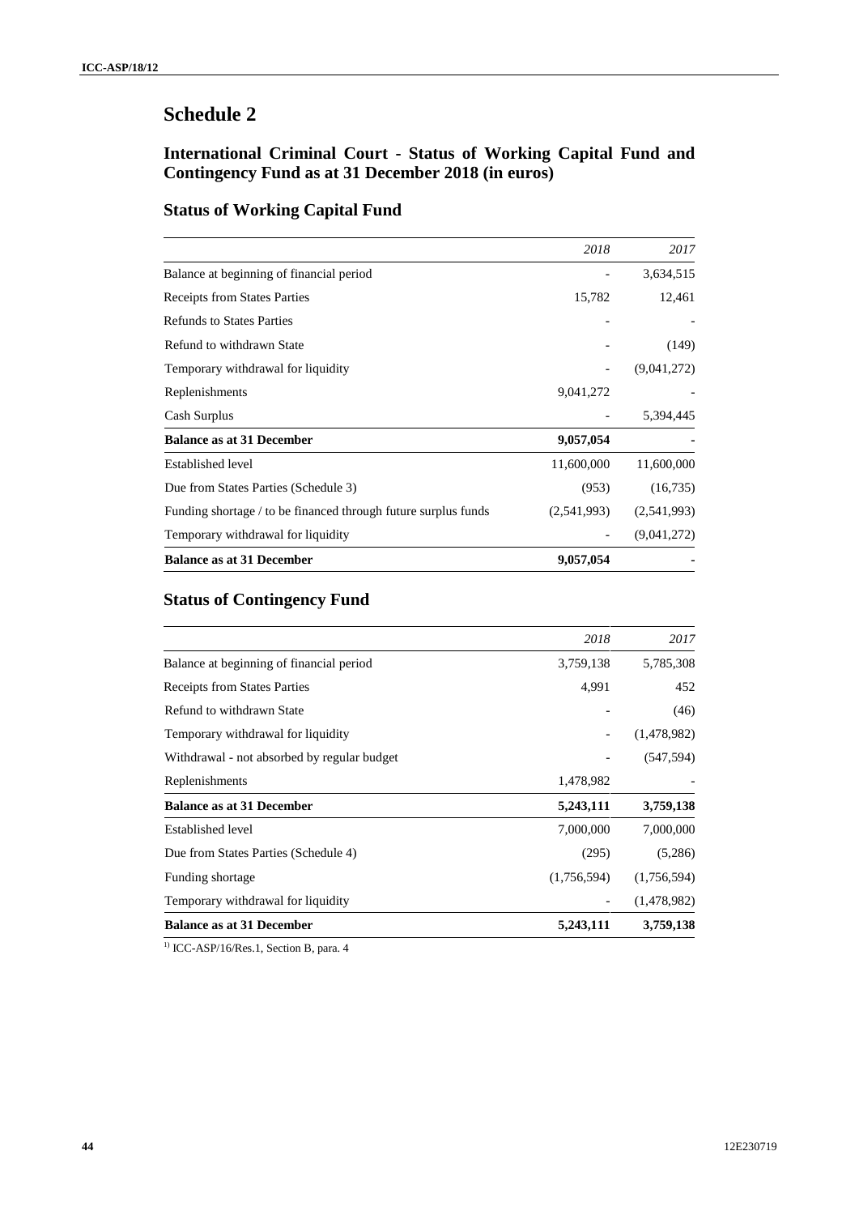# Schedule 2

## International Criminal Court - Status of Working Capital Fund and Contingency Fund as at 31 December 2018 (in euros)

## Status of Working Capital Fund

| | *2018* | *2017* |
|---|---|---|
| Balance at beginning of financial period | - | 3,634,515 |
| Receipts from States Parties | 15,782 | 12,461 |
| Refunds to States Parties | - | - |
| Refund to withdrawn State | - | (149) |
| Temporary withdrawal for liquidity | - | (9,041,272) |
| Replenishments | 9,041,272 | - |
| Cash Surplus | - | 5,394,445 |
| **Balance as at 31 December** | **9,057,054** | **-** |
| Established level | 11,600,000 | 11,600,000 |
| Due from States Parties (Schedule 3) | (953) | (16,735) |
| Funding shortage / to be financed through future surplus funds | (2,541,993) | (2,541,993) |
| Temporary withdrawal for liquidity | - | (9,041,272) |
| **Balance as at 31 December** | **9,057,054** | **-** |

## Status of Contingency Fund

| | *2018* | *2017* |
|---|---|---|
| Balance at beginning of financial period | 3,759,138 | 5,785,308 |
| Receipts from States Parties | 4,991 | 452 |
| Refund to withdrawn State | - | (46) |
| Temporary withdrawal for liquidity | - | (1,478,982) |
| Withdrawal - not absorbed by regular budget | - | (547,594) |
| Replenishments | 1,478,982 | - |
| **Balance as at 31 December** | **5,243,111** | **3,759,138** |
| Established level | 7,000,000 | 7,000,000 |
| Due from States Parties (Schedule 4) | (295) | (5,286) |
| Funding shortage | (1,756,594) | (1,756,594) |
| Temporary withdrawal for liquidity | - | (1,478,982) |
| **Balance as at 31 December** | **5,243,111** | **3,759,138** |

[1)] ICC-ASP/16/Res.1, Section B, para. 4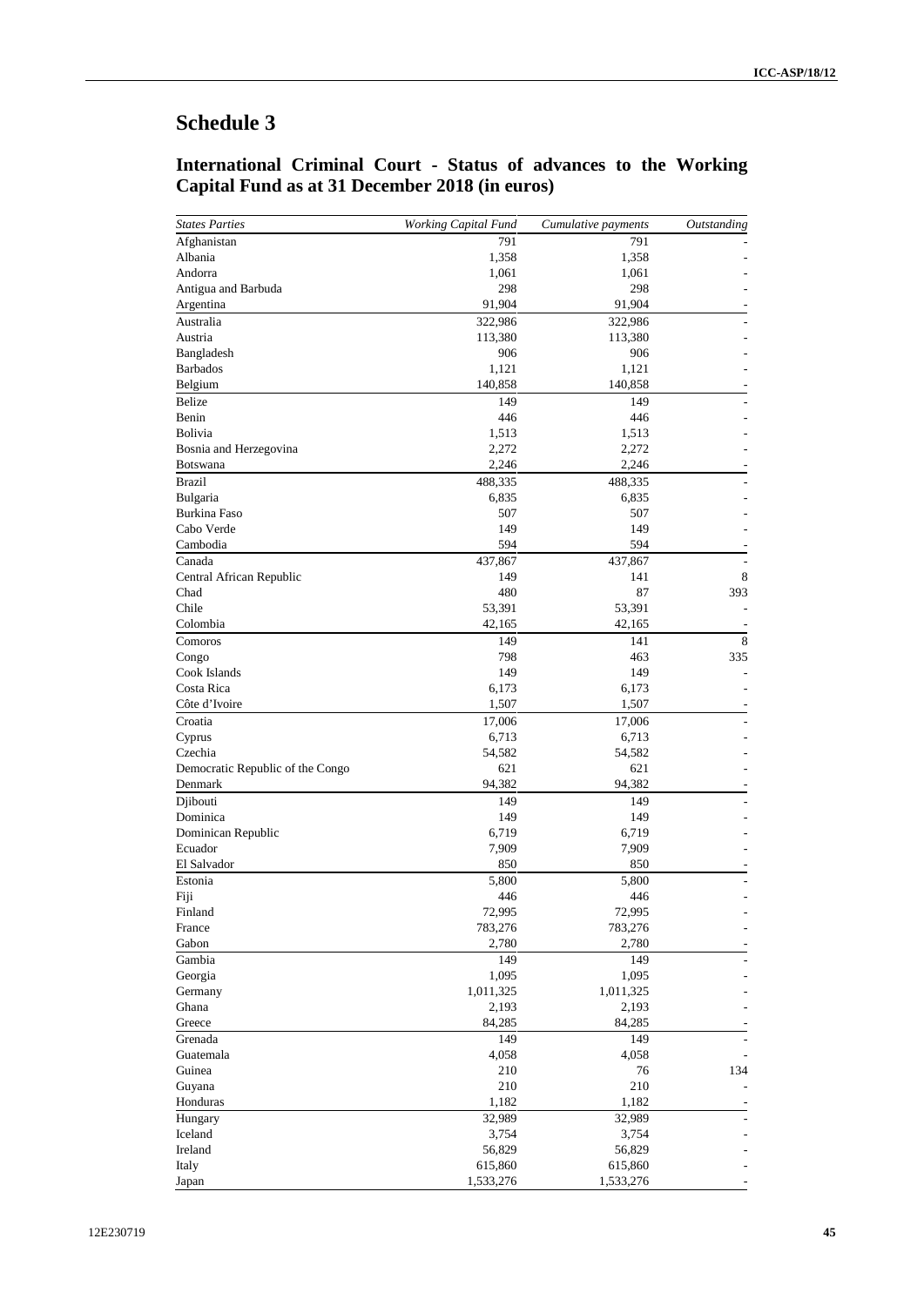# Schedule 3

## International Criminal Court - Status of advances to the Working Capital Fund as at 31 December 2018 (in euros)

| *States Parties* | *Working Capital Fund* | *Cumulative payments* | *Outstanding* |
|---|---|---|---|
| Afghanistan | 791 | 791 | - |
| Albania | 1,358 | 1,358 | - |
| Andorra | 1,061 | 1,061 | - |
| Antigua and Barbuda | 298 | 298 | - |
| Argentina | 91,904 | 91,904 | - |
| Australia | 322,986 | 322,986 | - |
| Austria | 113,380 | 113,380 | - |
| Bangladesh | 906 | 906 | - |
| Barbados | 1,121 | 1,121 | - |
| Belgium | 140,858 | 140,858 | - |
| Belize | 149 | 149 | - |
| Benin | 446 | 446 | - |
| Bolivia | 1,513 | 1,513 | - |
| Bosnia and Herzegovina | 2,272 | 2,272 | - |
| Botswana | 2,246 | 2,246 | - |
| Brazil | 488,335 | 488,335 | - |
| Bulgaria | 6,835 | 6,835 | - |
| Burkina Faso | 507 | 507 | - |
| Cabo Verde | 149 | 149 | - |
| Cambodia | 594 | 594 | - |
| Canada | 437,867 | 437,867 | - |
| Central African Republic | 149 | 141 | 8 |
| Chad | 480 | 87 | 393 |
| Chile | 53,391 | 53,391 | - |
| Colombia | 42,165 | 42,165 | - |
| Comoros | 149 | 141 | 8 |
| Congo | 798 | 463 | 335 |
| Cook Islands | 149 | 149 | - |
| Costa Rica | 6,173 | 6,173 | - |
| Côte d'Ivoire | 1,507 | 1,507 | - |
| Croatia | 17,006 | 17,006 | - |
| Cyprus | 6,713 | 6,713 | - |
| Czechia | 54,582 | 54,582 | - |
| Democratic Republic of the Congo | 621 | 621 | - |
| Denmark | 94,382 | 94,382 | - |
| Djibouti | 149 | 149 | - |
| Dominica | 149 | 149 | - |
| Dominican Republic | 6,719 | 6,719 | - |
| Ecuador | 7,909 | 7,909 | - |
| El Salvador | 850 | 850 | - |
| Estonia | 5,800 | 5,800 | - |
| Fiji | 446 | 446 | - |
| Finland | 72,995 | 72,995 | - |
| France | 783,276 | 783,276 | - |
| Gabon | 2,780 | 2,780 | - |
| Gambia | 149 | 149 | - |
| Georgia | 1,095 | 1,095 | - |
| Germany | 1,011,325 | 1,011,325 | - |
| Ghana | 2,193 | 2,193 | - |
| Greece | 84,285 | 84,285 | - |
| Grenada | 149 | 149 | - |
| Guatemala | 4,058 | 4,058 | - |
| Guinea | 210 | 76 | 134 |
| Guyana | 210 | 210 | - |
| Honduras | 1,182 | 1,182 | - |
| Hungary | 32,989 | 32,989 | - |
| Iceland | 3,754 | 3,754 | - |
| Ireland | 56,829 | 56,829 | - |
| Italy | 615,860 | 615,860 | - |
| Japan | 1,533,276 | 1,533,276 | - |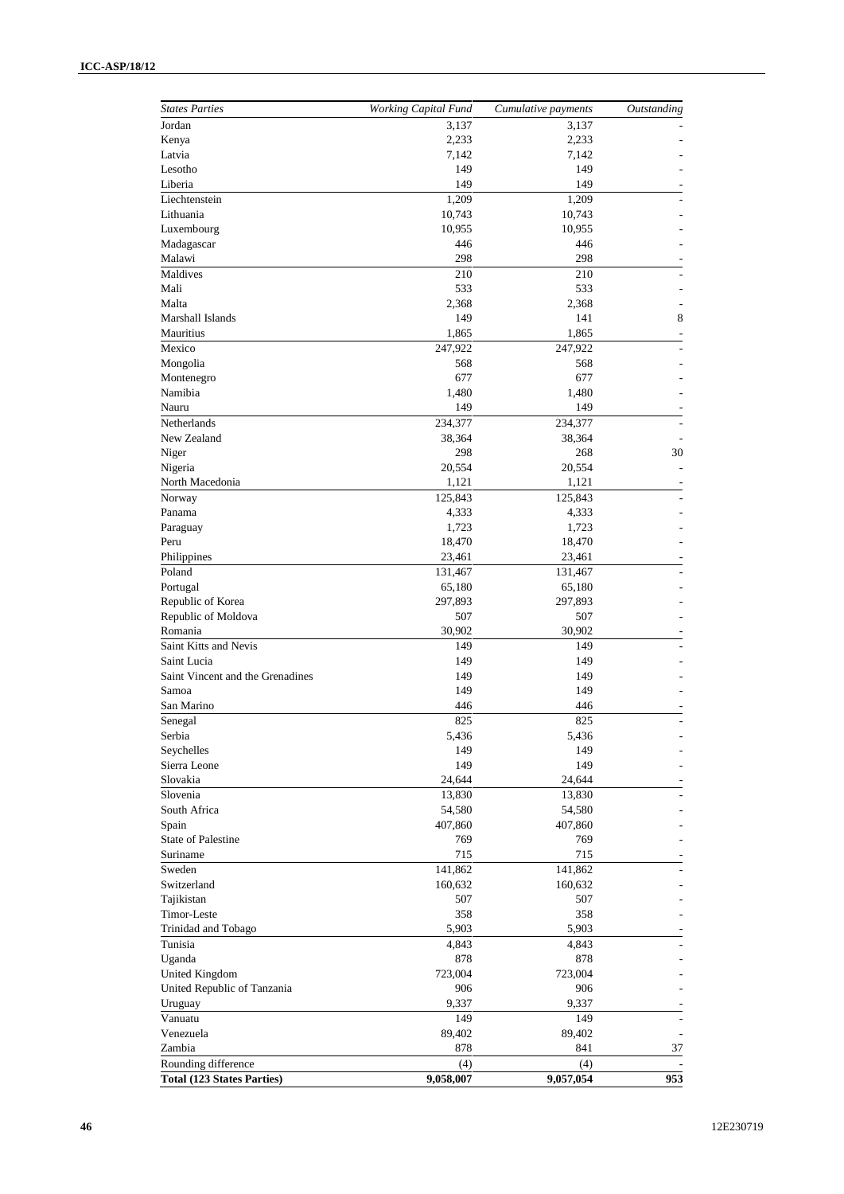| *States Parties* | *Working Capital Fund* | *Cumulative payments* | *Outstanding* |
|---|---|---|---|
| Jordan | 3,137 | 3,137 | - |
| Kenya | 2,233 | 2,233 | - |
| Latvia | 7,142 | 7,142 | - |
| Lesotho | 149 | 149 | - |
| Liberia | 149 | 149 | - |
| Liechtenstein | 1,209 | 1,209 | - |
| Lithuania | 10,743 | 10,743 | - |
| Luxembourg | 10,955 | 10,955 | - |
| Madagascar | 446 | 446 | - |
| Malawi | 298 | 298 | - |
| Maldives | 210 | 210 | - |
| Mali | 533 | 533 | - |
| Malta | 2,368 | 2,368 | - |
| Marshall Islands | 149 | 141 | 8 |
| Mauritius | 1,865 | 1,865 | - |
| Mexico | 247,922 | 247,922 | - |
| Mongolia | 568 | 568 | - |
| Montenegro | 677 | 677 | - |
| Namibia | 1,480 | 1,480 | - |
| Nauru | 149 | 149 | - |
| Netherlands | 234,377 | 234,377 | - |
| New Zealand | 38,364 | 38,364 | - |
| Niger | 298 | 268 | 30 |
| Nigeria | 20,554 | 20,554 | - |
| North Macedonia | 1,121 | 1,121 | - |
| Norway | 125,843 | 125,843 | - |
| Panama | 4,333 | 4,333 | - |
| Paraguay | 1,723 | 1,723 | - |
| Peru | 18,470 | 18,470 | - |
| Philippines | 23,461 | 23,461 | - |
| Poland | 131,467 | 131,467 | - |
| Portugal | 65,180 | 65,180 | - |
| Republic of Korea | 297,893 | 297,893 | - |
| Republic of Moldova | 507 | 507 | - |
| Romania | 30,902 | 30,902 | - |
| Saint Kitts and Nevis | 149 | 149 | - |
| Saint Lucia | 149 | 149 | - |
| Saint Vincent and the Grenadines | 149 | 149 | - |
| Samoa | 149 | 149 | - |
| San Marino | 446 | 446 | - |
| Senegal | 825 | 825 | - |
| Serbia | 5,436 | 5,436 | - |
| Seychelles | 149 | 149 | - |
| Sierra Leone | 149 | 149 | - |
| Slovakia | 24,644 | 24,644 | - |
| Slovenia | 13,830 | 13,830 | - |
| South Africa | 54,580 | 54,580 | - |
| Spain | 407,860 | 407,860 | - |
| State of Palestine | 769 | 769 | - |
| Suriname | 715 | 715 | - |
| Sweden | 141,862 | 141,862 | - |
| Switzerland | 160,632 | 160,632 | - |
| Tajikistan | 507 | 507 | - |
| Timor-Leste | 358 | 358 | - |
| Trinidad and Tobago | 5,903 | 5,903 | - |
| Tunisia | 4,843 | 4,843 | - |
| Uganda | 878 | 878 | - |
| United Kingdom | 723,004 | 723,004 | - |
| United Republic of Tanzania | 906 | 906 | - |
| Uruguay | 9,337 | 9,337 | - |
| Vanuatu | 149 | 149 | - |
| Venezuela | 89,402 | 89,402 | - |
| Zambia | 878 | 841 | 37 |
| Rounding difference | (4) | (4) | - |
| **Total (123 States Parties)** | **9,058,007** | **9,057,054** | **953** |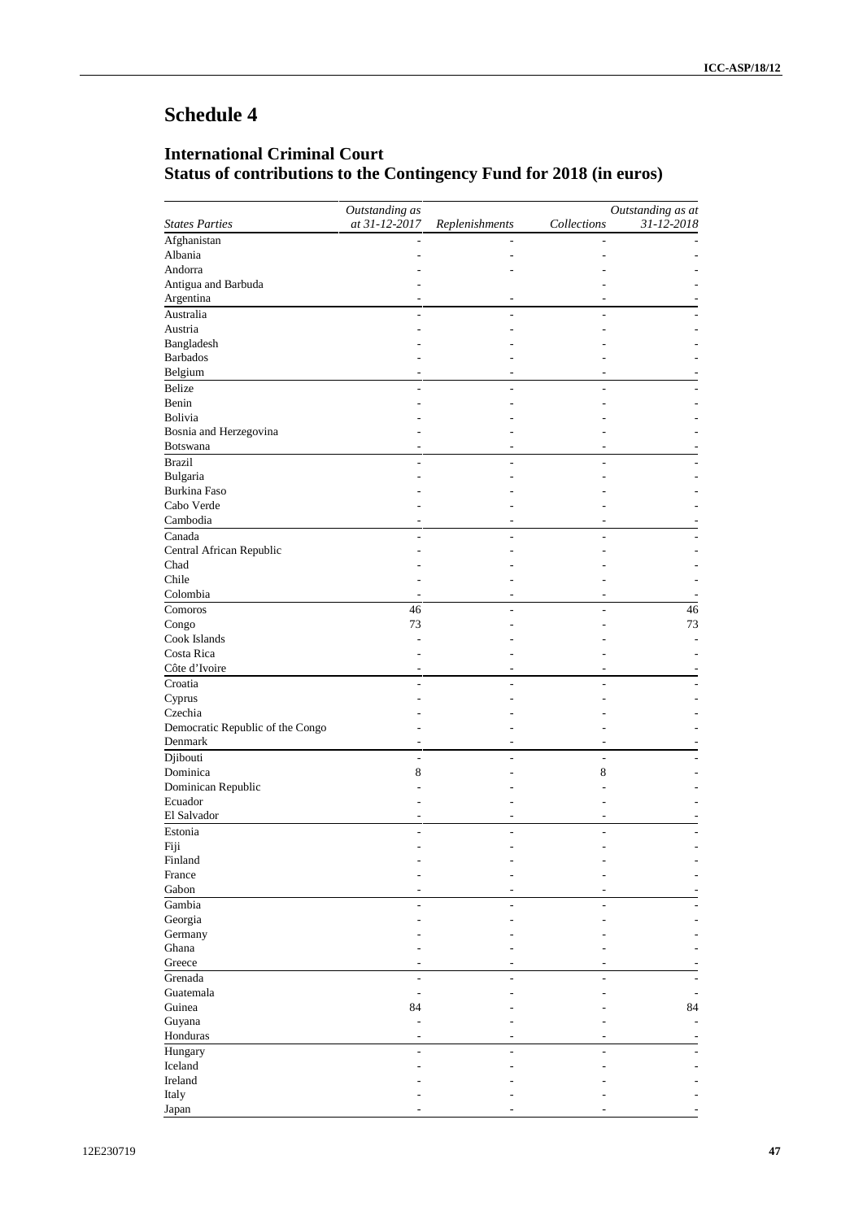# Schedule 4

## International Criminal Court
## Status of contributions to the Contingency Fund for 2018 (in euros)

| *States Parties* | *Outstanding as at 31-12-2017* | *Replenishments* | *Collections* | *Outstanding as at 31-12-2018* |
|---|---|---|---|---|
| Afghanistan | - | - | - | - |
| Albania | - | - | - | - |
| Andorra | - | - | - | - |
| Antigua and Barbuda | - | | - | - |
| Argentina | - | - | - | - |
| Australia | - | - | - | - |
| Austria | - | - | - | - |
| Bangladesh | - | - | - | - |
| Barbados | - | - | - | - |
| Belgium | - | - | - | - |
| Belize | - | - | - | - |
| Benin | - | - | - | - |
| Bolivia | - | - | - | - |
| Bosnia and Herzegovina | - | - | - | - |
| Botswana | - | - | - | - |
| Brazil | - | - | - | - |
| Bulgaria | - | - | - | - |
| Burkina Faso | - | - | - | - |
| Cabo Verde | - | - | - | - |
| Cambodia | - | - | - | - |
| Canada | - | - | - | - |
| Central African Republic | - | - | - | - |
| Chad | - | - | - | - |
| Chile | - | - | - | - |
| Colombia | - | - | - | - |
| Comoros | 46 | - | - | 46 |
| Congo | 73 | - | - | 73 |
| Cook Islands | - | - | - | - |
| Costa Rica | - | - | - | - |
| Côte d'Ivoire | - | - | - | - |
| Croatia | - | - | - | - |
| Cyprus | - | - | - | - |
| Czechia | - | - | - | - |
| Democratic Republic of the Congo | - | - | - | - |
| Denmark | - | - | - | - |
| Djibouti | - | - | - | - |
| Dominica | 8 | - | 8 | - |
| Dominican Republic | - | - | - | - |
| Ecuador | - | - | - | - |
| El Salvador | - | - | - | - |
| Estonia | - | - | - | - |
| Fiji | - | - | - | - |
| Finland | - | - | - | - |
| France | - | - | - | - |
| Gabon | - | - | - | - |
| Gambia | - | - | - | - |
| Georgia | - | - | - | - |
| Germany | - | - | - | - |
| Ghana | - | - | - | - |
| Greece | - | - | - | - |
| Grenada | - | - | - | - |
| Guatemala | - | - | - | - |
| Guinea | 84 | - | - | 84 |
| Guyana | - | - | - | - |
| Honduras | - | - | - | - |
| Hungary | - | - | - | - |
| Iceland | - | - | - | - |
| Ireland | - | - | - | - |
| Italy | - | - | - | - |
| Japan | - | - | - | - |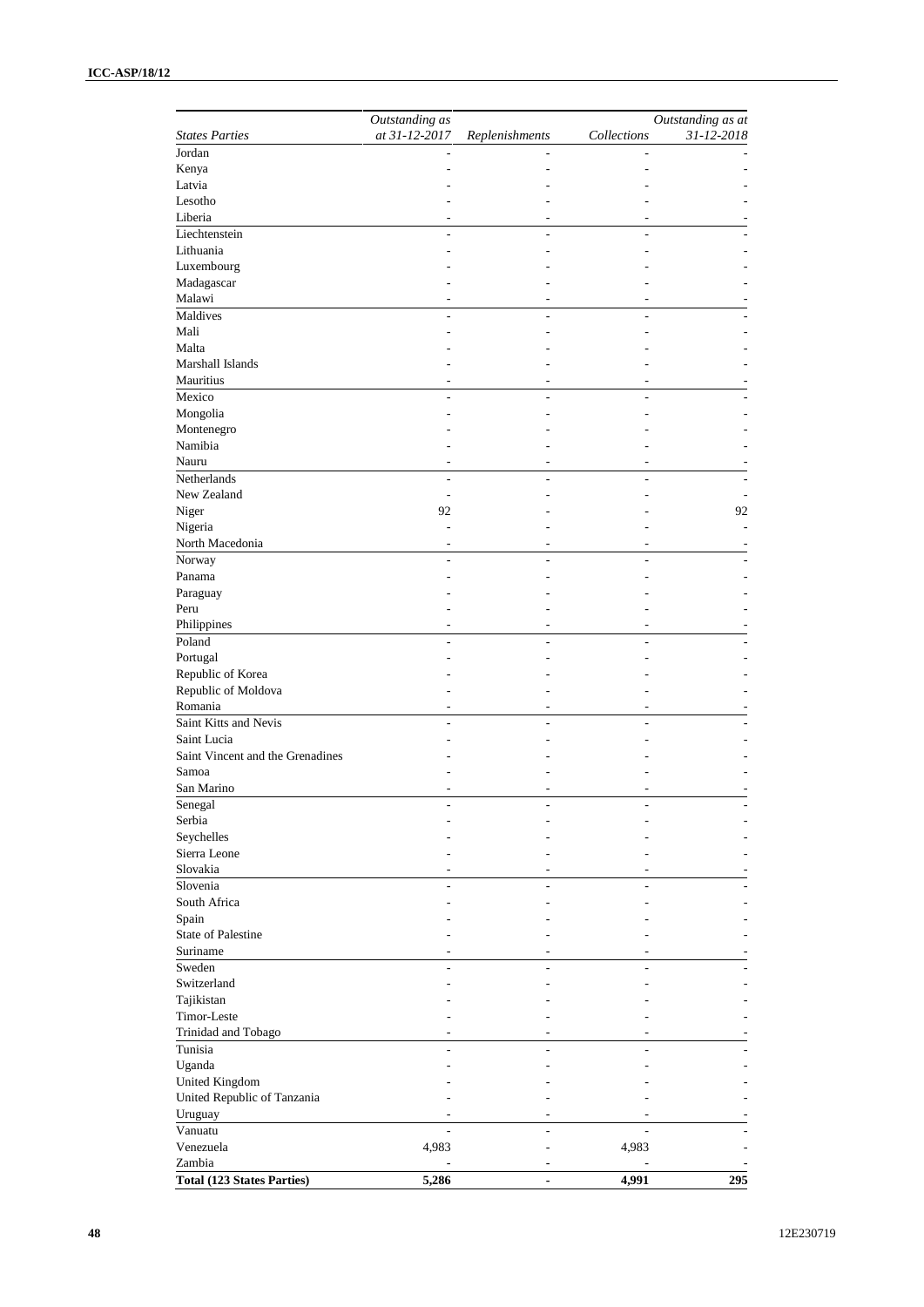| States Parties | Outstanding as at 31-12-2017 | Replenishments | Collections | Outstanding as at 31-12-2018 |
|---|---|---|---|---|
| Jordan | - | - | - | - |
| Kenya | - | - | - | - |
| Latvia | - | - | - | - |
| Lesotho | - | - | - | - |
| Liberia | - | - | - | - |
| Liechtenstein | - | - | - | - |
| Lithuania | - | - | - | - |
| Luxembourg | - | - | - | - |
| Madagascar | - | - | - | - |
| Malawi | - | - | - | - |
| Maldives | - | - | - | - |
| Mali | - | - | - | - |
| Malta | - | - | - | - |
| Marshall Islands | - | - | - | - |
| Mauritius | - | - | - | - |
| Mexico | - | - | - | - |
| Mongolia | - | - | - | - |
| Montenegro | - | - | - | - |
| Namibia | - | - | - | - |
| Nauru | - | - | - | - |
| Netherlands | - | - | - | - |
| New Zealand | - | - | - | - |
| Niger | 92 | - | - | 92 |
| Nigeria | - | - | - | - |
| North Macedonia | - | - | - | - |
| Norway | - | - | - | - |
| Panama | - | - | - | - |
| Paraguay | - | - | - | - |
| Peru | - | - | - | - |
| Philippines | - | - | - | - |
| Poland | - | - | - | - |
| Portugal | - | - | - | - |
| Republic of Korea | - | - | - | - |
| Republic of Moldova | - | - | - | - |
| Romania | - | - | - | - |
| Saint Kitts and Nevis | - | - | - | - |
| Saint Lucia | - | - | - | - |
| Saint Vincent and the Grenadines | - | - | - | - |
| Samoa | - | - | - | - |
| San Marino | - | - | - | - |
| Senegal | - | - | - | - |
| Serbia | - | - | - | - |
| Seychelles | - | - | - | - |
| Sierra Leone | - | - | - | - |
| Slovakia | - | - | - | - |
| Slovenia | - | - | - | - |
| South Africa | - | - | - | - |
| Spain | - | - | - | - |
| State of Palestine | - | - | - | - |
| Suriname | - | - | - | - |
| Sweden | - | - | - | - |
| Switzerland | - | - | - | - |
| Tajikistan | - | - | - | - |
| Timor-Leste | - | - | - | - |
| Trinidad and Tobago | - | - | - | - |
| Tunisia | - | - | - | - |
| Uganda | - | - | - | - |
| United Kingdom | - | - | - | - |
| United Republic of Tanzania | - | - | - | - |
| Uruguay | - | - | - | - |
| Vanuatu | - | - | - | - |
| Venezuela | 4,983 | - | 4,983 | - |
| Zambia | - | - | - | - |
| **Total (123 States Parties)** | **5,286** | **-** | **4,991** | **295** |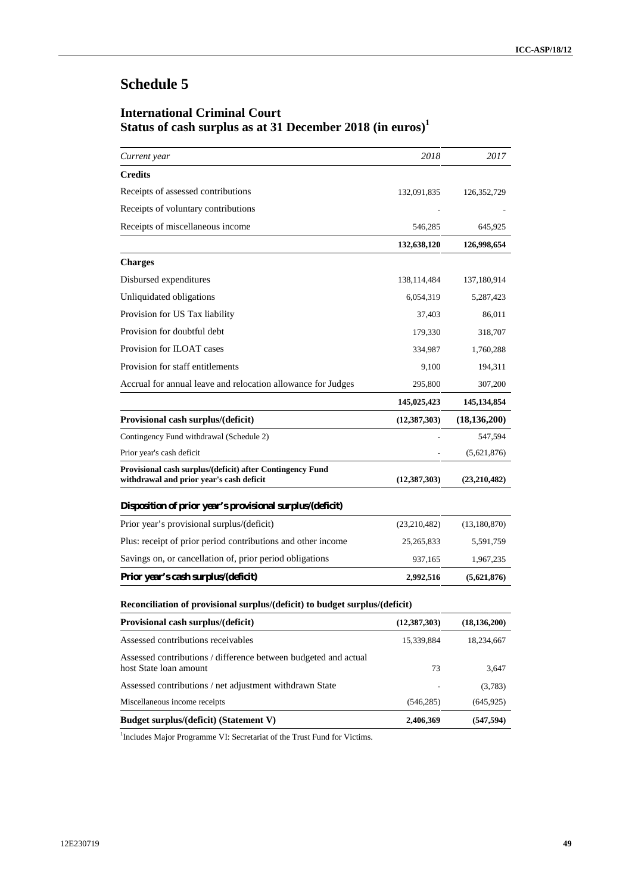# Schedule 5

## International Criminal Court
## Status of cash surplus as at 31 December 2018 (in euros)[1]

| *Current year* | *2018* | *2017* |
|---|---|---|
| **Credits** | | |
| Receipts of assessed contributions | 132,091,835 | 126,352,729 |
| Receipts of voluntary contributions | - | - |
| Receipts of miscellaneous income | 546,285 | 645,925 |
| | **132,638,120** | **126,998,654** |
| **Charges** | | |
| Disbursed expenditures | 138,114,484 | 137,180,914 |
| Unliquidated obligations | 6,054,319 | 5,287,423 |
| Provision for US Tax liability | 37,403 | 86,011 |
| Provision for doubtful debt | 179,330 | 318,707 |
| Provision for ILOAT cases | 334,987 | 1,760,288 |
| Provision for staff entitlements | 9,100 | 194,311 |
| Accrual for annual leave and relocation allowance for Judges | 295,800 | 307,200 |
| | **145,025,423** | **145,134,854** |
| **Provisional cash surplus/(deficit)** | **(12,387,303)** | **(18,136,200)** |
| Contingency Fund withdrawal (Schedule 2) | - | 547,594 |
| Prior year's cash deficit | - | (5,621,876) |
| **Provisional cash surplus/(deficit) after Contingency Fund withdrawal and prior year's cash deficit** | **(12,387,303)** | **(23,210,482)** |
| ***Disposition of prior year's provisional surplus/(deficit)*** | | |
| Prior year's provisional surplus/(deficit) | (23,210,482) | (13,180,870) |
| Plus: receipt of prior period contributions and other income | 25,265,833 | 5,591,759 |
| Savings on, or cancellation of, prior period obligations | 937,165 | 1,967,235 |
| ***Prior year's cash surplus/(deficit)*** | **2,992,516** | **(5,621,876)** |
| **Reconciliation of provisional surplus/(deficit) to budget surplus/(deficit)** | | |
| **Provisional cash surplus/(deficit)** | **(12,387,303)** | **(18,136,200)** |
| Assessed contributions receivables | 15,339,884 | 18,234,667 |
| Assessed contributions / difference between budgeted and actual host State loan amount | 73 | 3,647 |
| Assessed contributions / net adjustment withdrawn State | - | (3,783) |
| Miscellaneous income receipts | (546,285) | (645,925) |
| **Budget surplus/(deficit) (Statement V)** | **2,406,369** | **(547,594)** |

[1] Includes Major Programme VI: Secretariat of the Trust Fund for Victims.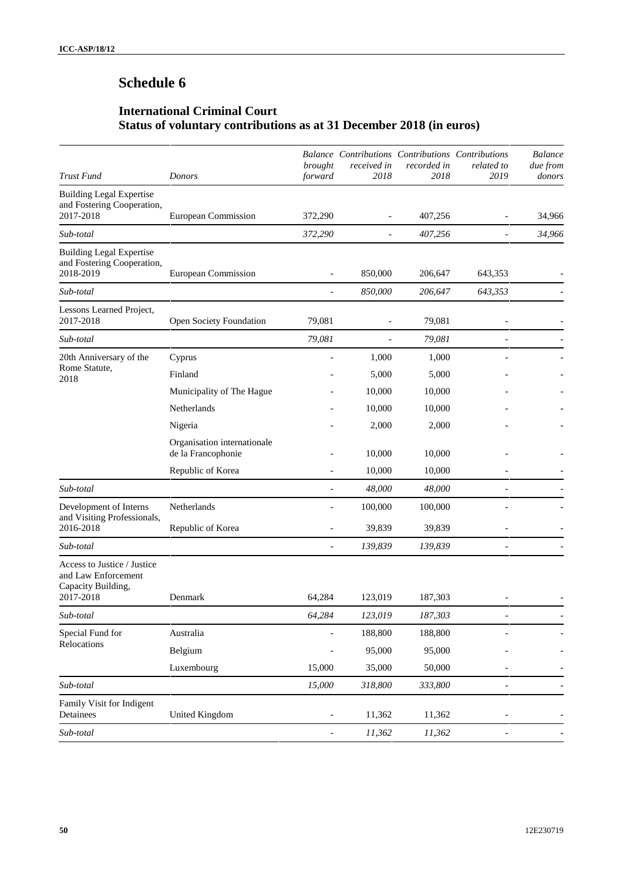# Schedule 6

## International Criminal Court
## Status of voluntary contributions as at 31 December 2018 (in euros)

| *Trust Fund* | *Donors* | *Balance brought forward* | *Contributions received in 2018* | *Contributions recorded in 2018* | *Contributions related to 2019* | *Balance due from donors* |
|---|---|---|---|---|---|---|
| Building Legal Expertise and Fostering Cooperation, 2017-2018 | European Commission | 372,290 | - | 407,256 | - | 34,966 |
| *Sub-total* | | *372,290* | - | *407,256* | - | *34,966* |
| Building Legal Expertise and Fostering Cooperation, 2018-2019 | European Commission | - | 850,000 | 206,647 | 643,353 | - |
| *Sub-total* | | - | *850,000* | *206,647* | *643,353* | - |
| Lessons Learned Project, 2017-2018 | Open Society Foundation | 79,081 | - | 79,081 | - | - |
| *Sub-total* | | *79,081* | - | *79,081* | - | - |
| 20th Anniversary of the Rome Statute, 2018 | Cyprus | - | 1,000 | 1,000 | - | - |
| | Finland | - | 5,000 | 5,000 | - | - |
| | Municipality of The Hague | - | 10,000 | 10,000 | - | - |
| | Netherlands | - | 10,000 | 10,000 | - | - |
| | Nigeria | - | 2,000 | 2,000 | - | - |
| | Organisation internationale de la Francophonie | - | 10,000 | 10,000 | - | - |
| | Republic of Korea | - | 10,000 | 10,000 | - | - |
| *Sub-total* | | - | *48,000* | *48,000* | - | - |
| Development of Interns and Visiting Professionals, 2016-2018 | Netherlands | - | 100,000 | 100,000 | - | - |
| | Republic of Korea | - | 39,839 | 39,839 | - | - |
| *Sub-total* | | - | *139,839* | *139,839* | - | - |
| Access to Justice / Justice and Law Enforcement Capacity Building, 2017-2018 | Denmark | 64,284 | 123,019 | 187,303 | - | - |
| *Sub-total* | | *64,284* | *123,019* | *187,303* | - | - |
| Special Fund for Relocations | Australia | - | 188,800 | 188,800 | - | - |
| | Belgium | - | 95,000 | 95,000 | - | - |
| | Luxembourg | 15,000 | 35,000 | 50,000 | - | - |
| *Sub-total* | | *15,000* | *318,800* | *333,800* | - | - |
| Family Visit for Indigent Detainees | United Kingdom | - | 11,362 | 11,362 | - | - |
| *Sub-total* | | - | *11,362* | *11,362* | - | - |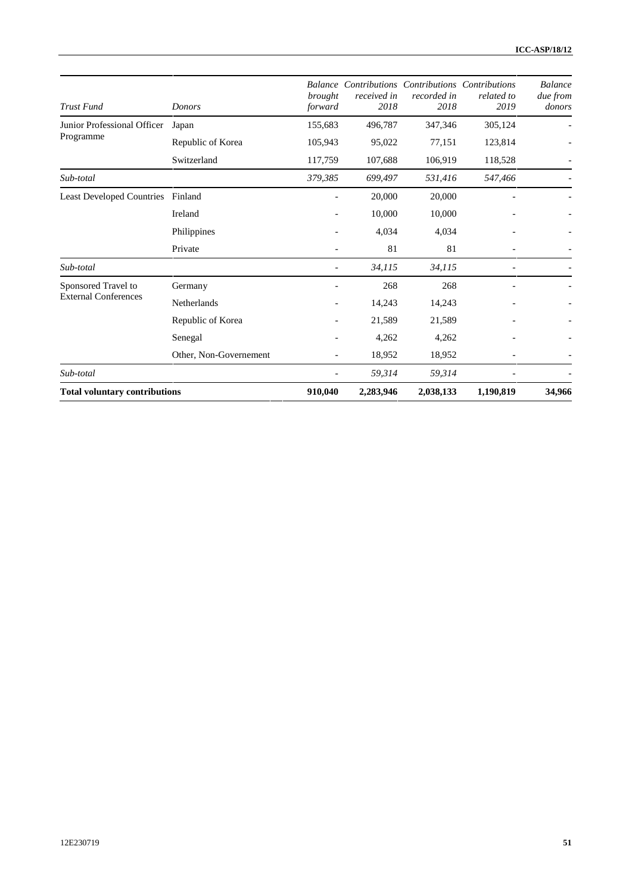| *Trust Fund* | *Donors* | *Balance brought forward* | *Contributions received in 2018* | *Contributions recorded in 2018* | *Contributions related to 2019* | *Balance due from donors* |
|---|---|---|---|---|---|---|
| Junior Professional Officer Programme | Japan | 155,683 | 496,787 | 347,346 | 305,124 | - |
| | Republic of Korea | 105,943 | 95,022 | 77,151 | 123,814 | - |
| | Switzerland | 117,759 | 107,688 | 106,919 | 118,528 | - |
| *Sub-total* | | *379,385* | *699,497* | *531,416* | *547,466* | - |
| Least Developed Countries | Finland | - | 20,000 | 20,000 | - | - |
| | Ireland | - | 10,000 | 10,000 | - | - |
| | Philippines | - | 4,034 | 4,034 | - | - |
| | Private | - | 81 | 81 | - | - |
| *Sub-total* | | - | *34,115* | *34,115* | - | - |
| Sponsored Travel to External Conferences | Germany | - | 268 | 268 | - | - |
| | Netherlands | - | 14,243 | 14,243 | - | - |
| | Republic of Korea | - | 21,589 | 21,589 | - | - |
| | Senegal | - | 4,262 | 4,262 | - | - |
| | Other, Non-Governement | - | 18,952 | 18,952 | - | - |
| *Sub-total* | | - | *59,314* | *59,314* | - | - |
| **Total voluntary contributions** | | **910,040** | **2,283,946** | **2,038,133** | **1,190,819** | **34,966** |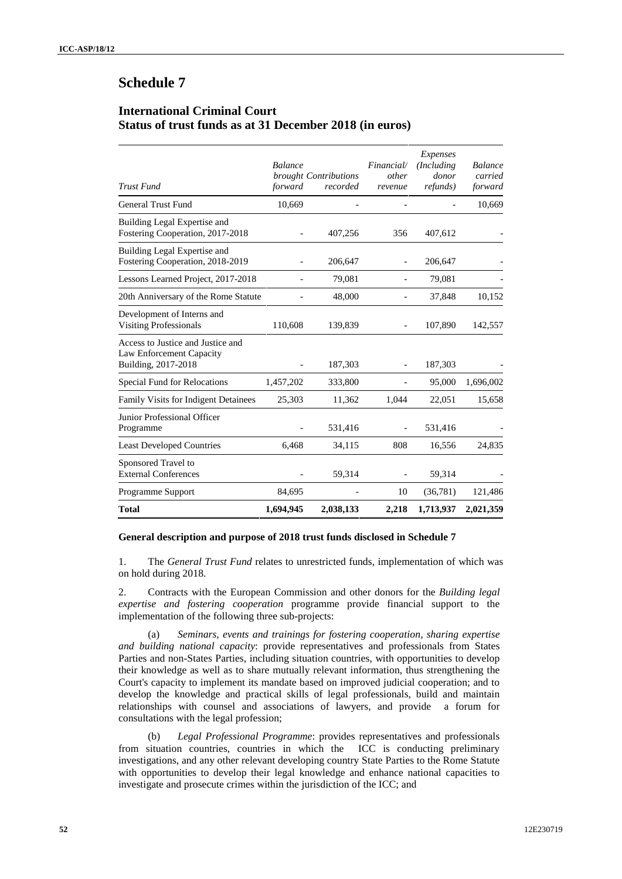# Schedule 7

## International Criminal Court
## Status of trust funds as at 31 December 2018 (in euros)

| *Trust Fund* | *Balance brought forward* | *Contributions recorded* | *Financial/ other revenue* | *Expenses (Including donor refunds)* | *Balance carried forward* |
|---|---|---|---|---|---|
| General Trust Fund | 10,669 | - | - | - | 10,669 |
| Building Legal Expertise and Fostering Cooperation, 2017-2018 | - | 407,256 | 356 | 407,612 | - |
| Building Legal Expertise and Fostering Cooperation, 2018-2019 | - | 206,647 | - | 206,647 | - |
| Lessons Learned Project, 2017-2018 | - | 79,081 | - | 79,081 | - |
| 20th Anniversary of the Rome Statute | - | 48,000 | - | 37,848 | 10,152 |
| Development of Interns and Visiting Professionals | 110,608 | 139,839 | - | 107,890 | 142,557 |
| Access to Justice and Justice and Law Enforcement Capacity Building, 2017-2018 | - | 187,303 | - | 187,303 | - |
| Special Fund for Relocations | 1,457,202 | 333,800 | - | 95,000 | 1,696,002 |
| Family Visits for Indigent Detainees | 25,303 | 11,362 | 1,044 | 22,051 | 15,658 |
| Junior Professional Officer Programme | - | 531,416 | - | 531,416 | - |
| Least Developed Countries | 6,468 | 34,115 | 808 | 16,556 | 24,835 |
| Sponsored Travel to External Conferences | - | 59,314 | - | 59,314 | - |
| Programme Support | 84,695 | - | 10 | (36,781) | 121,486 |
| **Total** | **1,694,945** | **2,038,133** | **2,218** | **1,713,937** | **2,021,359** |

**General description and purpose of 2018 trust funds disclosed in Schedule 7**

1. The *General Trust Fund* relates to unrestricted funds, implementation of which was on hold during 2018.

2. Contracts with the European Commission and other donors for the *Building legal expertise and fostering cooperation* programme provide financial support to the implementation of the following three sub-projects:

(a) *Seminars, events and trainings for fostering cooperation, sharing expertise and building national capacity*: provide representatives and professionals from States Parties and non-States Parties, including situation countries, with opportunities to develop their knowledge as well as to share mutually relevant information, thus strengthening the Court's capacity to implement its mandate based on improved judicial cooperation; and to develop the knowledge and practical skills of legal professionals, build and maintain relationships with counsel and associations of lawyers, and provide a forum for consultations with the legal profession;

(b) *Legal Professional Programme*: provides representatives and professionals from situation countries, countries in which the ICC is conducting preliminary investigations, and any other relevant developing country State Parties to the Rome Statute with opportunities to develop their legal knowledge and enhance national capacities to investigate and prosecute crimes within the jurisdiction of the ICC; and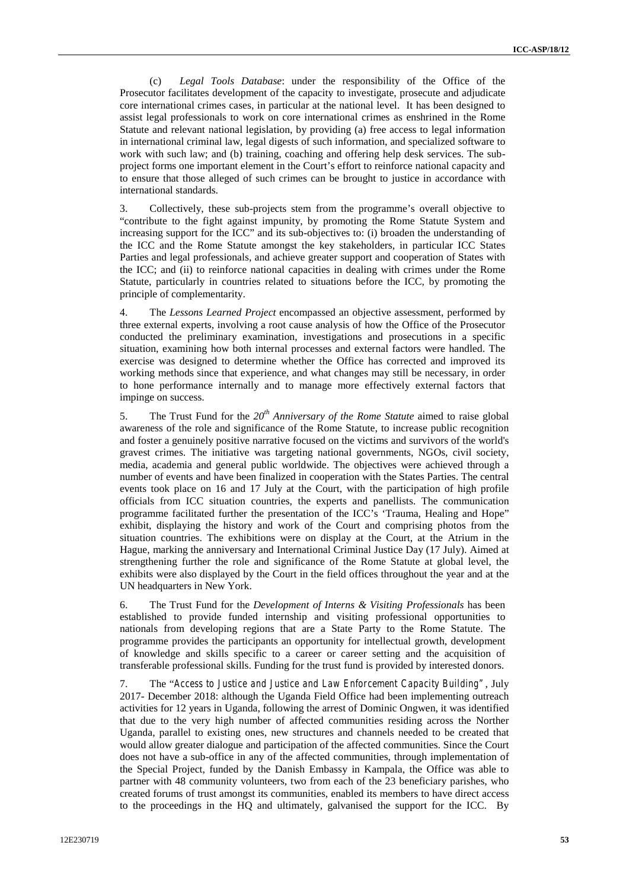(c) *Legal Tools Database*: under the responsibility of the Office of the Prosecutor facilitates development of the capacity to investigate, prosecute and adjudicate core international crimes cases, in particular at the national level. It has been designed to assist legal professionals to work on core international crimes as enshrined in the Rome Statute and relevant national legislation, by providing (a) free access to legal information in international criminal law, legal digests of such information, and specialized software to work with such law; and (b) training, coaching and offering help desk services. The sub-project forms one important element in the Court's effort to reinforce national capacity and to ensure that those alleged of such crimes can be brought to justice in accordance with international standards.

3. Collectively, these sub-projects stem from the programme's overall objective to "contribute to the fight against impunity, by promoting the Rome Statute System and increasing support for the ICC" and its sub-objectives to: (i) broaden the understanding of the ICC and the Rome Statute amongst the key stakeholders, in particular ICC States Parties and legal professionals, and achieve greater support and cooperation of States with the ICC; and (ii) to reinforce national capacities in dealing with crimes under the Rome Statute, particularly in countries related to situations before the ICC, by promoting the principle of complementarity.

4. The *Lessons Learned Project* encompassed an objective assessment, performed by three external experts, involving a root cause analysis of how the Office of the Prosecutor conducted the preliminary examination, investigations and prosecutions in a specific situation, examining how both internal processes and external factors were handled. The exercise was designed to determine whether the Office has corrected and improved its working methods since that experience, and what changes may still be necessary, in order to hone performance internally and to manage more effectively external factors that impinge on success.

5. The Trust Fund for the *20th Anniversary of the Rome Statute* aimed to raise global awareness of the role and significance of the Rome Statute, to increase public recognition and foster a genuinely positive narrative focused on the victims and survivors of the world's gravest crimes. The initiative was targeting national governments, NGOs, civil society, media, academia and general public worldwide. The objectives were achieved through a number of events and have been finalized in cooperation with the States Parties. The central events took place on 16 and 17 July at the Court, with the participation of high profile officials from ICC situation countries, the experts and panellists. The communication programme facilitated further the presentation of the ICC's 'Trauma, Healing and Hope" exhibit, displaying the history and work of the Court and comprising photos from the situation countries. The exhibitions were on display at the Court, at the Atrium in the Hague, marking the anniversary and International Criminal Justice Day (17 July). Aimed at strengthening further the role and significance of the Rome Statute at global level, the exhibits were also displayed by the Court in the field offices throughout the year and at the UN headquarters in New York.

6. The Trust Fund for the *Development of Interns & Visiting Professionals* has been established to provide funded internship and visiting professional opportunities to nationals from developing regions that are a State Party to the Rome Statute. The programme provides the participants an opportunity for intellectual growth, development of knowledge and skills specific to a career or career setting and the acquisition of transferable professional skills. Funding for the trust fund is provided by interested donors.

7. The "*Access to Justice and Justice and Law Enforcement Capacity Building*", July 2017- December 2018: although the Uganda Field Office had been implementing outreach activities for 12 years in Uganda, following the arrest of Dominic Ongwen, it was identified that due to the very high number of affected communities residing across the Norther Uganda, parallel to existing ones, new structures and channels needed to be created that would allow greater dialogue and participation of the affected communities. Since the Court does not have a sub-office in any of the affected communities, through implementation of the Special Project, funded by the Danish Embassy in Kampala, the Office was able to partner with 48 community volunteers, two from each of the 23 beneficiary parishes, who created forums of trust amongst its communities, enabled its members to have direct access to the proceedings in the HQ and ultimately, galvanised the support for the ICC. By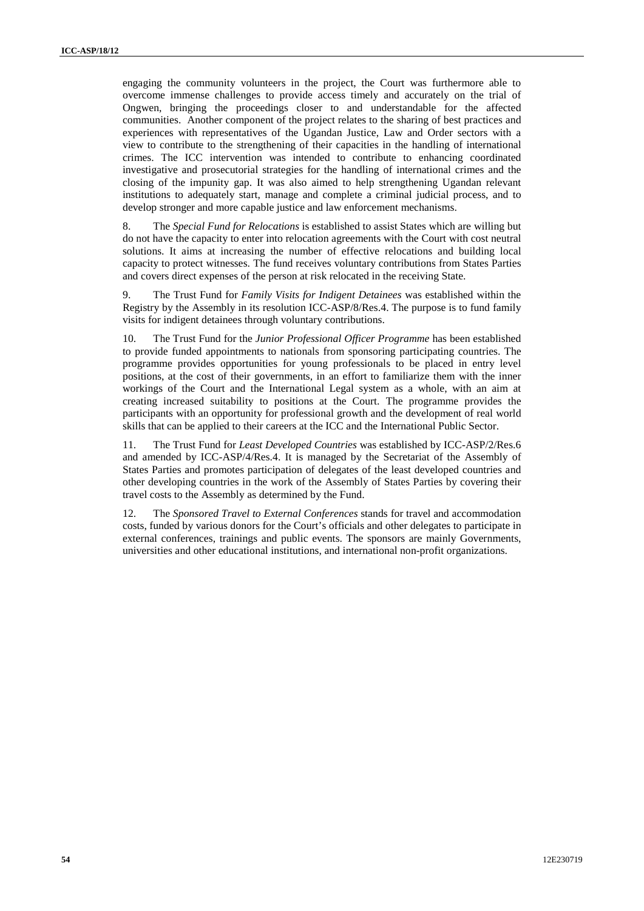engaging the community volunteers in the project, the Court was furthermore able to overcome immense challenges to provide access timely and accurately on the trial of Ongwen, bringing the proceedings closer to and understandable for the affected communities. Another component of the project relates to the sharing of best practices and experiences with representatives of the Ugandan Justice, Law and Order sectors with a view to contribute to the strengthening of their capacities in the handling of international crimes. The ICC intervention was intended to contribute to enhancing coordinated investigative and prosecutorial strategies for the handling of international crimes and the closing of the impunity gap. It was also aimed to help strengthening Ugandan relevant institutions to adequately start, manage and complete a criminal judicial process, and to develop stronger and more capable justice and law enforcement mechanisms.

8. The *Special Fund for Relocations* is established to assist States which are willing but do not have the capacity to enter into relocation agreements with the Court with cost neutral solutions. It aims at increasing the number of effective relocations and building local capacity to protect witnesses. The fund receives voluntary contributions from States Parties and covers direct expenses of the person at risk relocated in the receiving State.

9. The Trust Fund for *Family Visits for Indigent Detainees* was established within the Registry by the Assembly in its resolution ICC-ASP/8/Res.4. The purpose is to fund family visits for indigent detainees through voluntary contributions.

10. The Trust Fund for the *Junior Professional Officer Programme* has been established to provide funded appointments to nationals from sponsoring participating countries. The programme provides opportunities for young professionals to be placed in entry level positions, at the cost of their governments, in an effort to familiarize them with the inner workings of the Court and the International Legal system as a whole, with an aim at creating increased suitability to positions at the Court. The programme provides the participants with an opportunity for professional growth and the development of real world skills that can be applied to their careers at the ICC and the International Public Sector.

11. The Trust Fund for *Least Developed Countries* was established by ICC-ASP/2/Res.6 and amended by ICC-ASP/4/Res.4. It is managed by the Secretariat of the Assembly of States Parties and promotes participation of delegates of the least developed countries and other developing countries in the work of the Assembly of States Parties by covering their travel costs to the Assembly as determined by the Fund.

12. The *Sponsored Travel to External Conferences* stands for travel and accommodation costs, funded by various donors for the Court's officials and other delegates to participate in external conferences, trainings and public events. The sponsors are mainly Governments, universities and other educational institutions, and international non-profit organizations.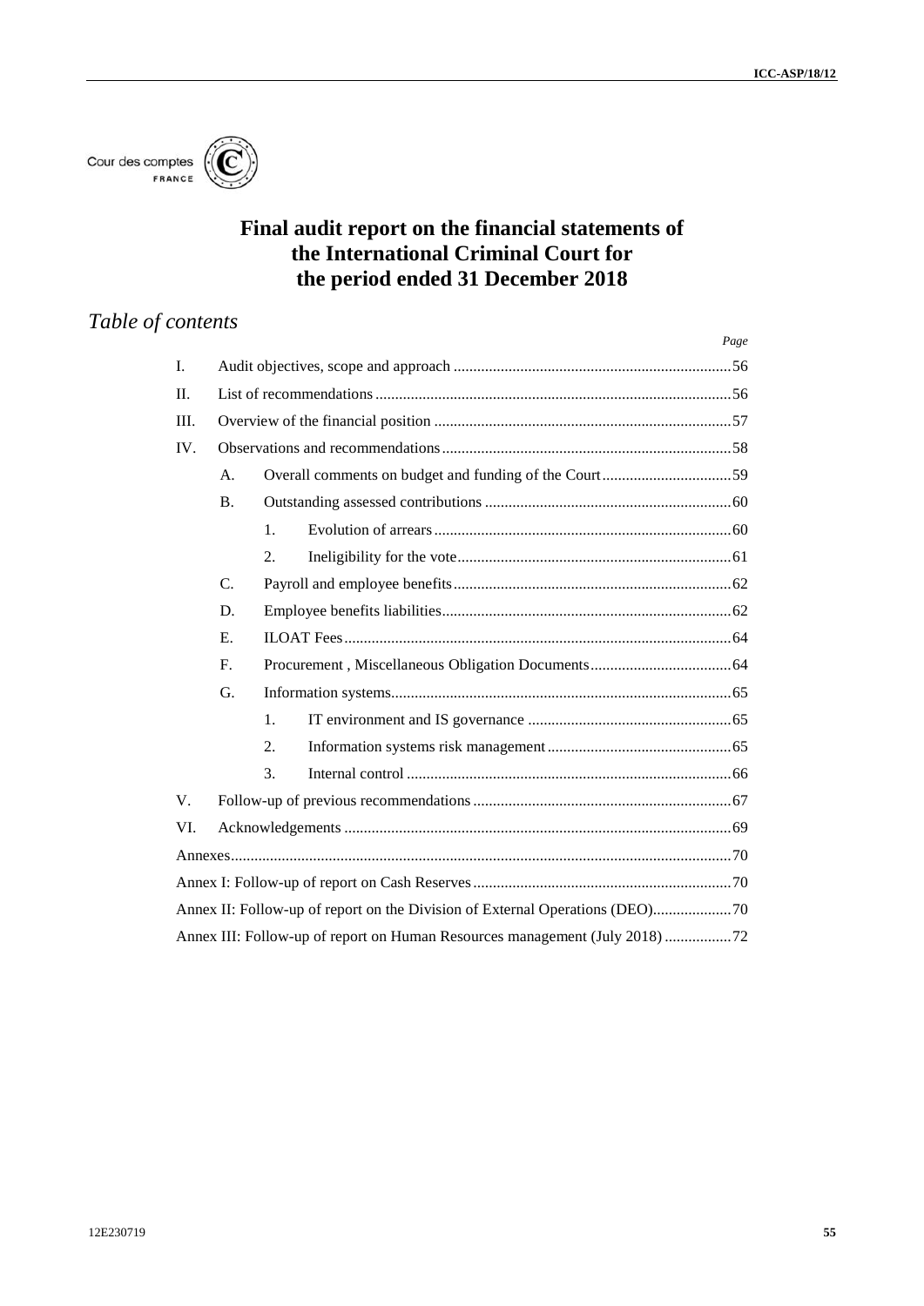Cour des comptes
FRANCE

# Final audit report on the financial statements of the International Criminal Court for the period ended 31 December 2018

## *Table of contents*

| | | | | *Page* |
|---|---|---|---|---|
| I. | Audit objectives, scope and approach | | | 56 |
| II. | List of recommendations | | | 56 |
| III. | Overview of the financial position | | | 57 |
| IV. | Observations and recommendations | | | 58 |
| | A. | Overall comments on budget and funding of the Court | | 59 |
| | B. | Outstanding assessed contributions | | 60 |
| | | 1. | Evolution of arrears | 60 |
| | | 2. | Ineligibility for the vote | 61 |
| | C. | Payroll and employee benefits | | 62 |
| | D. | Employee benefits liabilities | | 62 |
| | E. | ILOAT Fees | | 64 |
| | F. | Procurement , Miscellaneous Obligation Documents | | 64 |
| | G. | Information systems | | 65 |
| | | 1. | IT environment and IS governance | 65 |
| | | 2. | Information systems risk management | 65 |
| | | 3. | Internal control | 66 |
| V. | Follow-up of previous recommendations | | | 67 |
| VI. | Acknowledgements | | | 69 |
| Annexes | | | | 70 |
| Annex I: Follow-up of report on Cash Reserves | | | | 70 |
| Annex II: Follow-up of report on the Division of External Operations (DEO) | | | | 70 |
| Annex III: Follow-up of report on Human Resources management (July 2018) | | | | 72 |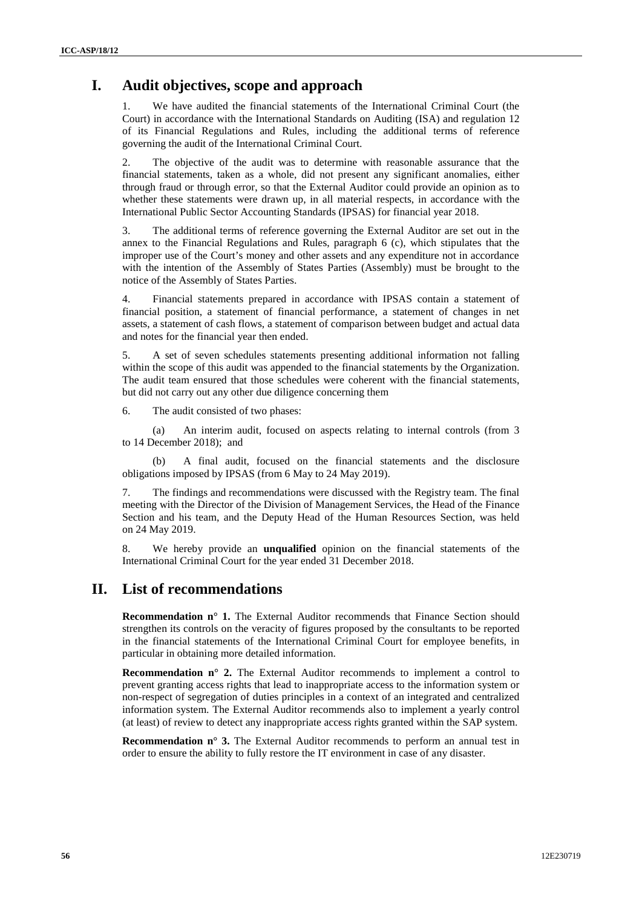# I. Audit objectives, scope and approach

1. We have audited the financial statements of the International Criminal Court (the Court) in accordance with the International Standards on Auditing (ISA) and regulation 12 of its Financial Regulations and Rules, including the additional terms of reference governing the audit of the International Criminal Court.

2. The objective of the audit was to determine with reasonable assurance that the financial statements, taken as a whole, did not present any significant anomalies, either through fraud or through error, so that the External Auditor could provide an opinion as to whether these statements were drawn up, in all material respects, in accordance with the International Public Sector Accounting Standards (IPSAS) for financial year 2018.

3. The additional terms of reference governing the External Auditor are set out in the annex to the Financial Regulations and Rules, paragraph 6 (c), which stipulates that the improper use of the Court's money and other assets and any expenditure not in accordance with the intention of the Assembly of States Parties (Assembly) must be brought to the notice of the Assembly of States Parties.

4. Financial statements prepared in accordance with IPSAS contain a statement of financial position, a statement of financial performance, a statement of changes in net assets, a statement of cash flows, a statement of comparison between budget and actual data and notes for the financial year then ended.

5. A set of seven schedules statements presenting additional information not falling within the scope of this audit was appended to the financial statements by the Organization. The audit team ensured that those schedules were coherent with the financial statements, but did not carry out any other due diligence concerning them

6. The audit consisted of two phases:

(a) An interim audit, focused on aspects relating to internal controls (from 3 to 14 December 2018); and

(b) A final audit, focused on the financial statements and the disclosure obligations imposed by IPSAS (from 6 May to 24 May 2019).

7. The findings and recommendations were discussed with the Registry team. The final meeting with the Director of the Division of Management Services, the Head of the Finance Section and his team, and the Deputy Head of the Human Resources Section, was held on 24 May 2019.

8. We hereby provide an **unqualified** opinion on the financial statements of the International Criminal Court for the year ended 31 December 2018.

# II. List of recommendations

**Recommendation n° 1.** The External Auditor recommends that Finance Section should strengthen its controls on the veracity of figures proposed by the consultants to be reported in the financial statements of the International Criminal Court for employee benefits, in particular in obtaining more detailed information.

**Recommendation n° 2.** The External Auditor recommends to implement a control to prevent granting access rights that lead to inappropriate access to the information system or non-respect of segregation of duties principles in a context of an integrated and centralized information system. The External Auditor recommends also to implement a yearly control (at least) of review to detect any inappropriate access rights granted within the SAP system.

**Recommendation n° 3.** The External Auditor recommends to perform an annual test in order to ensure the ability to fully restore the IT environment in case of any disaster.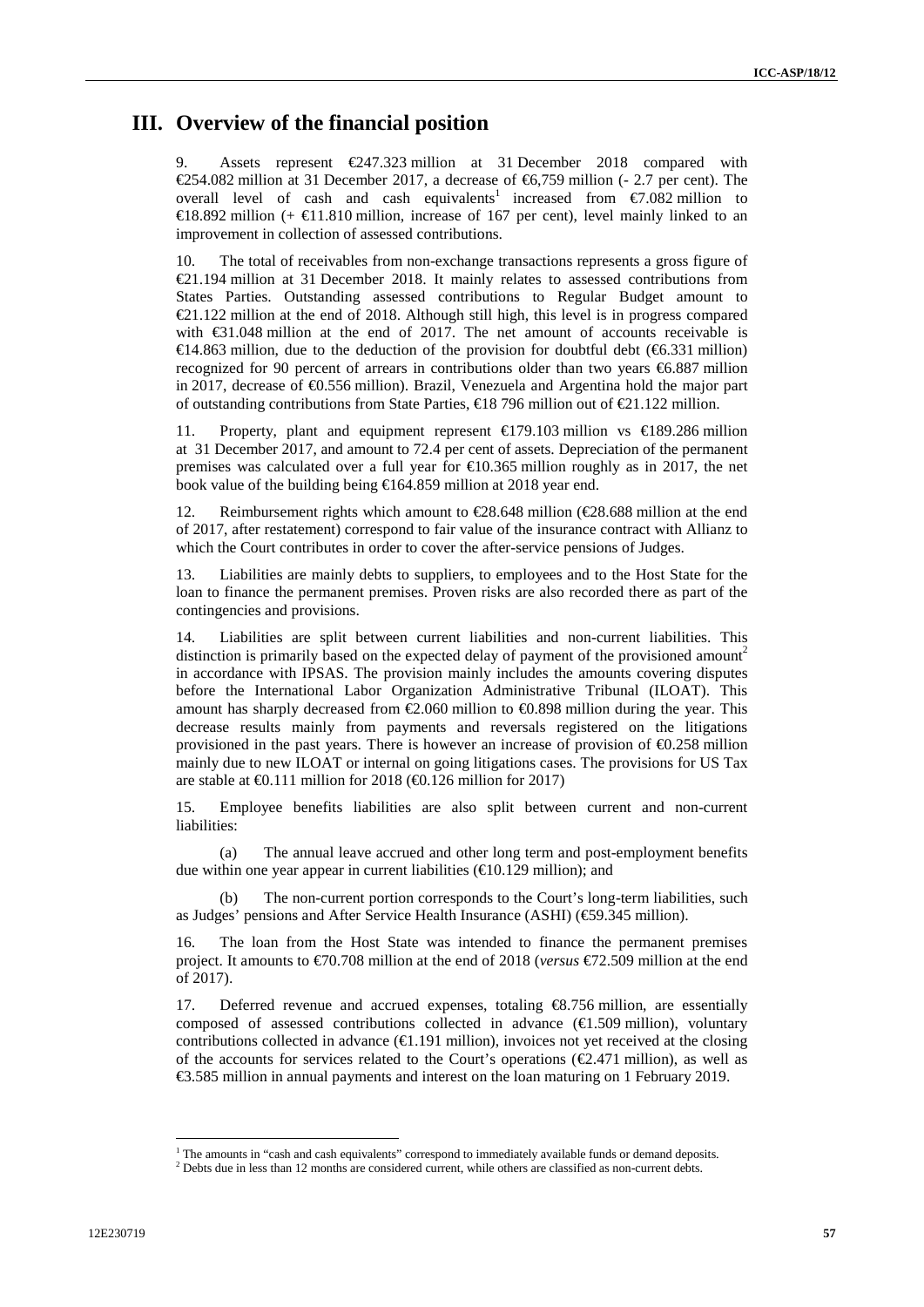# III. Overview of the financial position

9. Assets represent €247.323 million at 31 December 2018 compared with €254.082 million at 31 December 2017, a decrease of €6,759 million (- 2.7 per cent). The overall level of cash and cash equivalents[1] increased from €7.082 million to €18.892 million (+ €11.810 million, increase of 167 per cent), level mainly linked to an improvement in collection of assessed contributions.

10. The total of receivables from non-exchange transactions represents a gross figure of €21.194 million at 31 December 2018. It mainly relates to assessed contributions from States Parties. Outstanding assessed contributions to Regular Budget amount to €21.122 million at the end of 2018. Although still high, this level is in progress compared with €31.048 million at the end of 2017. The net amount of accounts receivable is €14.863 million, due to the deduction of the provision for doubtful debt (€6.331 million) recognized for 90 percent of arrears in contributions older than two years €6.887 million in 2017, decrease of €0.556 million). Brazil, Venezuela and Argentina hold the major part of outstanding contributions from State Parties, €18 796 million out of €21.122 million.

11. Property, plant and equipment represent €179.103 million vs €189.286 million at 31 December 2017, and amount to 72.4 per cent of assets. Depreciation of the permanent premises was calculated over a full year for €10.365 million roughly as in 2017, the net book value of the building being €164.859 million at 2018 year end.

12. Reimbursement rights which amount to €28.648 million (€28.688 million at the end of 2017, after restatement) correspond to fair value of the insurance contract with Allianz to which the Court contributes in order to cover the after-service pensions of Judges.

13. Liabilities are mainly debts to suppliers, to employees and to the Host State for the loan to finance the permanent premises. Proven risks are also recorded there as part of the contingencies and provisions.

14. Liabilities are split between current liabilities and non-current liabilities. This distinction is primarily based on the expected delay of payment of the provisioned amount[2] in accordance with IPSAS. The provision mainly includes the amounts covering disputes before the International Labor Organization Administrative Tribunal (ILOAT). This amount has sharply decreased from €2.060 million to €0.898 million during the year. This decrease results mainly from payments and reversals registered on the litigations provisioned in the past years. There is however an increase of provision of €0.258 million mainly due to new ILOAT or internal on going litigations cases. The provisions for US Tax are stable at €0.111 million for 2018 (€0.126 million for 2017)

15. Employee benefits liabilities are also split between current and non-current liabilities:

(a) The annual leave accrued and other long term and post-employment benefits due within one year appear in current liabilities (€10.129 million); and

(b) The non-current portion corresponds to the Court's long-term liabilities, such as Judges' pensions and After Service Health Insurance (ASHI) (€59.345 million).

16. The loan from the Host State was intended to finance the permanent premises project. It amounts to €70.708 million at the end of 2018 (*versus* €72.509 million at the end of 2017).

17. Deferred revenue and accrued expenses, totaling €8.756 million, are essentially composed of assessed contributions collected in advance (€1.509 million), voluntary contributions collected in advance (€1.191 million), invoices not yet received at the closing of the accounts for services related to the Court's operations (€2.471 million), as well as €3.585 million in annual payments and interest on the loan maturing on 1 February 2019.

---

[1] The amounts in "cash and cash equivalents" correspond to immediately available funds or demand deposits.

[2] Debts due in less than 12 months are considered current, while others are classified as non-current debts.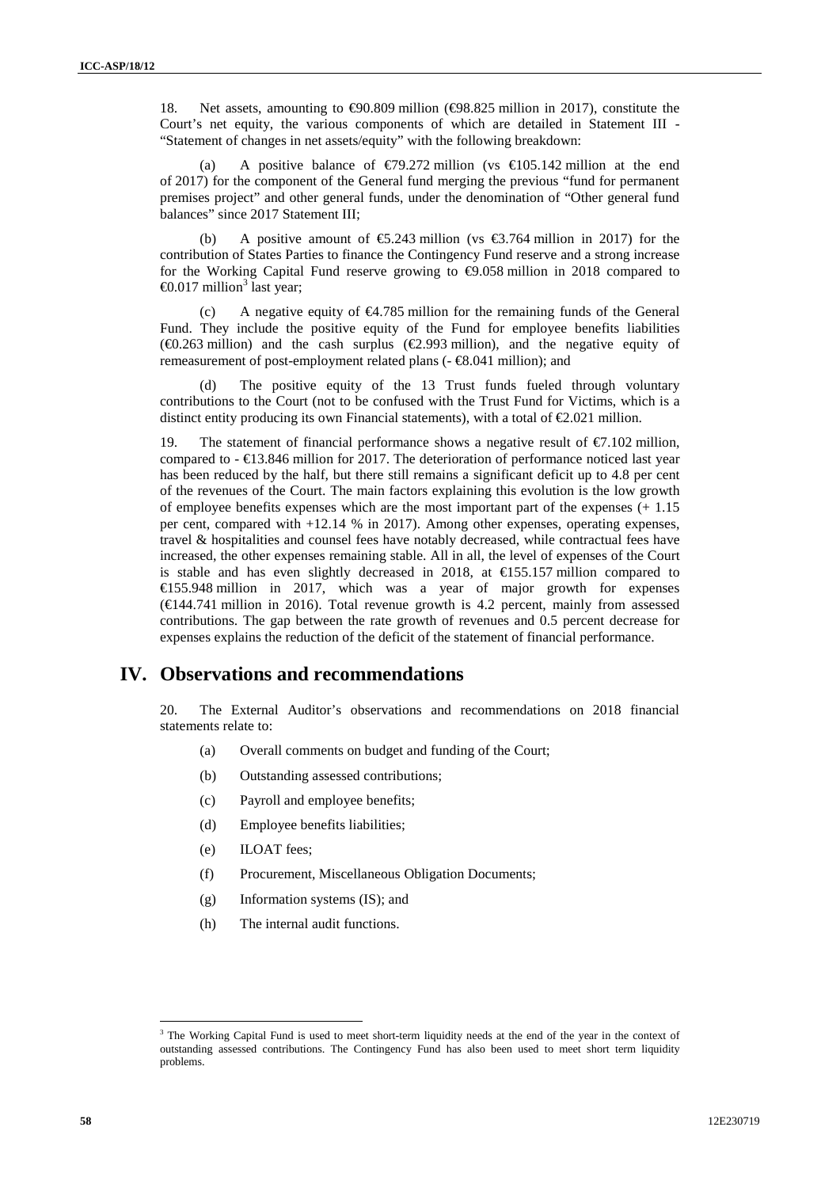18. Net assets, amounting to €90.809 million (€98.825 million in 2017), constitute the Court's net equity, the various components of which are detailed in Statement III - "Statement of changes in net assets/equity" with the following breakdown:

(a) A positive balance of €79.272 million (vs €105.142 million at the end of 2017) for the component of the General fund merging the previous "fund for permanent premises project" and other general funds, under the denomination of "Other general fund balances" since 2017 Statement III;

(b) A positive amount of €5.243 million (vs €3.764 million in 2017) for the contribution of States Parties to finance the Contingency Fund reserve and a strong increase for the Working Capital Fund reserve growing to €9.058 million in 2018 compared to €0.017 million[3] last year;

(c) A negative equity of €4.785 million for the remaining funds of the General Fund. They include the positive equity of the Fund for employee benefits liabilities (€0.263 million) and the cash surplus (€2.993 million), and the negative equity of remeasurement of post-employment related plans (- €8.041 million); and

(d) The positive equity of the 13 Trust funds fueled through voluntary contributions to the Court (not to be confused with the Trust Fund for Victims, which is a distinct entity producing its own Financial statements), with a total of €2.021 million.

19. The statement of financial performance shows a negative result of €7.102 million, compared to - €13.846 million for 2017. The deterioration of performance noticed last year has been reduced by the half, but there still remains a significant deficit up to 4.8 per cent of the revenues of the Court. The main factors explaining this evolution is the low growth of employee benefits expenses which are the most important part of the expenses (+ 1.15 per cent, compared with +12.14 % in 2017). Among other expenses, operating expenses, travel & hospitalities and counsel fees have notably decreased, while contractual fees have increased, the other expenses remaining stable. All in all, the level of expenses of the Court is stable and has even slightly decreased in 2018, at €155.157 million compared to €155.948 million in 2017, which was a year of major growth for expenses (€144.741 million in 2016). Total revenue growth is 4.2 percent, mainly from assessed contributions. The gap between the rate growth of revenues and 0.5 percent decrease for expenses explains the reduction of the deficit of the statement of financial performance.

# IV. Observations and recommendations

20. The External Auditor's observations and recommendations on 2018 financial statements relate to:

(a) Overall comments on budget and funding of the Court;

(b) Outstanding assessed contributions;

(c) Payroll and employee benefits;

(d) Employee benefits liabilities;

(e) ILOAT fees;

(f) Procurement, Miscellaneous Obligation Documents;

(g) Information systems (IS); and

(h) The internal audit functions.

---

[3] The Working Capital Fund is used to meet short-term liquidity needs at the end of the year in the context of outstanding assessed contributions. The Contingency Fund has also been used to meet short term liquidity problems.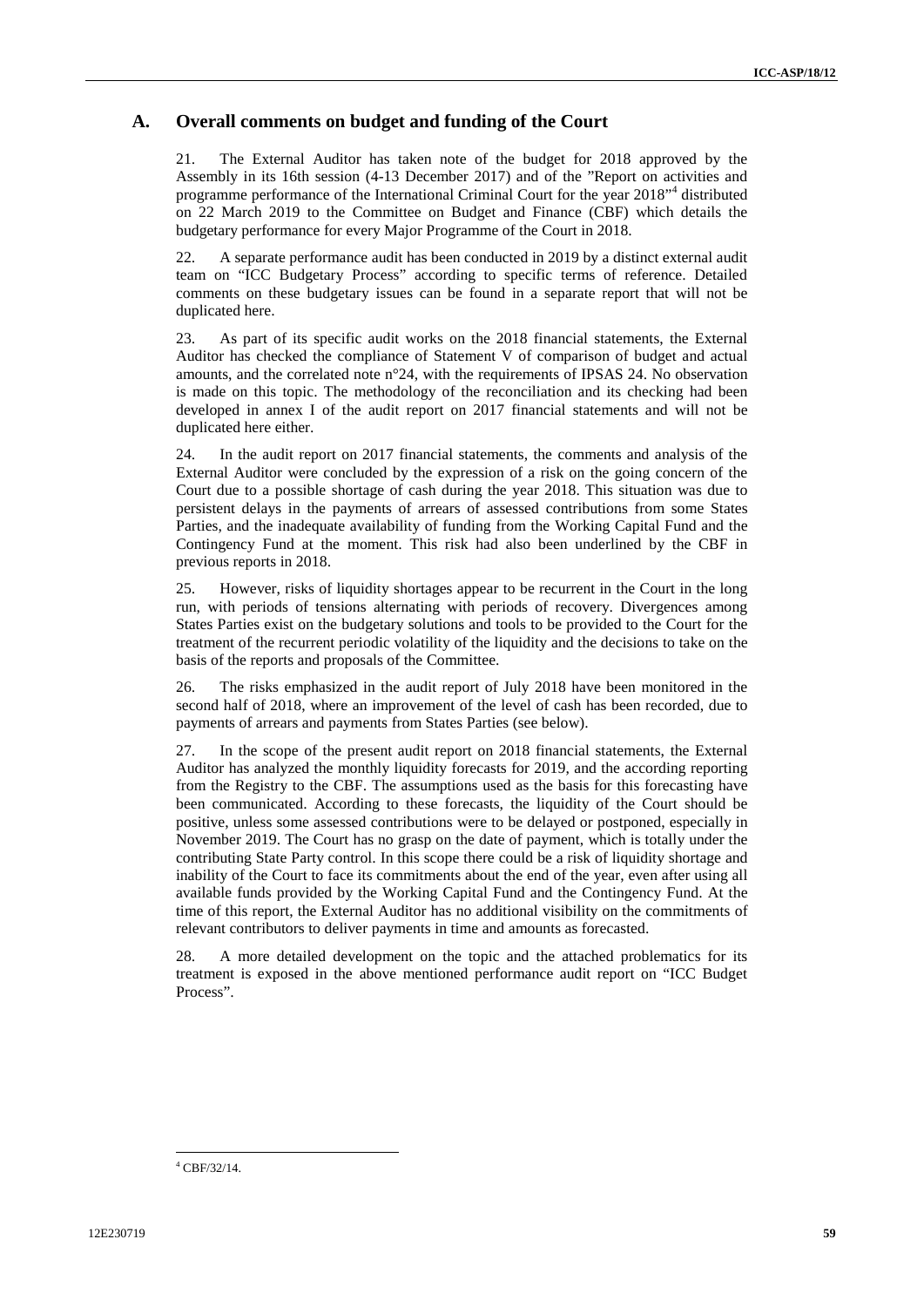## A. Overall comments on budget and funding of the Court

21. The External Auditor has taken note of the budget for 2018 approved by the Assembly in its 16th session (4-13 December 2017) and of the "Report on activities and programme performance of the International Criminal Court for the year 2018"[4] distributed on 22 March 2019 to the Committee on Budget and Finance (CBF) which details the budgetary performance for every Major Programme of the Court in 2018.

22. A separate performance audit has been conducted in 2019 by a distinct external audit team on "ICC Budgetary Process" according to specific terms of reference. Detailed comments on these budgetary issues can be found in a separate report that will not be duplicated here.

23. As part of its specific audit works on the 2018 financial statements, the External Auditor has checked the compliance of Statement V of comparison of budget and actual amounts, and the correlated note n°24, with the requirements of IPSAS 24. No observation is made on this topic. The methodology of the reconciliation and its checking had been developed in annex I of the audit report on 2017 financial statements and will not be duplicated here either.

24. In the audit report on 2017 financial statements, the comments and analysis of the External Auditor were concluded by the expression of a risk on the going concern of the Court due to a possible shortage of cash during the year 2018. This situation was due to persistent delays in the payments of arrears of assessed contributions from some States Parties, and the inadequate availability of funding from the Working Capital Fund and the Contingency Fund at the moment. This risk had also been underlined by the CBF in previous reports in 2018.

25. However, risks of liquidity shortages appear to be recurrent in the Court in the long run, with periods of tensions alternating with periods of recovery. Divergences among States Parties exist on the budgetary solutions and tools to be provided to the Court for the treatment of the recurrent periodic volatility of the liquidity and the decisions to take on the basis of the reports and proposals of the Committee.

26. The risks emphasized in the audit report of July 2018 have been monitored in the second half of 2018, where an improvement of the level of cash has been recorded, due to payments of arrears and payments from States Parties (see below).

27. In the scope of the present audit report on 2018 financial statements, the External Auditor has analyzed the monthly liquidity forecasts for 2019, and the according reporting from the Registry to the CBF. The assumptions used as the basis for this forecasting have been communicated. According to these forecasts, the liquidity of the Court should be positive, unless some assessed contributions were to be delayed or postponed, especially in November 2019. The Court has no grasp on the date of payment, which is totally under the contributing State Party control. In this scope there could be a risk of liquidity shortage and inability of the Court to face its commitments about the end of the year, even after using all available funds provided by the Working Capital Fund and the Contingency Fund. At the time of this report, the External Auditor has no additional visibility on the commitments of relevant contributors to deliver payments in time and amounts as forecasted.

28. A more detailed development on the topic and the attached problematics for its treatment is exposed in the above mentioned performance audit report on "ICC Budget Process".

[4] CBF/32/14.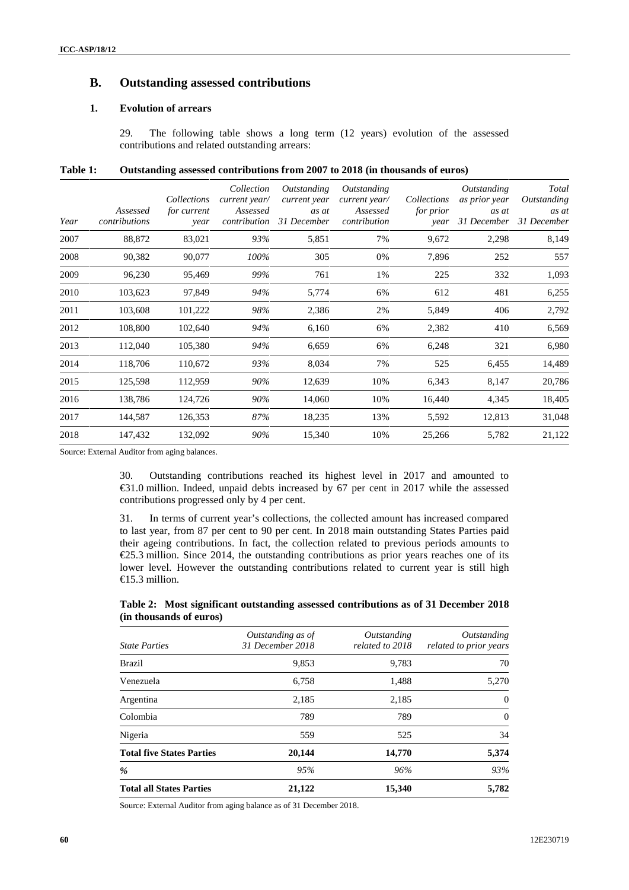## B. Outstanding assessed contributions

### 1. Evolution of arrears

29. The following table shows a long term (12 years) evolution of the assessed contributions and related outstanding arrears:

**Table 1: Outstanding assessed contributions from 2007 to 2018 (in thousands of euros)**

| *Year* | *Assessed contributions* | *Collections for current year* | *Collection current year/ Assessed contribution* | *Outstanding current year as at 31 December* | *Outstanding current year/ Assessed contribution* | *Collections for prior year* | *Outstanding as prior year as at 31 December* | *Total Outstanding as at 31 December* |
|---|---|---|---|---|---|---|---|---|
| 2007 | 88,872 | 83,021 | *93%* | 5,851 | 7% | 9,672 | 2,298 | 8,149 |
| 2008 | 90,382 | 90,077 | *100%* | 305 | 0% | 7,896 | 252 | 557 |
| 2009 | 96,230 | 95,469 | *99%* | 761 | 1% | 225 | 332 | 1,093 |
| 2010 | 103,623 | 97,849 | *94%* | 5,774 | 6% | 612 | 481 | 6,255 |
| 2011 | 103,608 | 101,222 | *98%* | 2,386 | 2% | 5,849 | 406 | 2,792 |
| 2012 | 108,800 | 102,640 | *94%* | 6,160 | 6% | 2,382 | 410 | 6,569 |
| 2013 | 112,040 | 105,380 | *94%* | 6,659 | 6% | 6,248 | 321 | 6,980 |
| 2014 | 118,706 | 110,672 | *93%* | 8,034 | 7% | 525 | 6,455 | 14,489 |
| 2015 | 125,598 | 112,959 | *90%* | 12,639 | 10% | 6,343 | 8,147 | 20,786 |
| 2016 | 138,786 | 124,726 | *90%* | 14,060 | 10% | 16,440 | 4,345 | 18,405 |
| 2017 | 144,587 | 126,353 | *87%* | 18,235 | 13% | 5,592 | 12,813 | 31,048 |
| 2018 | 147,432 | 132,092 | *90%* | 15,340 | 10% | 25,266 | 5,782 | 21,122 |

Source: External Auditor from aging balances.

30. Outstanding contributions reached its highest level in 2017 and amounted to €31.0 million. Indeed, unpaid debts increased by 67 per cent in 2017 while the assessed contributions progressed only by 4 per cent.

31. In terms of current year's collections, the collected amount has increased compared to last year, from 87 per cent to 90 per cent. In 2018 main outstanding States Parties paid their ageing contributions. In fact, the collection related to previous periods amounts to €25.3 million. Since 2014, the outstanding contributions as prior years reaches one of its lower level. However the outstanding contributions related to current year is still high €15.3 million.

**Table 2: Most significant outstanding assessed contributions as of 31 December 2018 (in thousands of euros)**

| *State Parties* | *Outstanding as of 31 December 2018* | *Outstanding related to 2018* | *Outstanding related to prior years* |
|---|---|---|---|
| Brazil | 9,853 | 9,783 | 70 |
| Venezuela | 6,758 | 1,488 | 5,270 |
| Argentina | 2,185 | 2,185 | 0 |
| Colombia | 789 | 789 | 0 |
| Nigeria | 559 | 525 | 34 |
| **Total five States Parties** | **20,144** | **14,770** | **5,374** |
| *%* | *95%* | *96%* | *93%* |
| **Total all States Parties** | **21,122** | **15,340** | **5,782** |

Source: External Auditor from aging balance as of 31 December 2018.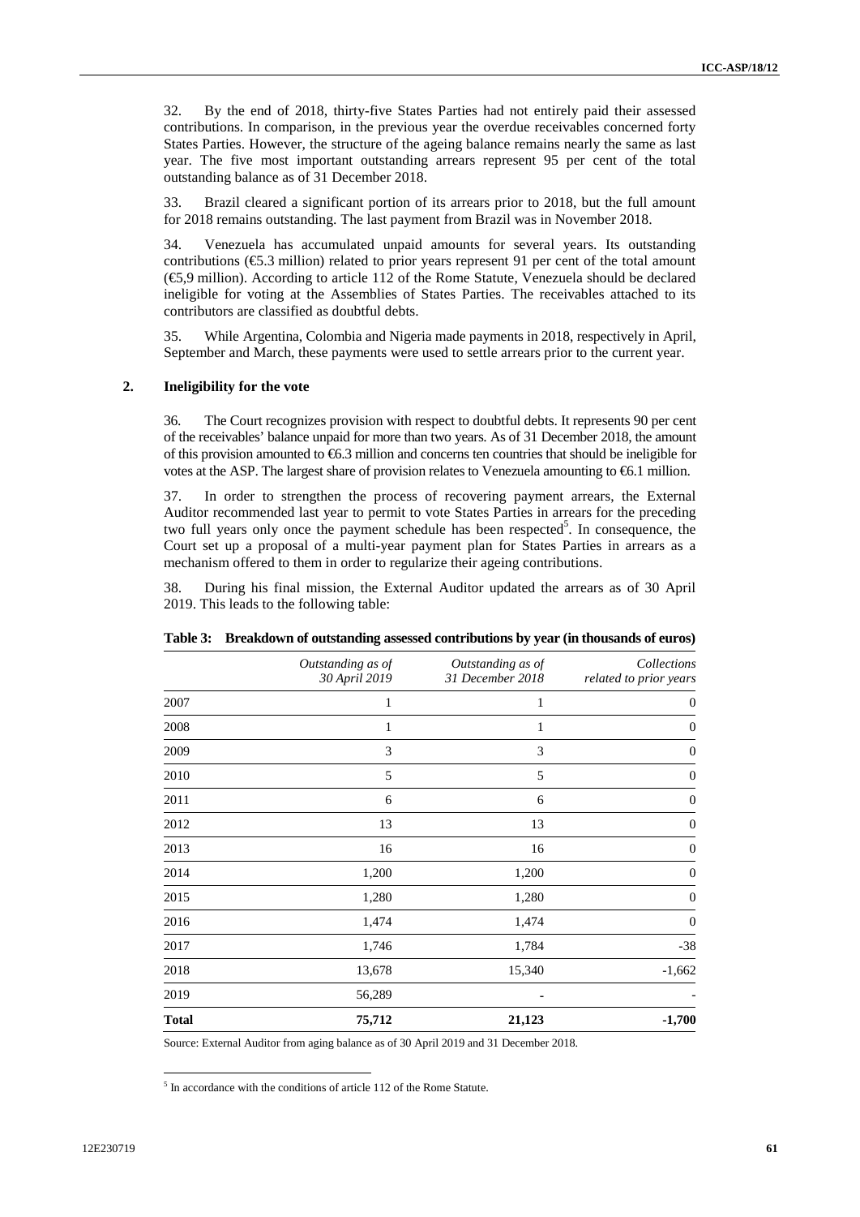32. By the end of 2018, thirty-five States Parties had not entirely paid their assessed contributions. In comparison, in the previous year the overdue receivables concerned forty States Parties. However, the structure of the ageing balance remains nearly the same as last year. The five most important outstanding arrears represent 95 per cent of the total outstanding balance as of 31 December 2018.

33. Brazil cleared a significant portion of its arrears prior to 2018, but the full amount for 2018 remains outstanding. The last payment from Brazil was in November 2018.

34. Venezuela has accumulated unpaid amounts for several years. Its outstanding contributions (€5.3 million) related to prior years represent 91 per cent of the total amount (€5,9 million). According to article 112 of the Rome Statute, Venezuela should be declared ineligible for voting at the Assemblies of States Parties. The receivables attached to its contributors are classified as doubtful debts.

35. While Argentina, Colombia and Nigeria made payments in 2018, respectively in April, September and March, these payments were used to settle arrears prior to the current year.

### 2. Ineligibility for the vote

36. The Court recognizes provision with respect to doubtful debts. It represents 90 per cent of the receivables' balance unpaid for more than two years. As of 31 December 2018, the amount of this provision amounted to €6.3 million and concerns ten countries that should be ineligible for votes at the ASP. The largest share of provision relates to Venezuela amounting to €6.1 million.

37. In order to strengthen the process of recovering payment arrears, the External Auditor recommended last year to permit to vote States Parties in arrears for the preceding two full years only once the payment schedule has been respected[5]. In consequence, the Court set up a proposal of a multi-year payment plan for States Parties in arrears as a mechanism offered to them in order to regularize their ageing contributions.

38. During his final mission, the External Auditor updated the arrears as of 30 April 2019. This leads to the following table:

**Table 3: Breakdown of outstanding assessed contributions by year (in thousands of euros)**

| | *Outstanding as of 30 April 2019* | *Outstanding as of 31 December 2018* | *Collections related to prior years* |
|---|---|---|---|
| 2007 | 1 | 1 | 0 |
| 2008 | 1 | 1 | 0 |
| 2009 | 3 | 3 | 0 |
| 2010 | 5 | 5 | 0 |
| 2011 | 6 | 6 | 0 |
| 2012 | 13 | 13 | 0 |
| 2013 | 16 | 16 | 0 |
| 2014 | 1,200 | 1,200 | 0 |
| 2015 | 1,280 | 1,280 | 0 |
| 2016 | 1,474 | 1,474 | 0 |
| 2017 | 1,746 | 1,784 | -38 |
| 2018 | 13,678 | 15,340 | -1,662 |
| 2019 | 56,289 | - | - |
| **Total** | **75,712** | **21,123** | **-1,700** |

Source: External Auditor from aging balance as of 30 April 2019 and 31 December 2018.

[5] In accordance with the conditions of article 112 of the Rome Statute.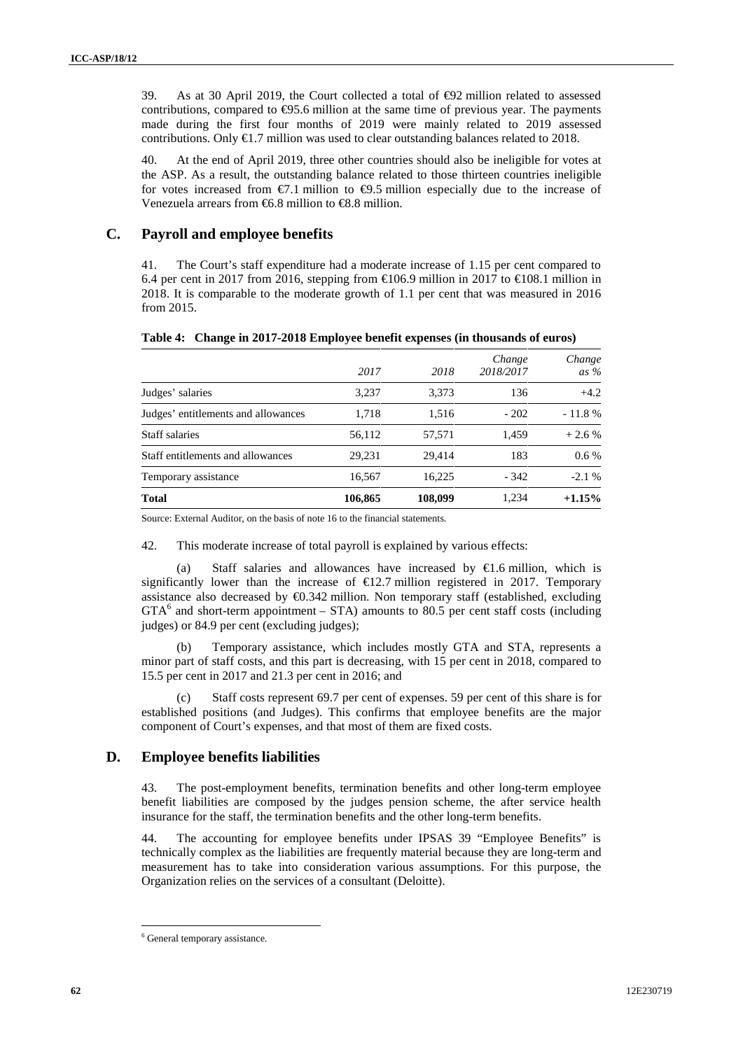39. As at 30 April 2019, the Court collected a total of €92 million related to assessed contributions, compared to €95.6 million at the same time of previous year. The payments made during the first four months of 2019 were mainly related to 2019 assessed contributions. Only €1.7 million was used to clear outstanding balances related to 2018.

40. At the end of April 2019, three other countries should also be ineligible for votes at the ASP. As a result, the outstanding balance related to those thirteen countries ineligible for votes increased from €7.1 million to €9.5 million especially due to the increase of Venezuela arrears from €6.8 million to €8.8 million.

## C. Payroll and employee benefits

41. The Court's staff expenditure had a moderate increase of 1.15 per cent compared to 6.4 per cent in 2017 from 2016, stepping from €106.9 million in 2017 to €108.1 million in 2018. It is comparable to the moderate growth of 1.1 per cent that was measured in 2016 from 2015.

**Table 4: Change in 2017-2018 Employee benefit expenses (in thousands of euros)**

| | *2017* | *2018* | *Change 2018/2017* | *Change as %* |
|---|---|---|---|---|
| Judges' salaries | 3,237 | 3,373 | 136 | +4.2 |
| Judges' entitlements and allowances | 1,718 | 1,516 | - 202 | - 11.8 % |
| Staff salaries | 56,112 | 57,571 | 1,459 | + 2.6 % |
| Staff entitlements and allowances | 29,231 | 29,414 | 183 | 0.6 % |
| Temporary assistance | 16,567 | 16,225 | - 342 | -2.1 % |
| **Total** | **106,865** | **108,099** | 1,234 | **+1.15%** |

Source: External Auditor, on the basis of note 16 to the financial statements.

42. This moderate increase of total payroll is explained by various effects:

(a) Staff salaries and allowances have increased by €1.6 million, which is significantly lower than the increase of €12.7 million registered in 2017. Temporary assistance also decreased by €0.342 million. Non temporary staff (established, excluding GTA[6] and short-term appointment – STA) amounts to 80.5 per cent staff costs (including judges) or 84.9 per cent (excluding judges);

(b) Temporary assistance, which includes mostly GTA and STA, represents a minor part of staff costs, and this part is decreasing, with 15 per cent in 2018, compared to 15.5 per cent in 2017 and 21.3 per cent in 2016; and

(c) Staff costs represent 69.7 per cent of expenses. 59 per cent of this share is for established positions (and Judges). This confirms that employee benefits are the major component of Court's expenses, and that most of them are fixed costs.

## D. Employee benefits liabilities

43. The post-employment benefits, termination benefits and other long-term employee benefit liabilities are composed by the judges pension scheme, the after service health insurance for the staff, the termination benefits and the other long-term benefits.

44. The accounting for employee benefits under IPSAS 39 "Employee Benefits" is technically complex as the liabilities are frequently material because they are long-term and measurement has to take into consideration various assumptions. For this purpose, the Organization relies on the services of a consultant (Deloitte).

[6] General temporary assistance.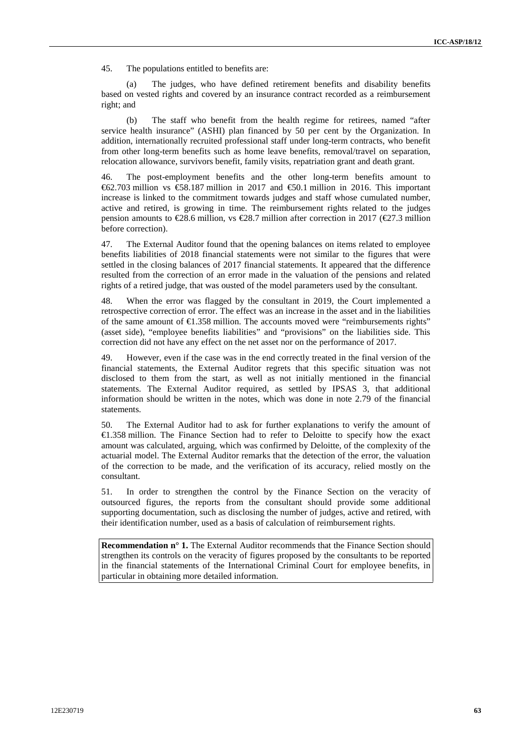45. The populations entitled to benefits are:

(a) The judges, who have defined retirement benefits and disability benefits based on vested rights and covered by an insurance contract recorded as a reimbursement right; and

(b) The staff who benefit from the health regime for retirees, named "after service health insurance" (ASHI) plan financed by 50 per cent by the Organization. In addition, internationally recruited professional staff under long-term contracts, who benefit from other long-term benefits such as home leave benefits, removal/travel on separation, relocation allowance, survivors benefit, family visits, repatriation grant and death grant.

46. The post-employment benefits and the other long-term benefits amount to €62.703 million vs €58.187 million in 2017 and €50.1 million in 2016. This important increase is linked to the commitment towards judges and staff whose cumulated number, active and retired, is growing in time. The reimbursement rights related to the judges pension amounts to €28.6 million, vs €28.7 million after correction in 2017 (€27.3 million before correction).

47. The External Auditor found that the opening balances on items related to employee benefits liabilities of 2018 financial statements were not similar to the figures that were settled in the closing balances of 2017 financial statements. It appeared that the difference resulted from the correction of an error made in the valuation of the pensions and related rights of a retired judge, that was ousted of the model parameters used by the consultant.

48. When the error was flagged by the consultant in 2019, the Court implemented a retrospective correction of error. The effect was an increase in the asset and in the liabilities of the same amount of €1.358 million. The accounts moved were "reimbursements rights" (asset side), "employee benefits liabilities" and "provisions" on the liabilities side. This correction did not have any effect on the net asset nor on the performance of 2017.

49. However, even if the case was in the end correctly treated in the final version of the financial statements, the External Auditor regrets that this specific situation was not disclosed to them from the start, as well as not initially mentioned in the financial statements. The External Auditor required, as settled by IPSAS 3, that additional information should be written in the notes, which was done in note 2.79 of the financial statements.

50. The External Auditor had to ask for further explanations to verify the amount of €1.358 million. The Finance Section had to refer to Deloitte to specify how the exact amount was calculated, arguing, which was confirmed by Deloitte, of the complexity of the actuarial model. The External Auditor remarks that the detection of the error, the valuation of the correction to be made, and the verification of its accuracy, relied mostly on the consultant.

51. In order to strengthen the control by the Finance Section on the veracity of outsourced figures, the reports from the consultant should provide some additional supporting documentation, such as disclosing the number of judges, active and retired, with their identification number, used as a basis of calculation of reimbursement rights.

**Recommendation n° 1.** The External Auditor recommends that the Finance Section should strengthen its controls on the veracity of figures proposed by the consultants to be reported in the financial statements of the International Criminal Court for employee benefits, in particular in obtaining more detailed information.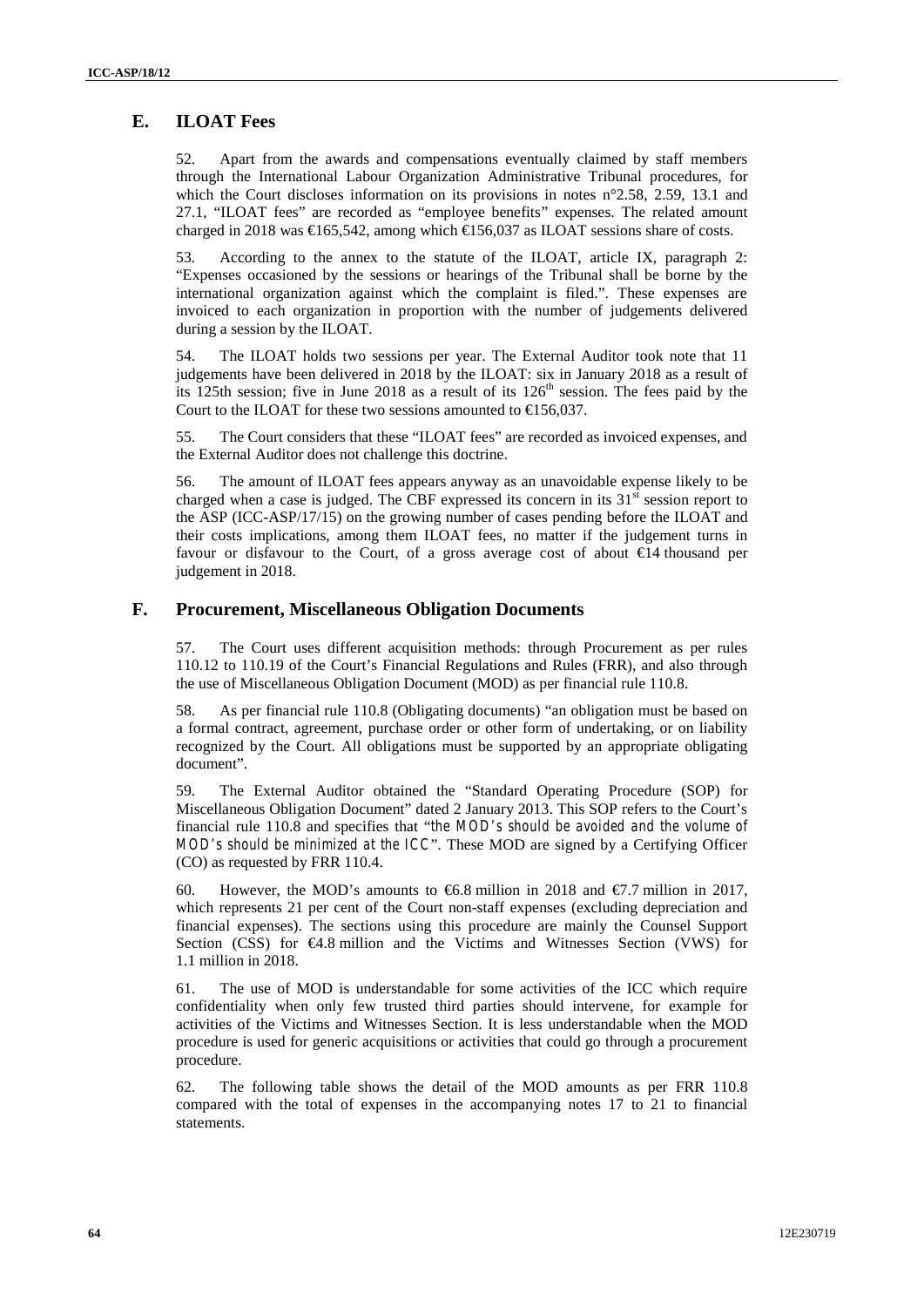## E. ILOAT Fees

52. Apart from the awards and compensations eventually claimed by staff members through the International Labour Organization Administrative Tribunal procedures, for which the Court discloses information on its provisions in notes n°2.58, 2.59, 13.1 and 27.1, "ILOAT fees" are recorded as "employee benefits" expenses. The related amount charged in 2018 was €165,542, among which €156,037 as ILOAT sessions share of costs.

53. According to the annex to the statute of the ILOAT, article IX, paragraph 2: "Expenses occasioned by the sessions or hearings of the Tribunal shall be borne by the international organization against which the complaint is filed.". These expenses are invoiced to each organization in proportion with the number of judgements delivered during a session by the ILOAT.

54. The ILOAT holds two sessions per year. The External Auditor took note that 11 judgements have been delivered in 2018 by the ILOAT: six in January 2018 as a result of its 125th session; five in June 2018 as a result of its 126th session. The fees paid by the Court to the ILOAT for these two sessions amounted to €156,037.

55. The Court considers that these "ILOAT fees" are recorded as invoiced expenses, and the External Auditor does not challenge this doctrine.

56. The amount of ILOAT fees appears anyway as an unavoidable expense likely to be charged when a case is judged. The CBF expressed its concern in its 31st session report to the ASP (ICC-ASP/17/15) on the growing number of cases pending before the ILOAT and their costs implications, among them ILOAT fees, no matter if the judgement turns in favour or disfavour to the Court, of a gross average cost of about €14 thousand per judgement in 2018.

## F. Procurement, Miscellaneous Obligation Documents

57. The Court uses different acquisition methods: through Procurement as per rules 110.12 to 110.19 of the Court's Financial Regulations and Rules (FRR), and also through the use of Miscellaneous Obligation Document (MOD) as per financial rule 110.8.

58. As per financial rule 110.8 (Obligating documents) "an obligation must be based on a formal contract, agreement, purchase order or other form of undertaking, or on liability recognized by the Court. All obligations must be supported by an appropriate obligating document".

59. The External Auditor obtained the "Standard Operating Procedure (SOP) for Miscellaneous Obligation Document" dated 2 January 2013. This SOP refers to the Court's financial rule 110.8 and specifies that "*the MOD's should be avoided and the volume of MOD's should be minimized at the ICC*". These MOD are signed by a Certifying Officer (CO) as requested by FRR 110.4.

60. However, the MOD's amounts to €6.8 million in 2018 and €7.7 million in 2017, which represents 21 per cent of the Court non-staff expenses (excluding depreciation and financial expenses). The sections using this procedure are mainly the Counsel Support Section (CSS) for €4.8 million and the Victims and Witnesses Section (VWS) for 1.1 million in 2018.

61. The use of MOD is understandable for some activities of the ICC which require confidentiality when only few trusted third parties should intervene, for example for activities of the Victims and Witnesses Section. It is less understandable when the MOD procedure is used for generic acquisitions or activities that could go through a procurement procedure.

62. The following table shows the detail of the MOD amounts as per FRR 110.8 compared with the total of expenses in the accompanying notes 17 to 21 to financial statements.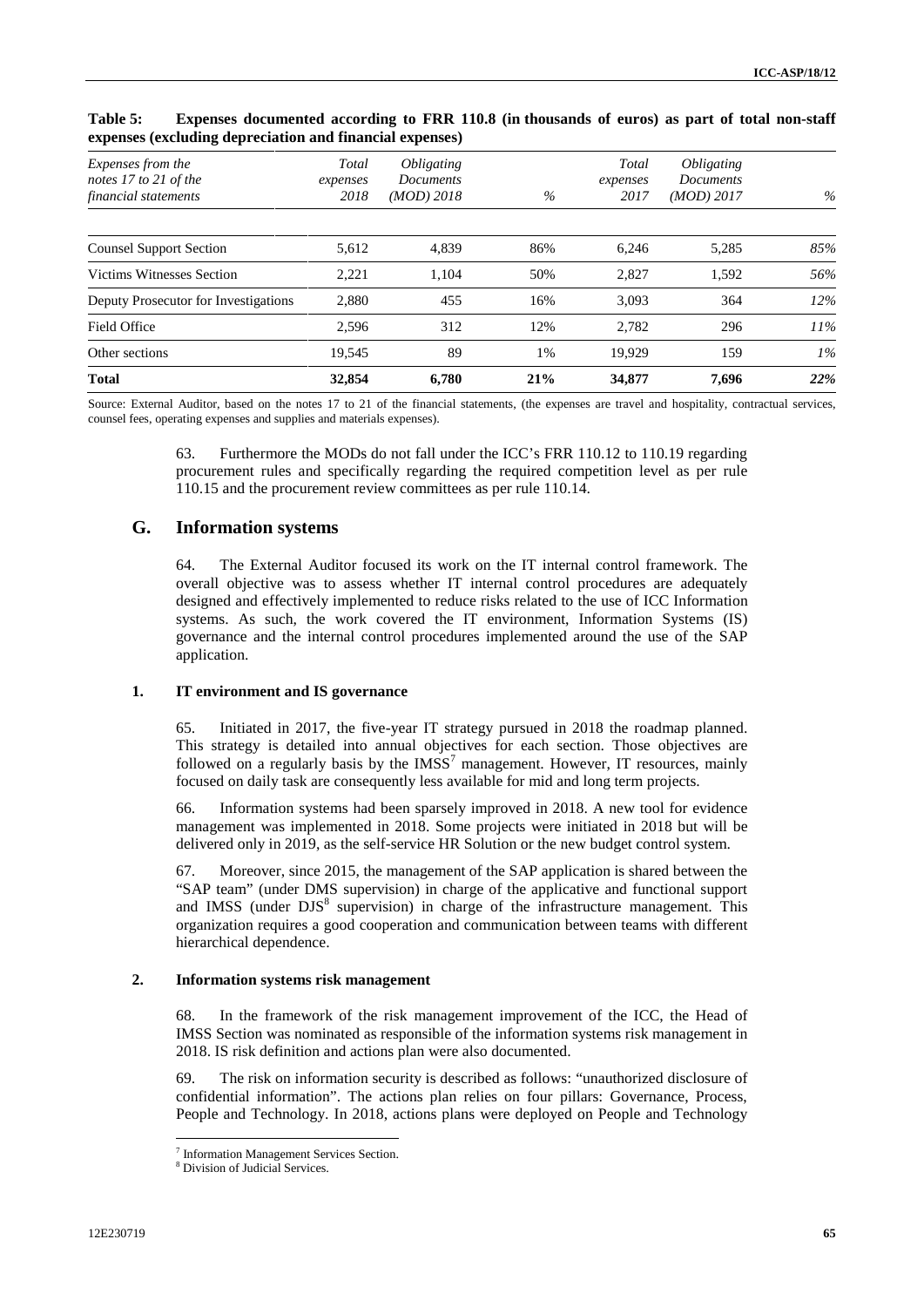**Table 5: Expenses documented according to FRR 110.8 (in thousands of euros) as part of total non-staff expenses (excluding depreciation and financial expenses)**

| *Expenses from the notes 17 to 21 of the financial statements* | *Total expenses 2018* | *Obligating Documents (MOD) 2018* | *%* | *Total expenses 2017* | *Obligating Documents (MOD) 2017* | *%* |
|---|---|---|---|---|---|---|
| Counsel Support Section | 5,612 | 4,839 | 86% | 6,246 | 5,285 | *85%* |
| Victims Witnesses Section | 2,221 | 1,104 | 50% | 2,827 | 1,592 | *56%* |
| Deputy Prosecutor for Investigations | 2,880 | 455 | 16% | 3,093 | 364 | *12%* |
| Field Office | 2,596 | 312 | 12% | 2,782 | 296 | *11%* |
| Other sections | 19,545 | 89 | 1% | 19,929 | 159 | *1%* |
| **Total** | **32,854** | **6,780** | **21%** | **34,877** | **7,696** | ***22%*** |

Source: External Auditor, based on the notes 17 to 21 of the financial statements, (the expenses are travel and hospitality, contractual services, counsel fees, operating expenses and supplies and materials expenses).

63. Furthermore the MODs do not fall under the ICC's FRR 110.12 to 110.19 regarding procurement rules and specifically regarding the required competition level as per rule 110.15 and the procurement review committees as per rule 110.14.

## G. Information systems

64. The External Auditor focused its work on the IT internal control framework. The overall objective was to assess whether IT internal control procedures are adequately designed and effectively implemented to reduce risks related to the use of ICC Information systems. As such, the work covered the IT environment, Information Systems (IS) governance and the internal control procedures implemented around the use of the SAP application.

### 1. IT environment and IS governance

65. Initiated in 2017, the five-year IT strategy pursued in 2018 the roadmap planned. This strategy is detailed into annual objectives for each section. Those objectives are followed on a regularly basis by the IMSS[7] management. However, IT resources, mainly focused on daily task are consequently less available for mid and long term projects.

66. Information systems had been sparsely improved in 2018. A new tool for evidence management was implemented in 2018. Some projects were initiated in 2018 but will be delivered only in 2019, as the self-service HR Solution or the new budget control system.

67. Moreover, since 2015, the management of the SAP application is shared between the "SAP team" (under DMS supervision) in charge of the applicative and functional support and IMSS (under DJS[8] supervision) in charge of the infrastructure management. This organization requires a good cooperation and communication between teams with different hierarchical dependence.

### 2. Information systems risk management

68. In the framework of the risk management improvement of the ICC, the Head of IMSS Section was nominated as responsible of the information systems risk management in 2018. IS risk definition and actions plan were also documented.

69. The risk on information security is described as follows: "unauthorized disclosure of confidential information". The actions plan relies on four pillars: Governance, Process, People and Technology. In 2018, actions plans were deployed on People and Technology

[7] Information Management Services Section.

[8] Division of Judicial Services.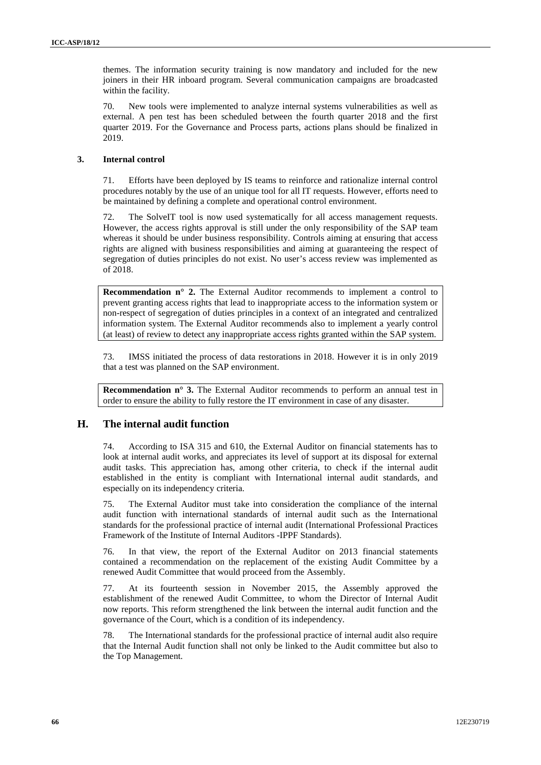themes. The information security training is now mandatory and included for the new joiners in their HR inboard program. Several communication campaigns are broadcasted within the facility.

70. New tools were implemented to analyze internal systems vulnerabilities as well as external. A pen test has been scheduled between the fourth quarter 2018 and the first quarter 2019. For the Governance and Process parts, actions plans should be finalized in 2019.

### 3. Internal control

71. Efforts have been deployed by IS teams to reinforce and rationalize internal control procedures notably by the use of an unique tool for all IT requests. However, efforts need to be maintained by defining a complete and operational control environment.

72. The SolveIT tool is now used systematically for all access management requests. However, the access rights approval is still under the only responsibility of the SAP team whereas it should be under business responsibility. Controls aiming at ensuring that access rights are aligned with business responsibilities and aiming at guaranteeing the respect of segregation of duties principles do not exist. No user's access review was implemented as of 2018.

> **Recommendation n° 2.** The External Auditor recommends to implement a control to prevent granting access rights that lead to inappropriate access to the information system or non-respect of segregation of duties principles in a context of an integrated and centralized information system. The External Auditor recommends also to implement a yearly control (at least) of review to detect any inappropriate access rights granted within the SAP system.

73. IMSS initiated the process of data restorations in 2018. However it is in only 2019 that a test was planned on the SAP environment.

> **Recommendation n° 3.** The External Auditor recommends to perform an annual test in order to ensure the ability to fully restore the IT environment in case of any disaster.

## H. The internal audit function

74. According to ISA 315 and 610, the External Auditor on financial statements has to look at internal audit works, and appreciates its level of support at its disposal for external audit tasks. This appreciation has, among other criteria, to check if the internal audit established in the entity is compliant with International internal audit standards, and especially on its independency criteria.

75. The External Auditor must take into consideration the compliance of the internal audit function with international standards of internal audit such as the International standards for the professional practice of internal audit (International Professional Practices Framework of the Institute of Internal Auditors -IPPF Standards).

76. In that view, the report of the External Auditor on 2013 financial statements contained a recommendation on the replacement of the existing Audit Committee by a renewed Audit Committee that would proceed from the Assembly.

77. At its fourteenth session in November 2015, the Assembly approved the establishment of the renewed Audit Committee, to whom the Director of Internal Audit now reports. This reform strengthened the link between the internal audit function and the governance of the Court, which is a condition of its independency.

78. The International standards for the professional practice of internal audit also require that the Internal Audit function shall not only be linked to the Audit committee but also to the Top Management.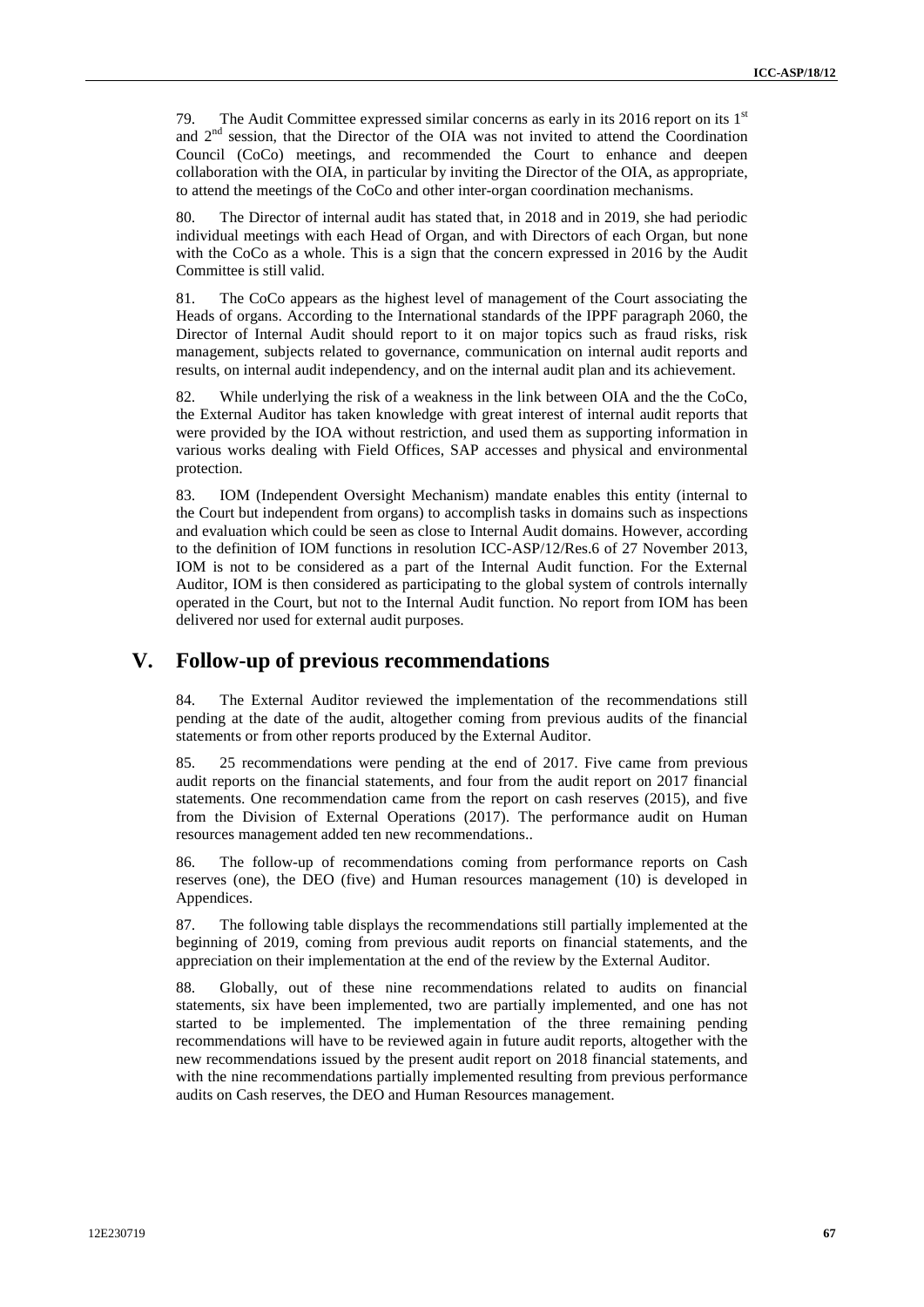79. The Audit Committee expressed similar concerns as early in its 2016 report on its 1st and 2nd session, that the Director of the OIA was not invited to attend the Coordination Council (CoCo) meetings, and recommended the Court to enhance and deepen collaboration with the OIA, in particular by inviting the Director of the OIA, as appropriate, to attend the meetings of the CoCo and other inter-organ coordination mechanisms.

80. The Director of internal audit has stated that, in 2018 and in 2019, she had periodic individual meetings with each Head of Organ, and with Directors of each Organ, but none with the CoCo as a whole. This is a sign that the concern expressed in 2016 by the Audit Committee is still valid.

81. The CoCo appears as the highest level of management of the Court associating the Heads of organs. According to the International standards of the IPPF paragraph 2060, the Director of Internal Audit should report to it on major topics such as fraud risks, risk management, subjects related to governance, communication on internal audit reports and results, on internal audit independency, and on the internal audit plan and its achievement.

82. While underlying the risk of a weakness in the link between OIA and the the CoCo, the External Auditor has taken knowledge with great interest of internal audit reports that were provided by the IOA without restriction, and used them as supporting information in various works dealing with Field Offices, SAP accesses and physical and environmental protection.

83. IOM (Independent Oversight Mechanism) mandate enables this entity (internal to the Court but independent from organs) to accomplish tasks in domains such as inspections and evaluation which could be seen as close to Internal Audit domains. However, according to the definition of IOM functions in resolution ICC-ASP/12/Res.6 of 27 November 2013, IOM is not to be considered as a part of the Internal Audit function. For the External Auditor, IOM is then considered as participating to the global system of controls internally operated in the Court, but not to the Internal Audit function. No report from IOM has been delivered nor used for external audit purposes.

# V. Follow-up of previous recommendations

84. The External Auditor reviewed the implementation of the recommendations still pending at the date of the audit, altogether coming from previous audits of the financial statements or from other reports produced by the External Auditor.

85. 25 recommendations were pending at the end of 2017. Five came from previous audit reports on the financial statements, and four from the audit report on 2017 financial statements. One recommendation came from the report on cash reserves (2015), and five from the Division of External Operations (2017). The performance audit on Human resources management added ten new recommendations..

86. The follow-up of recommendations coming from performance reports on Cash reserves (one), the DEO (five) and Human resources management (10) is developed in Appendices.

87. The following table displays the recommendations still partially implemented at the beginning of 2019, coming from previous audit reports on financial statements, and the appreciation on their implementation at the end of the review by the External Auditor.

88. Globally, out of these nine recommendations related to audits on financial statements, six have been implemented, two are partially implemented, and one has not started to be implemented. The implementation of the three remaining pending recommendations will have to be reviewed again in future audit reports, altogether with the new recommendations issued by the present audit report on 2018 financial statements, and with the nine recommendations partially implemented resulting from previous performance audits on Cash reserves, the DEO and Human Resources management.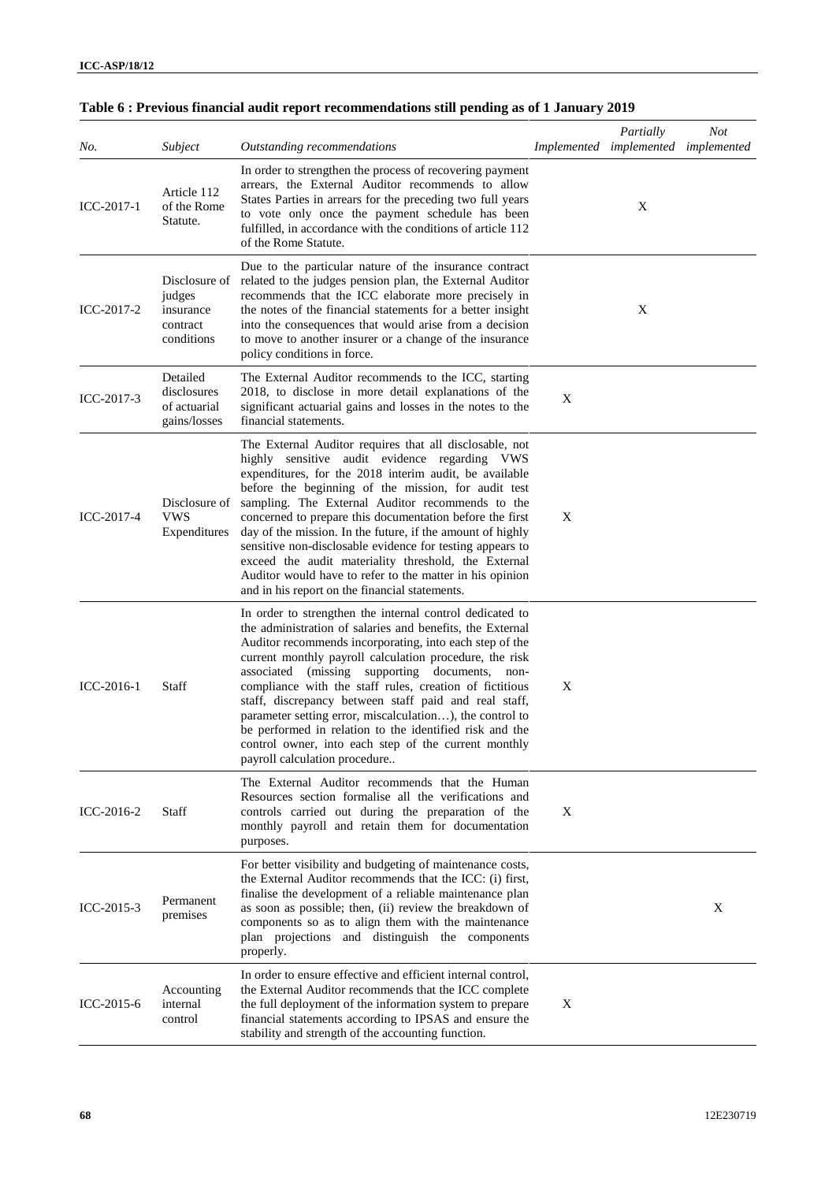**Table 6 : Previous financial audit report recommendations still pending as of 1 January 2019**

| *No.* | *Subject* | *Outstanding recommendations* | *Implemented* | *Partially implemented* | *Not implemented* |
|---|---|---|---|---|---|
| ICC-2017-1 | Article 112 of the Rome Statute. | In order to strengthen the process of recovering payment arrears, the External Auditor recommends to allow States Parties in arrears for the preceding two full years to vote only once the payment schedule has been fulfilled, in accordance with the conditions of article 112 of the Rome Statute. | | X | |
| ICC-2017-2 | Disclosure of judges insurance contract conditions | Due to the particular nature of the insurance contract related to the judges pension plan, the External Auditor recommends that the ICC elaborate more precisely in the notes of the financial statements for a better insight into the consequences that would arise from a decision to move to another insurer or a change of the insurance policy conditions in force. | | X | |
| ICC-2017-3 | Detailed disclosures of actuarial gains/losses | The External Auditor recommends to the ICC, starting 2018, to disclose in more detail explanations of the significant actuarial gains and losses in the notes to the financial statements. | X | | |
| ICC-2017-4 | Disclosure of VWS Expenditures | The External Auditor requires that all disclosable, not highly sensitive audit evidence regarding VWS expenditures, for the 2018 interim audit, be available before the beginning of the mission, for audit test sampling. The External Auditor recommends to the concerned to prepare this documentation before the first day of the mission. In the future, if the amount of highly sensitive non-disclosable evidence for testing appears to exceed the audit materiality threshold, the External Auditor would have to refer to the matter in his opinion and in his report on the financial statements. | X | | |
| ICC-2016-1 | Staff | In order to strengthen the internal control dedicated to the administration of salaries and benefits, the External Auditor recommends incorporating, into each step of the current monthly payroll calculation procedure, the risk associated (missing supporting documents, non-compliance with the staff rules, creation of fictitious staff, discrepancy between staff paid and real staff, parameter setting error, miscalculation…), the control to be performed in relation to the identified risk and the control owner, into each step of the current monthly payroll calculation procedure.. | X | | |
| ICC-2016-2 | Staff | The External Auditor recommends that the Human Resources section formalise all the verifications and controls carried out during the preparation of the monthly payroll and retain them for documentation purposes. | X | | |
| ICC-2015-3 | Permanent premises | For better visibility and budgeting of maintenance costs, the External Auditor recommends that the ICC: (i) first, finalise the development of a reliable maintenance plan as soon as possible; then, (ii) review the breakdown of components so as to align them with the maintenance plan projections and distinguish the components properly. | | | X |
| ICC-2015-6 | Accounting internal control | In order to ensure effective and efficient internal control, the External Auditor recommends that the ICC complete the full deployment of the information system to prepare financial statements according to IPSAS and ensure the stability and strength of the accounting function. | X | | |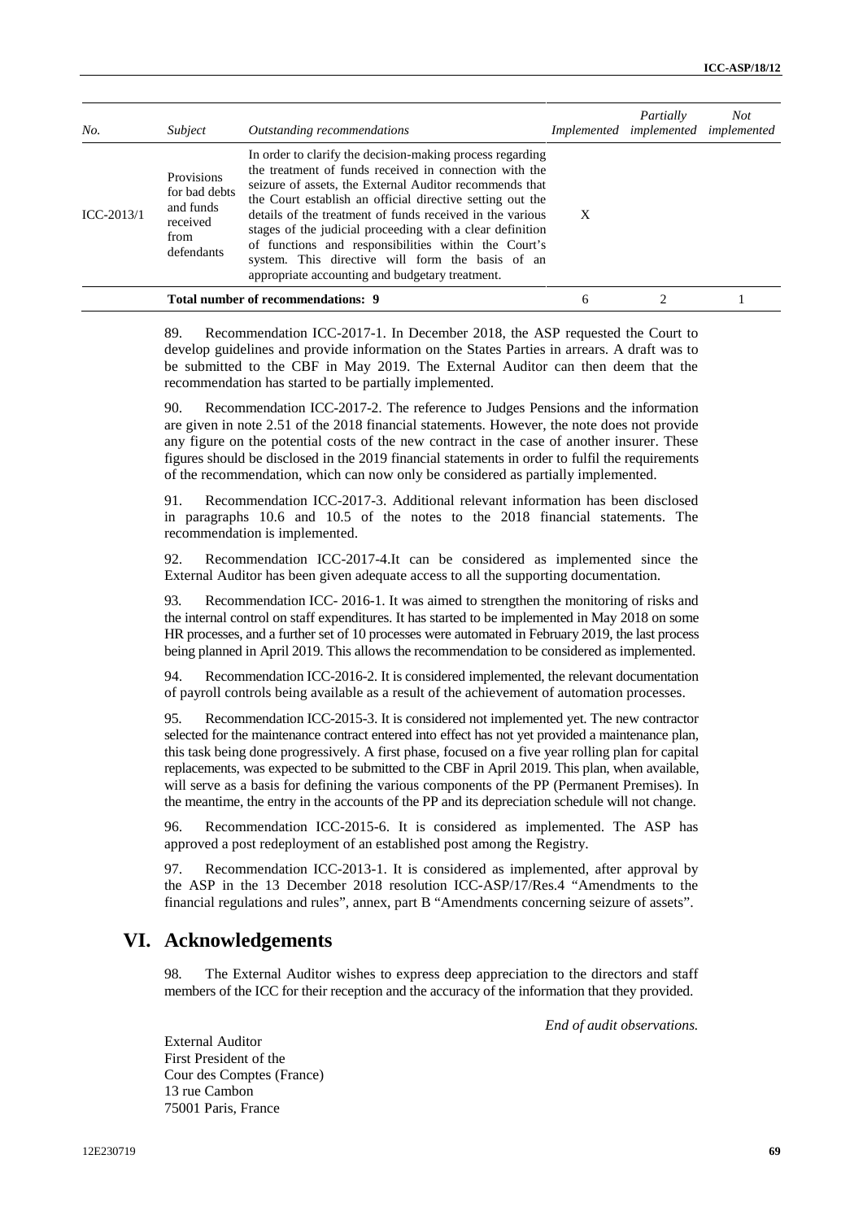| No. | Subject | Outstanding recommendations | Implemented | Partially implemented | Not implemented |
|---|---|---|---|---|---|
| ICC-2013/1 | Provisions for bad debts and funds received from defendants | In order to clarify the decision-making process regarding the treatment of funds received in connection with the seizure of assets, the External Auditor recommends that the Court establish an official directive setting out the details of the treatment of funds received in the various stages of the judicial proceeding with a clear definition of functions and responsibilities within the Court's system. This directive will form the basis of an appropriate accounting and budgetary treatment. | X | | |
| | | **Total number of recommendations: 9** | 6 | 2 | 1 |

89. Recommendation ICC-2017-1. In December 2018, the ASP requested the Court to develop guidelines and provide information on the States Parties in arrears. A draft was to be submitted to the CBF in May 2019. The External Auditor can then deem that the recommendation has started to be partially implemented.

90. Recommendation ICC-2017-2. The reference to Judges Pensions and the information are given in note 2.51 of the 2018 financial statements. However, the note does not provide any figure on the potential costs of the new contract in the case of another insurer. These figures should be disclosed in the 2019 financial statements in order to fulfil the requirements of the recommendation, which can now only be considered as partially implemented.

91. Recommendation ICC-2017-3. Additional relevant information has been disclosed in paragraphs 10.6 and 10.5 of the notes to the 2018 financial statements. The recommendation is implemented.

92. Recommendation ICC-2017-4.It can be considered as implemented since the External Auditor has been given adequate access to all the supporting documentation.

93. Recommendation ICC- 2016-1. It was aimed to strengthen the monitoring of risks and the internal control on staff expenditures. It has started to be implemented in May 2018 on some HR processes, and a further set of 10 processes were automated in February 2019, the last process being planned in April 2019. This allows the recommendation to be considered as implemented.

94. Recommendation ICC-2016-2. It is considered implemented, the relevant documentation of payroll controls being available as a result of the achievement of automation processes.

95. Recommendation ICC-2015-3. It is considered not implemented yet. The new contractor selected for the maintenance contract entered into effect has not yet provided a maintenance plan, this task being done progressively. A first phase, focused on a five year rolling plan for capital replacements, was expected to be submitted to the CBF in April 2019. This plan, when available, will serve as a basis for defining the various components of the PP (Permanent Premises). In the meantime, the entry in the accounts of the PP and its depreciation schedule will not change.

96. Recommendation ICC-2015-6. It is considered as implemented. The ASP has approved a post redeployment of an established post among the Registry.

97. Recommendation ICC-2013-1. It is considered as implemented, after approval by the ASP in the 13 December 2018 resolution ICC-ASP/17/Res.4 "Amendments to the financial regulations and rules", annex, part B "Amendments concerning seizure of assets".

# VI. Acknowledgements

98. The External Auditor wishes to express deep appreciation to the directors and staff members of the ICC for their reception and the accuracy of the information that they provided.

*End of audit observations.*

External Auditor
First President of the
Cour des Comptes (France)
13 rue Cambon
75001 Paris, France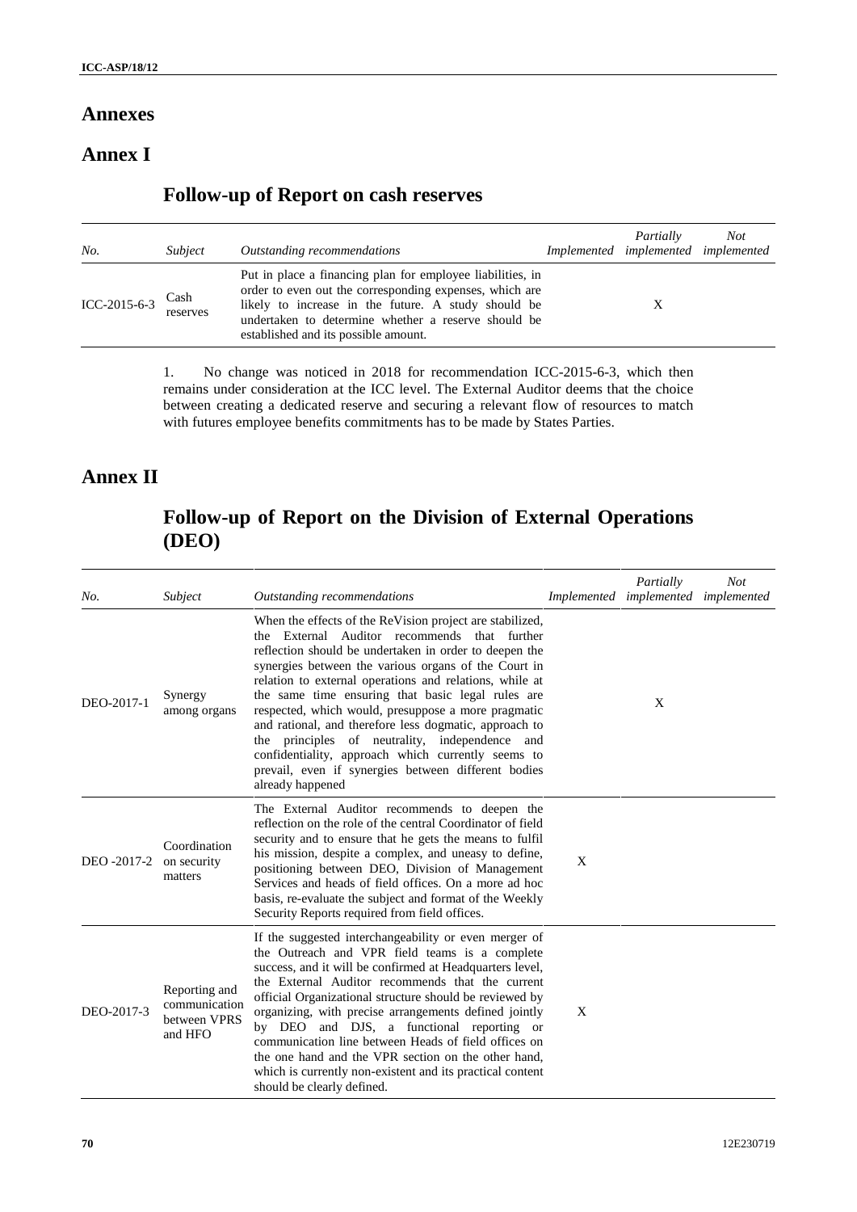# Annexes

## Annex I

### Follow-up of Report on cash reserves

| *No.* | *Subject* | *Outstanding recommendations* | *Implemented* | *Partially implemented* | *Not implemented* |
|---|---|---|---|---|---|
| ICC-2015-6-3 | Cash reserves | Put in place a financing plan for employee liabilities, in order to even out the corresponding expenses, which are likely to increase in the future. A study should be undertaken to determine whether a reserve should be established and its possible amount. | | X | |

1. No change was noticed in 2018 for recommendation ICC-2015-6-3, which then remains under consideration at the ICC level. The External Auditor deems that the choice between creating a dedicated reserve and securing a relevant flow of resources to match with futures employee benefits commitments has to be made by States Parties.

## Annex II

### Follow-up of Report on the Division of External Operations (DEO)

| *No.* | *Subject* | *Outstanding recommendations* | *Implemented* | *Partially implemented* | *Not implemented* |
|---|---|---|---|---|---|
| DEO-2017-1 | Synergy among organs | When the effects of the ReVision project are stabilized, the External Auditor recommends that further reflection should be undertaken in order to deepen the synergies between the various organs of the Court in relation to external operations and relations, while at the same time ensuring that basic legal rules are respected, which would, presuppose a more pragmatic and rational, and therefore less dogmatic, approach to the principles of neutrality, independence and confidentiality, approach which currently seems to prevail, even if synergies between different bodies already happened | | X | |
| DEO -2017-2 | Coordination on security matters | The External Auditor recommends to deepen the reflection on the role of the central Coordinator of field security and to ensure that he gets the means to fulfil his mission, despite a complex, and uneasy to define, positioning between DEO, Division of Management Services and heads of field offices. On a more ad hoc basis, re-evaluate the subject and format of the Weekly Security Reports required from field offices. | X | | |
| DEO-2017-3 | Reporting and communication between VPRS and HFO | If the suggested interchangeability or even merger of the Outreach and VPR field teams is a complete success, and it will be confirmed at Headquarters level, the External Auditor recommends that the current official Organizational structure should be reviewed by organizing, with precise arrangements defined jointly by DEO and DJS, a functional reporting or communication line between Heads of field offices on the one hand and the VPR section on the other hand, which is currently non-existent and its practical content should be clearly defined. | X | | |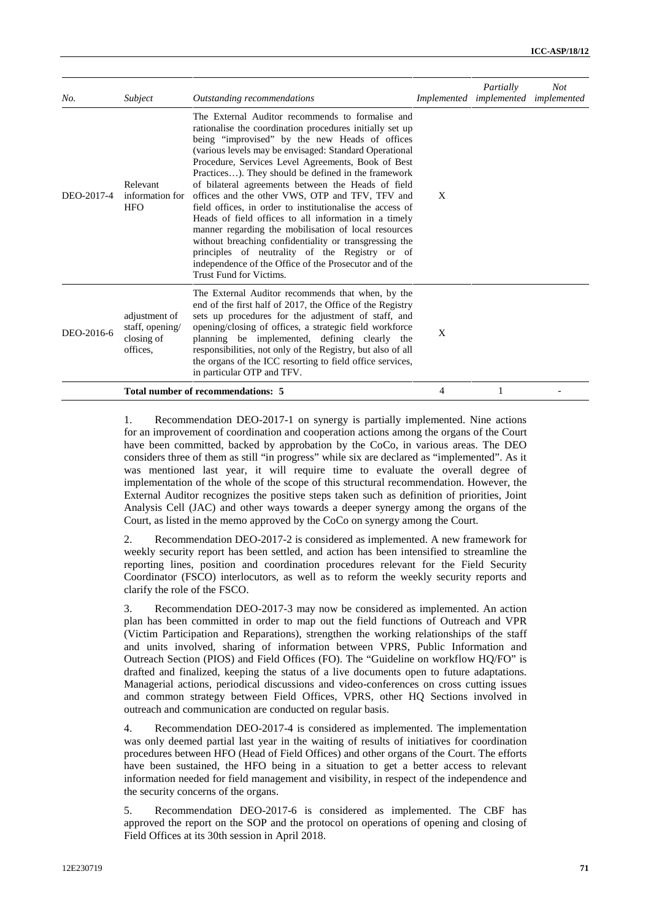| No. | Subject | Outstanding recommendations | Implemented | Partially implemented | Not implemented |
|---|---|---|---|---|---|
| DEO-2017-4 | Relevant information for HFO | The External Auditor recommends to formalise and rationalise the coordination procedures initially set up being "improvised" by the new Heads of offices (various levels may be envisaged: Standard Operational Procedure, Services Level Agreements, Book of Best Practices…). They should be defined in the framework of bilateral agreements between the Heads of field offices and the other VWS, OTP and TFV, TFV and field offices, in order to institutionalise the access of Heads of field offices to all information in a timely manner regarding the mobilisation of local resources without breaching confidentiality or transgressing the principles of neutrality of the Registry or of independence of the Office of the Prosecutor and of the Trust Fund for Victims. | X | | |
| DEO-2016-6 | adjustment of staff, opening/ closing of offices, | The External Auditor recommends that when, by the end of the first half of 2017, the Office of the Registry sets up procedures for the adjustment of staff, and opening/closing of offices, a strategic field workforce planning be implemented, defining clearly the responsibilities, not only of the Registry, but also of all the organs of the ICC resorting to field office services, in particular OTP and TFV. | X | | |
| | | **Total number of recommendations: 5** | 4 | 1 | - |

1. Recommendation DEO-2017-1 on synergy is partially implemented. Nine actions for an improvement of coordination and cooperation actions among the organs of the Court have been committed, backed by approbation by the CoCo, in various areas. The DEO considers three of them as still "in progress" while six are declared as "implemented". As it was mentioned last year, it will require time to evaluate the overall degree of implementation of the whole of the scope of this structural recommendation. However, the External Auditor recognizes the positive steps taken such as definition of priorities, Joint Analysis Cell (JAC) and other ways towards a deeper synergy among the organs of the Court, as listed in the memo approved by the CoCo on synergy among the Court.

2. Recommendation DEO-2017-2 is considered as implemented. A new framework for weekly security report has been settled, and action has been intensified to streamline the reporting lines, position and coordination procedures relevant for the Field Security Coordinator (FSCO) interlocutors, as well as to reform the weekly security reports and clarify the role of the FSCO.

3. Recommendation DEO-2017-3 may now be considered as implemented. An action plan has been committed in order to map out the field functions of Outreach and VPR (Victim Participation and Reparations), strengthen the working relationships of the staff and units involved, sharing of information between VPRS, Public Information and Outreach Section (PIOS) and Field Offices (FO). The "Guideline on workflow HQ/FO" is drafted and finalized, keeping the status of a live documents open to future adaptations. Managerial actions, periodical discussions and video-conferences on cross cutting issues and common strategy between Field Offices, VPRS, other HQ Sections involved in outreach and communication are conducted on regular basis.

4. Recommendation DEO-2017-4 is considered as implemented. The implementation was only deemed partial last year in the waiting of results of initiatives for coordination procedures between HFO (Head of Field Offices) and other organs of the Court. The efforts have been sustained, the HFO being in a situation to get a better access to relevant information needed for field management and visibility, in respect of the independence and the security concerns of the organs.

5. Recommendation DEO-2017-6 is considered as implemented. The CBF has approved the report on the SOP and the protocol on operations of opening and closing of Field Offices at its 30th session in April 2018.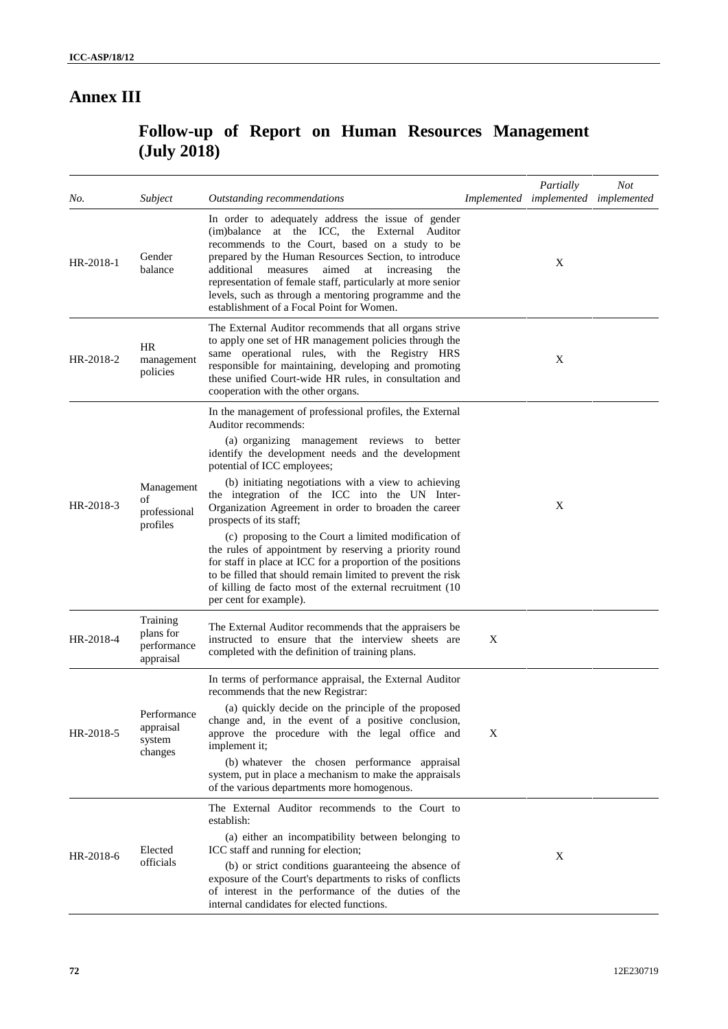# Annex III

## Follow-up of Report on Human Resources Management (July 2018)

| *No.* | *Subject* | *Outstanding recommendations* | *Implemented* | *Partially implemented* | *Not implemented* |
|---|---|---|---|---|---|
| HR-2018-1 | Gender balance | In order to adequately address the issue of gender (im)balance at the ICC, the External Auditor recommends to the Court, based on a study to be prepared by the Human Resources Section, to introduce additional measures aimed at increasing the representation of female staff, particularly at more senior levels, such as through a mentoring programme and the establishment of a Focal Point for Women. | | X | |
| HR-2018-2 | HR management policies | The External Auditor recommends that all organs strive to apply one set of HR management policies through the same operational rules, with the Registry HRS responsible for maintaining, developing and promoting these unified Court-wide HR rules, in consultation and cooperation with the other organs. | | X | |
| HR-2018-3 | Management of professional profiles | In the management of professional profiles, the External Auditor recommends:<br>(a) organizing management reviews to better identify the development needs and the development potential of ICC employees;<br>(b) initiating negotiations with a view to achieving the integration of the ICC into the UN Inter-Organization Agreement in order to broaden the career prospects of its staff;<br>(c) proposing to the Court a limited modification of the rules of appointment by reserving a priority round for staff in place at ICC for a proportion of the positions to be filled that should remain limited to prevent the risk of killing de facto most of the external recruitment (10 per cent for example). | | X | |
| HR-2018-4 | Training plans for performance appraisal | The External Auditor recommends that the appraisers be instructed to ensure that the interview sheets are completed with the definition of training plans. | X | | |
| HR-2018-5 | Performance appraisal system changes | In terms of performance appraisal, the External Auditor recommends that the new Registrar:<br>(a) quickly decide on the principle of the proposed change and, in the event of a positive conclusion, approve the procedure with the legal office and implement it;<br>(b) whatever the chosen performance appraisal system, put in place a mechanism to make the appraisals of the various departments more homogenous. | X | | |
| HR-2018-6 | Elected officials | The External Auditor recommends to the Court to establish:<br>(a) either an incompatibility between belonging to ICC staff and running for election;<br>(b) or strict conditions guaranteeing the absence of exposure of the Court's departments to risks of conflicts of interest in the performance of the duties of the internal candidates for elected functions. | | X | |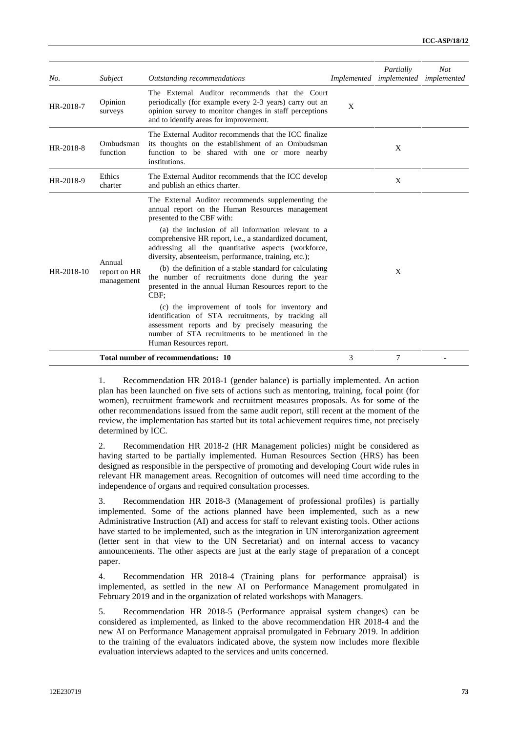| *No.* | *Subject* | *Outstanding recommendations* | *Implemented* | *Partially implemented* | *Not implemented* |
|---|---|---|---|---|---|
| HR-2018-7 | Opinion surveys | The External Auditor recommends that the Court periodically (for example every 2-3 years) carry out an opinion survey to monitor changes in staff perceptions and to identify areas for improvement. | X | | |
| HR-2018-8 | Ombudsman function | The External Auditor recommends that the ICC finalize its thoughts on the establishment of an Ombudsman function to be shared with one or more nearby institutions. | | X | |
| HR-2018-9 | Ethics charter | The External Auditor recommends that the ICC develop and publish an ethics charter. | | X | |
| HR-2018-10 | Annual report on HR management | The External Auditor recommends supplementing the annual report on the Human Resources management presented to the CBF with: (a) the inclusion of all information relevant to a comprehensive HR report, i.e., a standardized document, addressing all the quantitative aspects (workforce, diversity, absenteeism, performance, training, etc.); (b) the definition of a stable standard for calculating the number of recruitments done during the year presented in the annual Human Resources report to the CBF; (c) the improvement of tools for inventory and identification of STA recruitments, by tracking all assessment reports and by precisely measuring the number of STA recruitments to be mentioned in the Human Resources report. | | X | |
| | | **Total number of recommendations: 10** | 3 | 7 | - |

1. Recommendation HR 2018-1 (gender balance) is partially implemented. An action plan has been launched on five sets of actions such as mentoring, training, focal point (for women), recruitment framework and recruitment measures proposals. As for some of the other recommendations issued from the same audit report, still recent at the moment of the review, the implementation has started but its total achievement requires time, not precisely determined by ICC.

2. Recommendation HR 2018-2 (HR Management policies) might be considered as having started to be partially implemented. Human Resources Section (HRS) has been designed as responsible in the perspective of promoting and developing Court wide rules in relevant HR management areas. Recognition of outcomes will need time according to the independence of organs and required consultation processes.

3. Recommendation HR 2018-3 (Management of professional profiles) is partially implemented. Some of the actions planned have been implemented, such as a new Administrative Instruction (AI) and access for staff to relevant existing tools. Other actions have started to be implemented, such as the integration in UN interorganization agreement (letter sent in that view to the UN Secretariat) and on internal access to vacancy announcements. The other aspects are just at the early stage of preparation of a concept paper.

4. Recommendation HR 2018-4 (Training plans for performance appraisal) is implemented, as settled in the new AI on Performance Management promulgated in February 2019 and in the organization of related workshops with Managers.

5. Recommendation HR 2018-5 (Performance appraisal system changes) can be considered as implemented, as linked to the above recommendation HR 2018-4 and the new AI on Performance Management appraisal promulgated in February 2019. In addition to the training of the evaluators indicated above, the system now includes more flexible evaluation interviews adapted to the services and units concerned.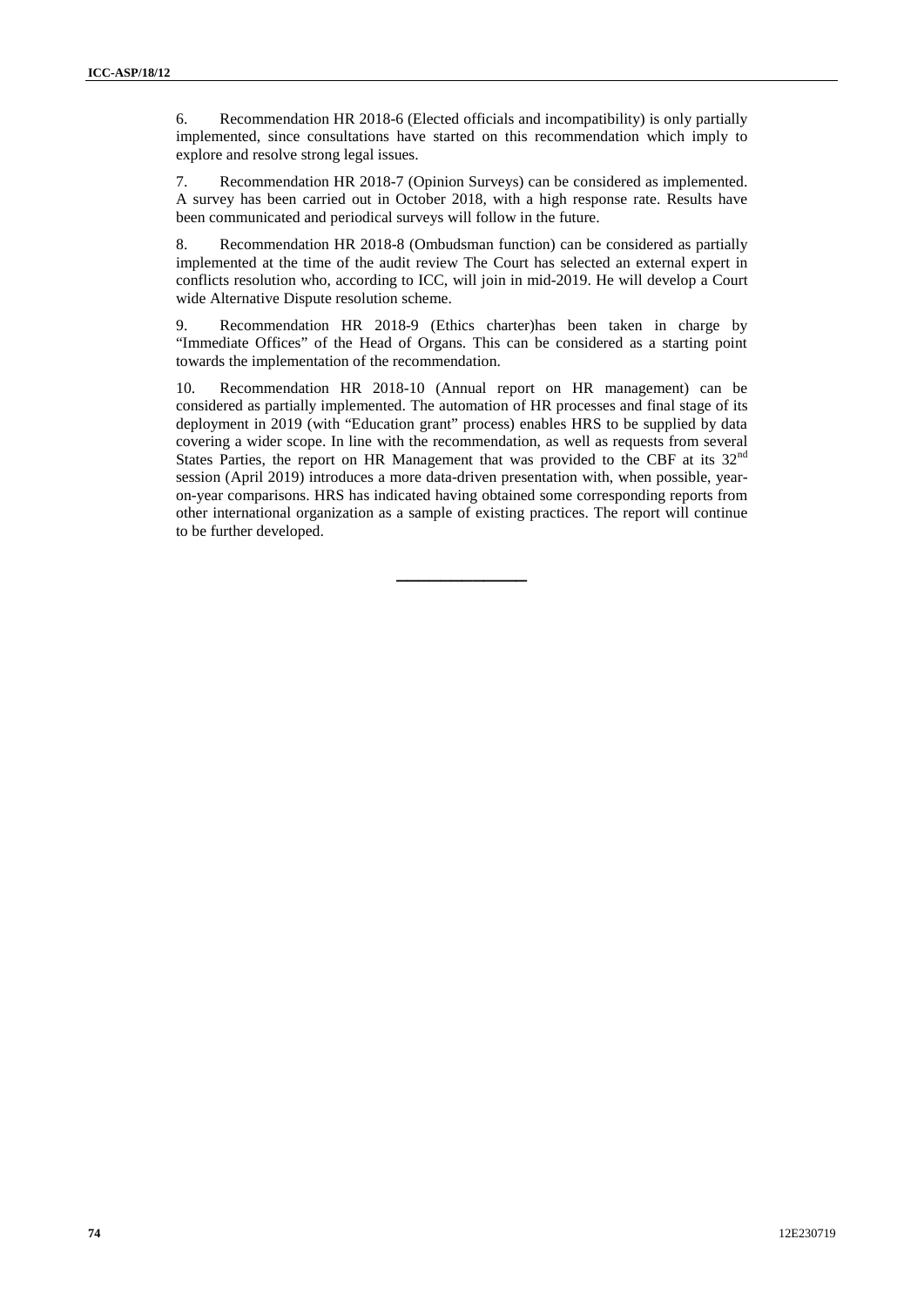6. Recommendation HR 2018-6 (Elected officials and incompatibility) is only partially implemented, since consultations have started on this recommendation which imply to explore and resolve strong legal issues.

7. Recommendation HR 2018-7 (Opinion Surveys) can be considered as implemented. A survey has been carried out in October 2018, with a high response rate. Results have been communicated and periodical surveys will follow in the future.

8. Recommendation HR 2018-8 (Ombudsman function) can be considered as partially implemented at the time of the audit review The Court has selected an external expert in conflicts resolution who, according to ICC, will join in mid-2019. He will develop a Court wide Alternative Dispute resolution scheme.

9. Recommendation HR 2018-9 (Ethics charter)has been taken in charge by "Immediate Offices" of the Head of Organs. This can be considered as a starting point towards the implementation of the recommendation.

10. Recommendation HR 2018-10 (Annual report on HR management) can be considered as partially implemented. The automation of HR processes and final stage of its deployment in 2019 (with "Education grant" process) enables HRS to be supplied by data covering a wider scope. In line with the recommendation, as well as requests from several States Parties, the report on HR Management that was provided to the CBF at its 32nd session (April 2019) introduces a more data-driven presentation with, when possible, year-on-year comparisons. HRS has indicated having obtained some corresponding reports from other international organization as a sample of existing practices. The report will continue to be further developed.

____________